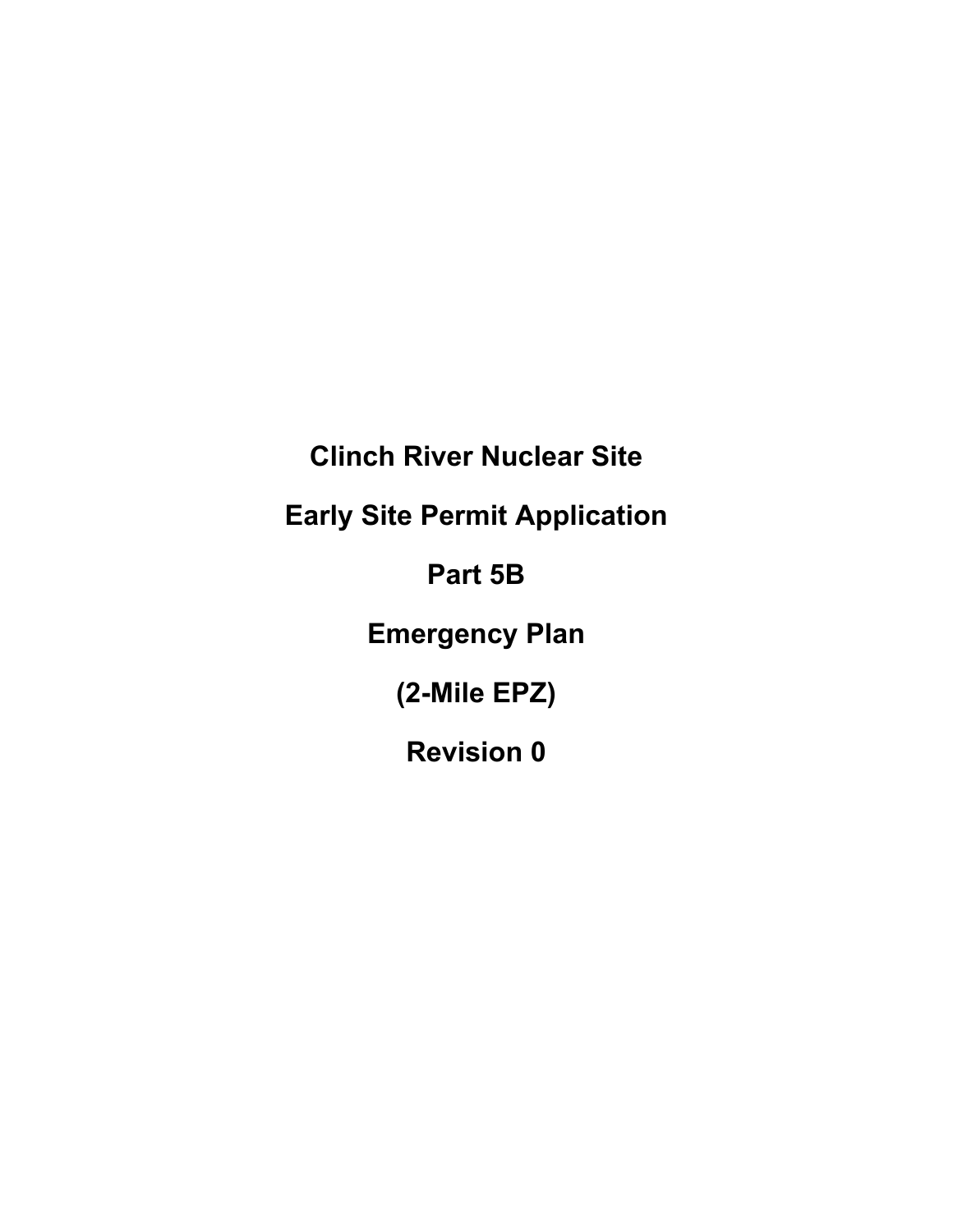# Clinch River Nuclear Site

# Early Site Permit Application

# Part 5B

# Emergency Plan

# (2-Mile EPZ)

# Revision 0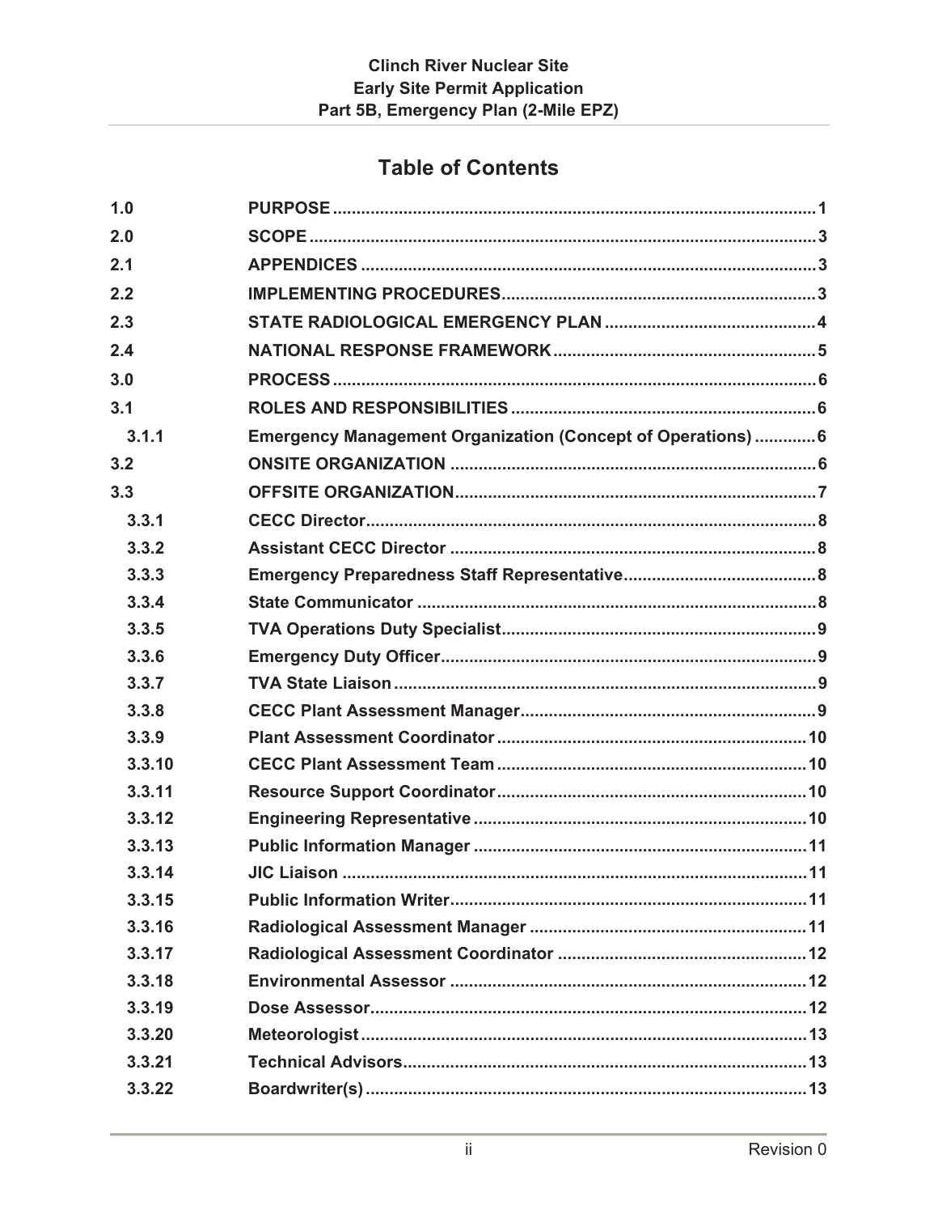## Table of Contents

| | | |
|---|---|---|
| 1.0 | PURPOSE | 1 |
| 2.0 | SCOPE | 3 |
| 2.1 | APPENDICES | 3 |
| 2.2 | IMPLEMENTING PROCEDURES | 3 |
| 2.3 | STATE RADIOLOGICAL EMERGENCY PLAN | 4 |
| 2.4 | NATIONAL RESPONSE FRAMEWORK | 5 |
| 3.0 | PROCESS | 6 |
| 3.1 | ROLES AND RESPONSIBILITIES | 6 |
| 3.1.1 | Emergency Management Organization (Concept of Operations) | 6 |
| 3.2 | ONSITE ORGANIZATION | 6 |
| 3.3 | OFFSITE ORGANIZATION | 7 |
| 3.3.1 | CECC Director | 8 |
| 3.3.2 | Assistant CECC Director | 8 |
| 3.3.3 | Emergency Preparedness Staff Representative | 8 |
| 3.3.4 | State Communicator | 8 |
| 3.3.5 | TVA Operations Duty Specialist | 9 |
| 3.3.6 | Emergency Duty Officer | 9 |
| 3.3.7 | TVA State Liaison | 9 |
| 3.3.8 | CECC Plant Assessment Manager | 9 |
| 3.3.9 | Plant Assessment Coordinator | 10 |
| 3.3.10 | CECC Plant Assessment Team | 10 |
| 3.3.11 | Resource Support Coordinator | 10 |
| 3.3.12 | Engineering Representative | 10 |
| 3.3.13 | Public Information Manager | 11 |
| 3.3.14 | JIC Liaison | 11 |
| 3.3.15 | Public Information Writer | 11 |
| 3.3.16 | Radiological Assessment Manager | 11 |
| 3.3.17 | Radiological Assessment Coordinator | 12 |
| 3.3.18 | Environmental Assessor | 12 |
| 3.3.19 | Dose Assessor | 12 |
| 3.3.20 | Meteorologist | 13 |
| 3.3.21 | Technical Advisors | 13 |
| 3.3.22 | Boardwriter(s) | 13 |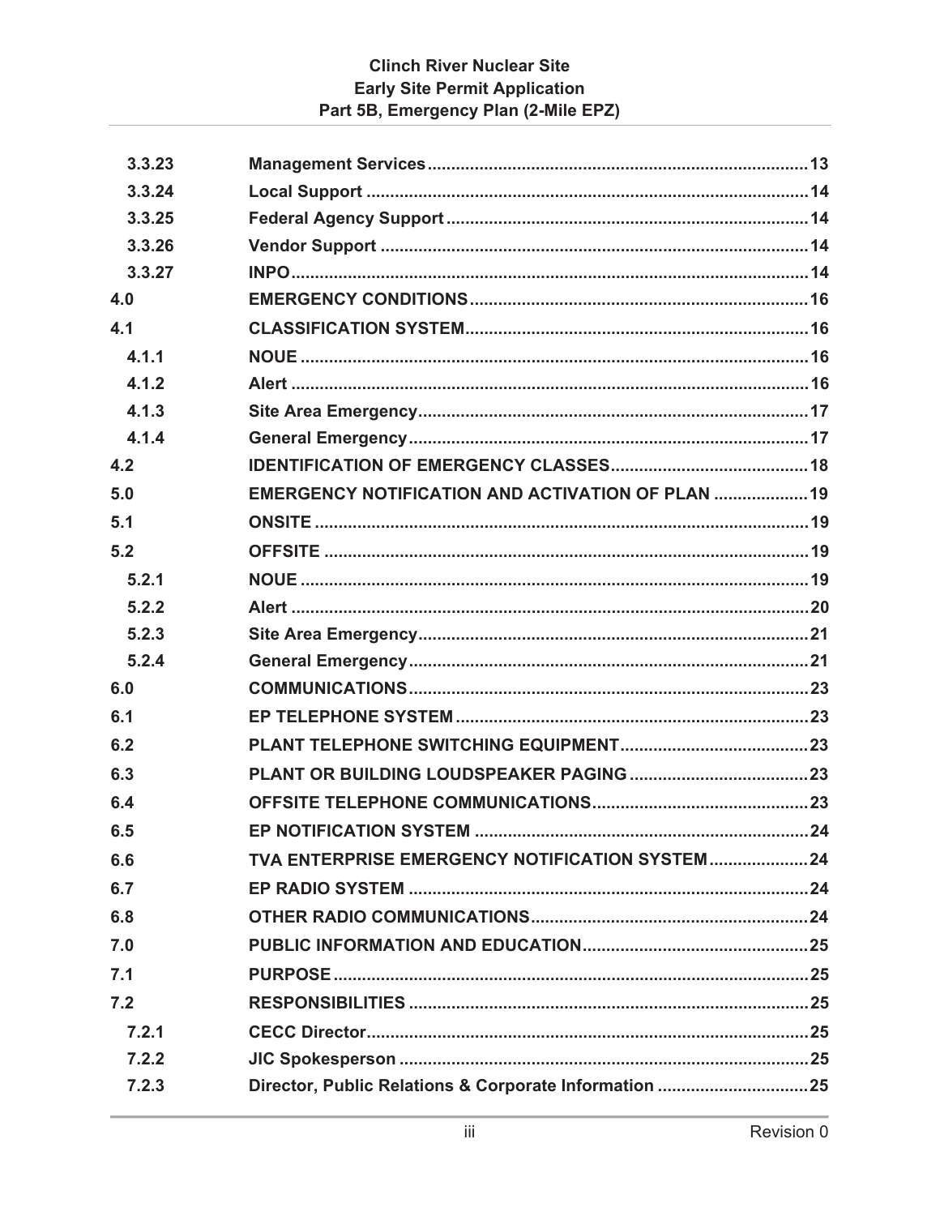| | | |
|---|---|---|
| 3.3.23 | Management Services | 13 |
| 3.3.24 | Local Support | 14 |
| 3.3.25 | Federal Agency Support | 14 |
| 3.3.26 | Vendor Support | 14 |
| 3.3.27 | INPO | 14 |
| 4.0 | EMERGENCY CONDITIONS | 16 |
| 4.1 | CLASSIFICATION SYSTEM | 16 |
| 4.1.1 | NOUE | 16 |
| 4.1.2 | Alert | 16 |
| 4.1.3 | Site Area Emergency | 17 |
| 4.1.4 | General Emergency | 17 |
| 4.2 | IDENTIFICATION OF EMERGENCY CLASSES | 18 |
| 5.0 | EMERGENCY NOTIFICATION AND ACTIVATION OF PLAN | 19 |
| 5.1 | ONSITE | 19 |
| 5.2 | OFFSITE | 19 |
| 5.2.1 | NOUE | 19 |
| 5.2.2 | Alert | 20 |
| 5.2.3 | Site Area Emergency | 21 |
| 5.2.4 | General Emergency | 21 |
| 6.0 | COMMUNICATIONS | 23 |
| 6.1 | EP TELEPHONE SYSTEM | 23 |
| 6.2 | PLANT TELEPHONE SWITCHING EQUIPMENT | 23 |
| 6.3 | PLANT OR BUILDING LOUDSPEAKER PAGING | 23 |
| 6.4 | OFFSITE TELEPHONE COMMUNICATIONS | 23 |
| 6.5 | EP NOTIFICATION SYSTEM | 24 |
| 6.6 | TVA ENTERPRISE EMERGENCY NOTIFICATION SYSTEM | 24 |
| 6.7 | EP RADIO SYSTEM | 24 |
| 6.8 | OTHER RADIO COMMUNICATIONS | 24 |
| 7.0 | PUBLIC INFORMATION AND EDUCATION | 25 |
| 7.1 | PURPOSE | 25 |
| 7.2 | RESPONSIBILITIES | 25 |
| 7.2.1 | CECC Director | 25 |
| 7.2.2 | JIC Spokesperson | 25 |
| 7.2.3 | Director, Public Relations & Corporate Information | 25 |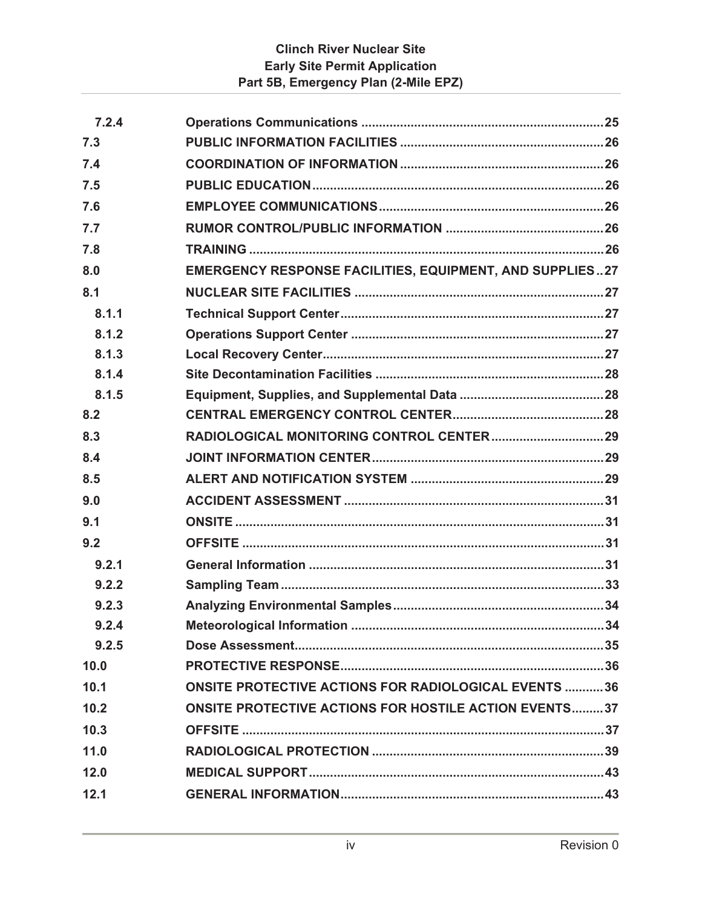| | | |
|---|---|---|
| 7.2.4 | Operations Communications | 25 |
| 7.3 | PUBLIC INFORMATION FACILITIES | 26 |
| 7.4 | COORDINATION OF INFORMATION | 26 |
| 7.5 | PUBLIC EDUCATION | 26 |
| 7.6 | EMPLOYEE COMMUNICATIONS | 26 |
| 7.7 | RUMOR CONTROL/PUBLIC INFORMATION | 26 |
| 7.8 | TRAINING | 26 |
| 8.0 | EMERGENCY RESPONSE FACILITIES, EQUIPMENT, AND SUPPLIES | 27 |
| 8.1 | NUCLEAR SITE FACILITIES | 27 |
| 8.1.1 | Technical Support Center | 27 |
| 8.1.2 | Operations Support Center | 27 |
| 8.1.3 | Local Recovery Center | 27 |
| 8.1.4 | Site Decontamination Facilities | 28 |
| 8.1.5 | Equipment, Supplies, and Supplemental Data | 28 |
| 8.2 | CENTRAL EMERGENCY CONTROL CENTER | 28 |
| 8.3 | RADIOLOGICAL MONITORING CONTROL CENTER | 29 |
| 8.4 | JOINT INFORMATION CENTER | 29 |
| 8.5 | ALERT AND NOTIFICATION SYSTEM | 29 |
| 9.0 | ACCIDENT ASSESSMENT | 31 |
| 9.1 | ONSITE | 31 |
| 9.2 | OFFSITE | 31 |
| 9.2.1 | General Information | 31 |
| 9.2.2 | Sampling Team | 33 |
| 9.2.3 | Analyzing Environmental Samples | 34 |
| 9.2.4 | Meteorological Information | 34 |
| 9.2.5 | Dose Assessment | 35 |
| 10.0 | PROTECTIVE RESPONSE | 36 |
| 10.1 | ONSITE PROTECTIVE ACTIONS FOR RADIOLOGICAL EVENTS | 36 |
| 10.2 | ONSITE PROTECTIVE ACTIONS FOR HOSTILE ACTION EVENTS | 37 |
| 10.3 | OFFSITE | 37 |
| 11.0 | RADIOLOGICAL PROTECTION | 39 |
| 12.0 | MEDICAL SUPPORT | 43 |
| 12.1 | GENERAL INFORMATION | 43 |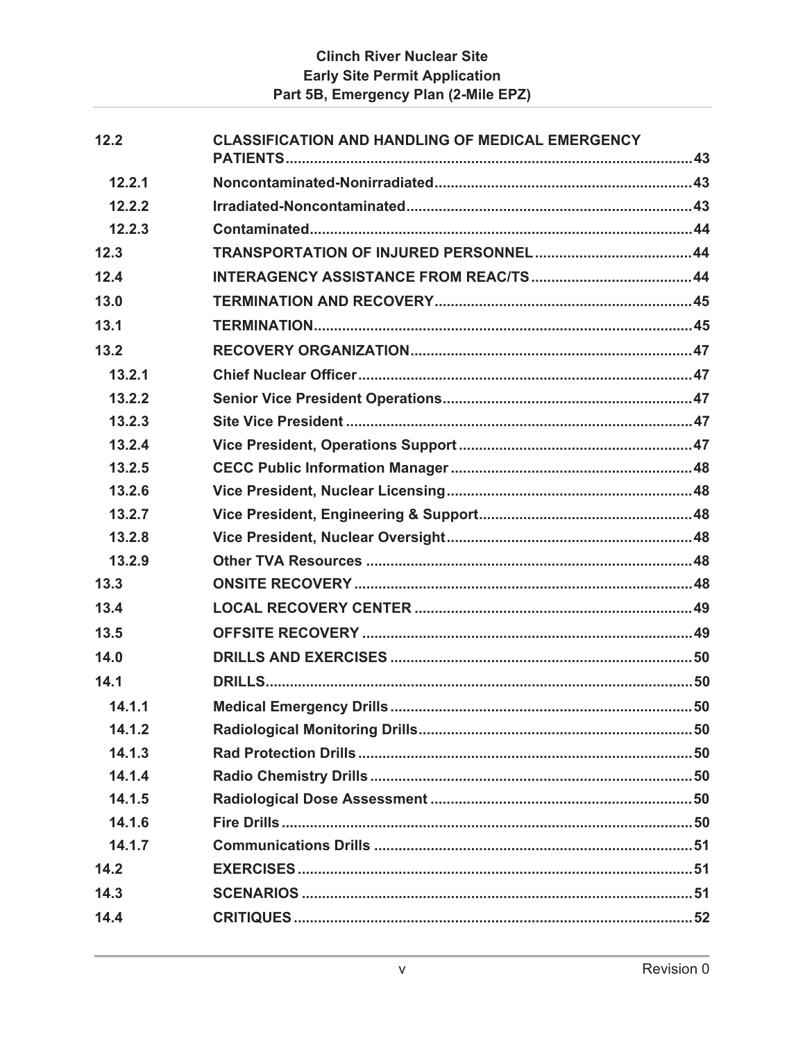| | | |
|---|---|---|
| 12.2 | CLASSIFICATION AND HANDLING OF MEDICAL EMERGENCY PATIENTS | 43 |
| 12.2.1 | Noncontaminated-Nonirradiated | 43 |
| 12.2.2 | Irradiated-Noncontaminated | 43 |
| 12.2.3 | Contaminated | 44 |
| 12.3 | TRANSPORTATION OF INJURED PERSONNEL | 44 |
| 12.4 | INTERAGENCY ASSISTANCE FROM REAC/TS | 44 |
| 13.0 | TERMINATION AND RECOVERY | 45 |
| 13.1 | TERMINATION | 45 |
| 13.2 | RECOVERY ORGANIZATION | 47 |
| 13.2.1 | Chief Nuclear Officer | 47 |
| 13.2.2 | Senior Vice President Operations | 47 |
| 13.2.3 | Site Vice President | 47 |
| 13.2.4 | Vice President, Operations Support | 47 |
| 13.2.5 | CECC Public Information Manager | 48 |
| 13.2.6 | Vice President, Nuclear Licensing | 48 |
| 13.2.7 | Vice President, Engineering & Support | 48 |
| 13.2.8 | Vice President, Nuclear Oversight | 48 |
| 13.2.9 | Other TVA Resources | 48 |
| 13.3 | ONSITE RECOVERY | 48 |
| 13.4 | LOCAL RECOVERY CENTER | 49 |
| 13.5 | OFFSITE RECOVERY | 49 |
| 14.0 | DRILLS AND EXERCISES | 50 |
| 14.1 | DRILLS | 50 |
| 14.1.1 | Medical Emergency Drills | 50 |
| 14.1.2 | Radiological Monitoring Drills | 50 |
| 14.1.3 | Rad Protection Drills | 50 |
| 14.1.4 | Radio Chemistry Drills | 50 |
| 14.1.5 | Radiological Dose Assessment | 50 |
| 14.1.6 | Fire Drills | 50 |
| 14.1.7 | Communications Drills | 51 |
| 14.2 | EXERCISES | 51 |
| 14.3 | SCENARIOS | 51 |
| 14.4 | CRITIQUES | 52 |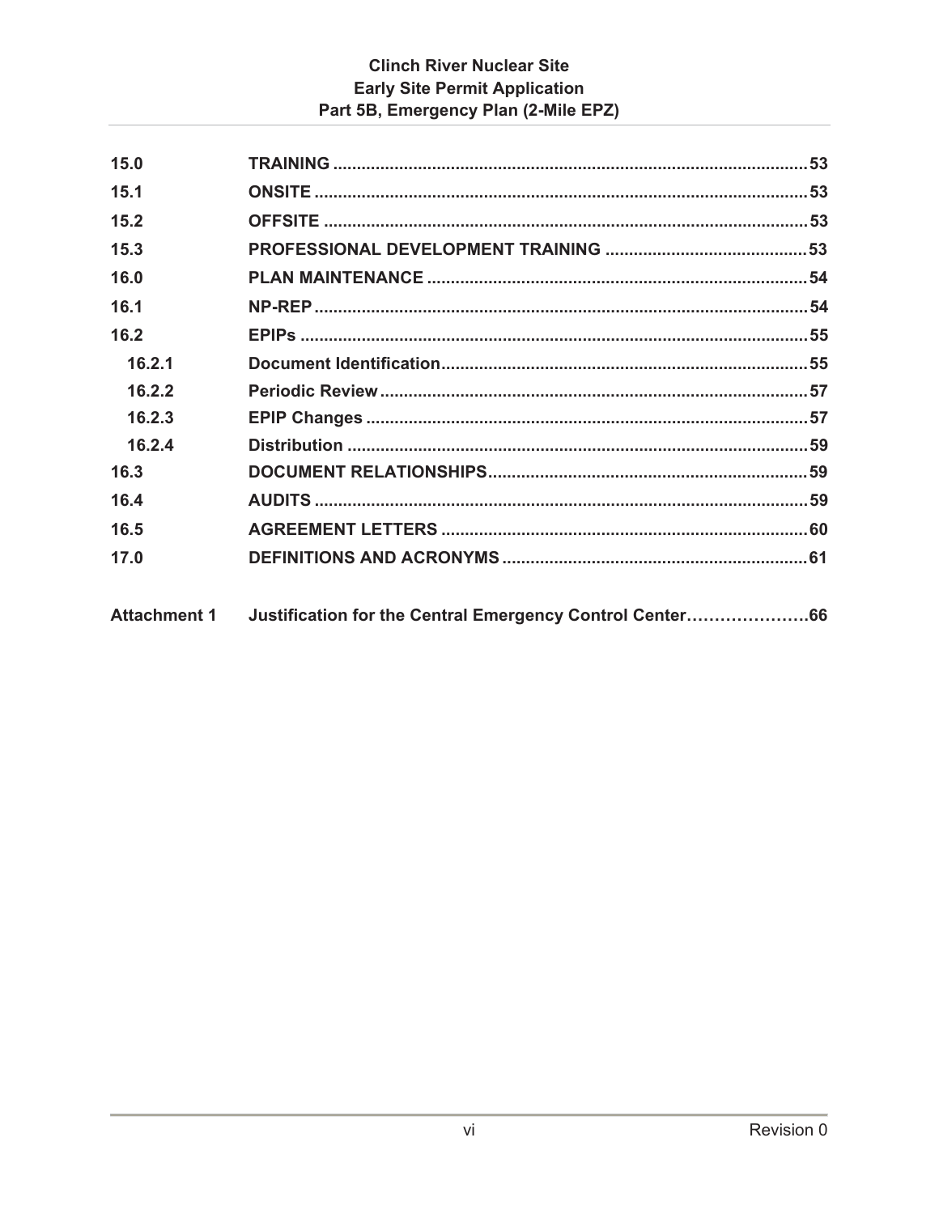| | | |
|---|---|---|
| 15.0 | TRAINING | 53 |
| 15.1 | ONSITE | 53 |
| 15.2 | OFFSITE | 53 |
| 15.3 | PROFESSIONAL DEVELOPMENT TRAINING | 53 |
| 16.0 | PLAN MAINTENANCE | 54 |
| 16.1 | NP-REP | 54 |
| 16.2 | EPIPs | 55 |
| 16.2.1 | Document Identification | 55 |
| 16.2.2 | Periodic Review | 57 |
| 16.2.3 | EPIP Changes | 57 |
| 16.2.4 | Distribution | 59 |
| 16.3 | DOCUMENT RELATIONSHIPS | 59 |
| 16.4 | AUDITS | 59 |
| 16.5 | AGREEMENT LETTERS | 60 |
| 17.0 | DEFINITIONS AND ACRONYMS | 61 |
| Attachment 1 | Justification for the Central Emergency Control Center | 66 |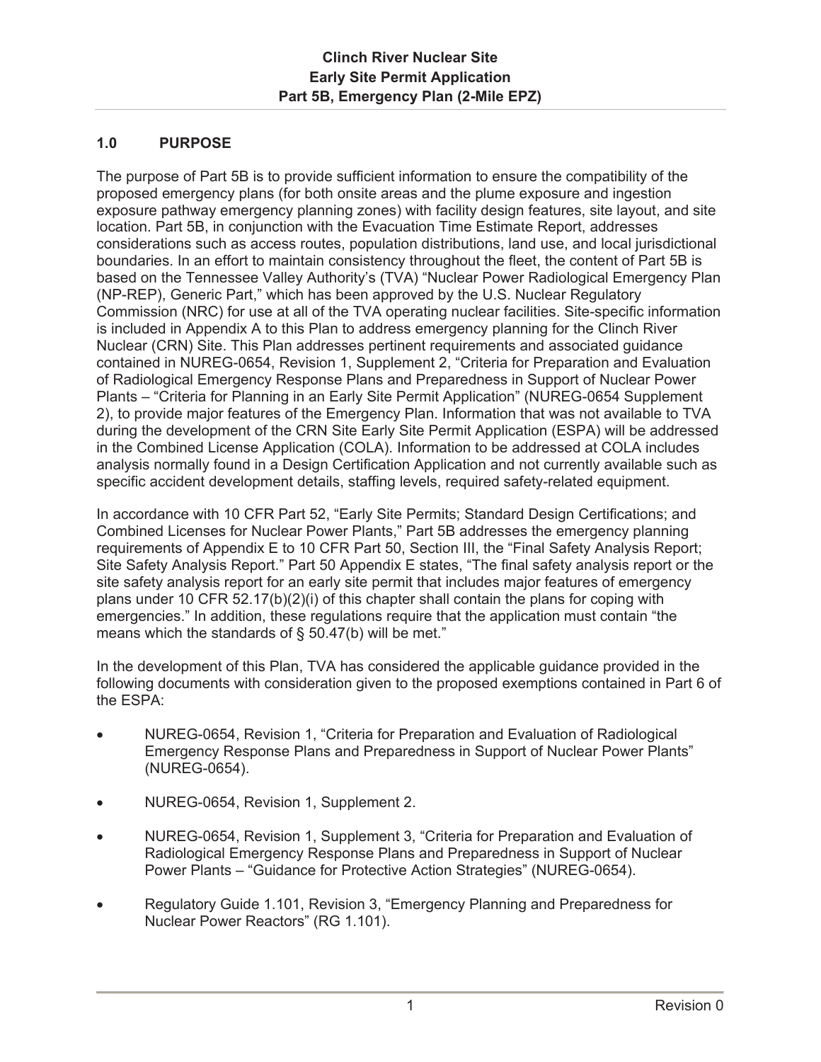## 1.0 PURPOSE

The purpose of Part 5B is to provide sufficient information to ensure the compatibility of the proposed emergency plans (for both onsite areas and the plume exposure and ingestion exposure pathway emergency planning zones) with facility design features, site layout, and site location. Part 5B, in conjunction with the Evacuation Time Estimate Report, addresses considerations such as access routes, population distributions, land use, and local jurisdictional boundaries. In an effort to maintain consistency throughout the fleet, the content of Part 5B is based on the Tennessee Valley Authority's (TVA) "Nuclear Power Radiological Emergency Plan (NP-REP), Generic Part," which has been approved by the U.S. Nuclear Regulatory Commission (NRC) for use at all of the TVA operating nuclear facilities. Site-specific information is included in Appendix A to this Plan to address emergency planning for the Clinch River Nuclear (CRN) Site. This Plan addresses pertinent requirements and associated guidance contained in NUREG-0654, Revision 1, Supplement 2, "Criteria for Preparation and Evaluation of Radiological Emergency Response Plans and Preparedness in Support of Nuclear Power Plants – "Criteria for Planning in an Early Site Permit Application" (NUREG-0654 Supplement 2), to provide major features of the Emergency Plan. Information that was not available to TVA during the development of the CRN Site Early Site Permit Application (ESPA) will be addressed in the Combined License Application (COLA). Information to be addressed at COLA includes analysis normally found in a Design Certification Application and not currently available such as specific accident development details, staffing levels, required safety-related equipment.

In accordance with 10 CFR Part 52, "Early Site Permits; Standard Design Certifications; and Combined Licenses for Nuclear Power Plants," Part 5B addresses the emergency planning requirements of Appendix E to 10 CFR Part 50, Section III, the "Final Safety Analysis Report; Site Safety Analysis Report." Part 50 Appendix E states, "The final safety analysis report or the site safety analysis report for an early site permit that includes major features of emergency plans under 10 CFR 52.17(b)(2)(i) of this chapter shall contain the plans for coping with emergencies." In addition, these regulations require that the application must contain "the means which the standards of § 50.47(b) will be met."

In the development of this Plan, TVA has considered the applicable guidance provided in the following documents with consideration given to the proposed exemptions contained in Part 6 of the ESPA:

- NUREG-0654, Revision 1, "Criteria for Preparation and Evaluation of Radiological Emergency Response Plans and Preparedness in Support of Nuclear Power Plants" (NUREG-0654).
- NUREG-0654, Revision 1, Supplement 2.
- NUREG-0654, Revision 1, Supplement 3, "Criteria for Preparation and Evaluation of Radiological Emergency Response Plans and Preparedness in Support of Nuclear Power Plants – "Guidance for Protective Action Strategies" (NUREG-0654).
- Regulatory Guide 1.101, Revision 3, "Emergency Planning and Preparedness for Nuclear Power Reactors" (RG 1.101).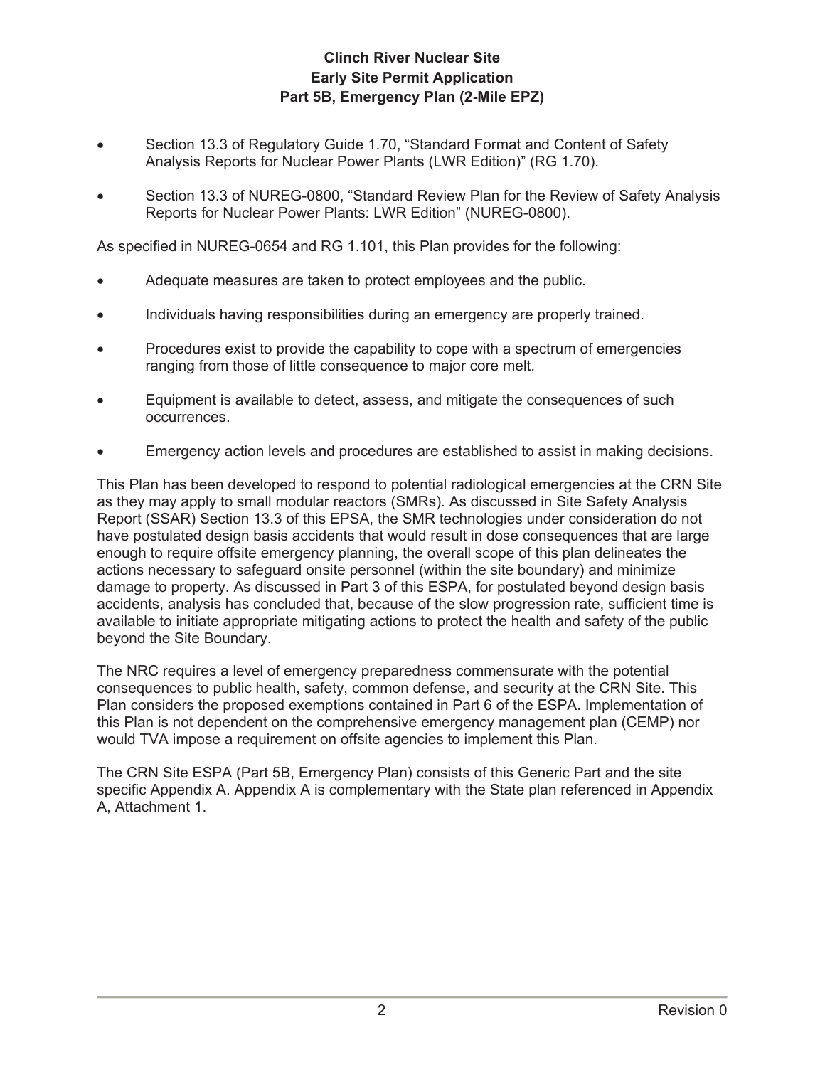- Section 13.3 of Regulatory Guide 1.70, "Standard Format and Content of Safety Analysis Reports for Nuclear Power Plants (LWR Edition)" (RG 1.70).
- Section 13.3 of NUREG-0800, "Standard Review Plan for the Review of Safety Analysis Reports for Nuclear Power Plants: LWR Edition" (NUREG-0800).

As specified in NUREG-0654 and RG 1.101, this Plan provides for the following:

- Adequate measures are taken to protect employees and the public.
- Individuals having responsibilities during an emergency are properly trained.
- Procedures exist to provide the capability to cope with a spectrum of emergencies ranging from those of little consequence to major core melt.
- Equipment is available to detect, assess, and mitigate the consequences of such occurrences.
- Emergency action levels and procedures are established to assist in making decisions.

This Plan has been developed to respond to potential radiological emergencies at the CRN Site as they may apply to small modular reactors (SMRs). As discussed in Site Safety Analysis Report (SSAR) Section 13.3 of this EPSA, the SMR technologies under consideration do not have postulated design basis accidents that would result in dose consequences that are large enough to require offsite emergency planning, the overall scope of this plan delineates the actions necessary to safeguard onsite personnel (within the site boundary) and minimize damage to property. As discussed in Part 3 of this ESPA, for postulated beyond design basis accidents, analysis has concluded that, because of the slow progression rate, sufficient time is available to initiate appropriate mitigating actions to protect the health and safety of the public beyond the Site Boundary.

The NRC requires a level of emergency preparedness commensurate with the potential consequences to public health, safety, common defense, and security at the CRN Site. This Plan considers the proposed exemptions contained in Part 6 of the ESPA. Implementation of this Plan is not dependent on the comprehensive emergency management plan (CEMP) nor would TVA impose a requirement on offsite agencies to implement this Plan.

The CRN Site ESPA (Part 5B, Emergency Plan) consists of this Generic Part and the site specific Appendix A. Appendix A is complementary with the State plan referenced in Appendix A, Attachment 1.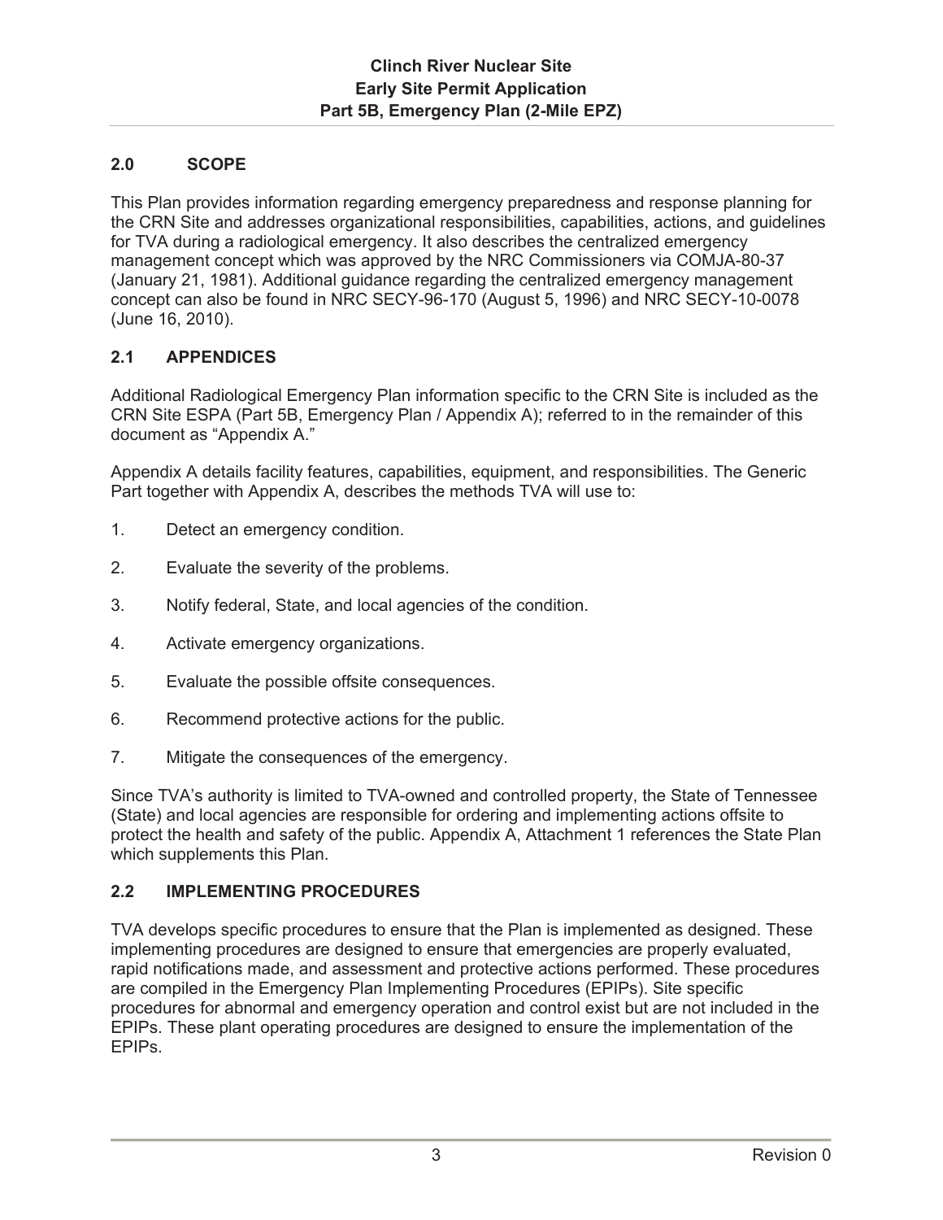## 2.0 SCOPE

This Plan provides information regarding emergency preparedness and response planning for the CRN Site and addresses organizational responsibilities, capabilities, actions, and guidelines for TVA during a radiological emergency. It also describes the centralized emergency management concept which was approved by the NRC Commissioners via COMJA-80-37 (January 21, 1981). Additional guidance regarding the centralized emergency management concept can also be found in NRC SECY-96-170 (August 5, 1996) and NRC SECY-10-0078 (June 16, 2010).

### 2.1 APPENDICES

Additional Radiological Emergency Plan information specific to the CRN Site is included as the CRN Site ESPA (Part 5B, Emergency Plan / Appendix A); referred to in the remainder of this document as "Appendix A."

Appendix A details facility features, capabilities, equipment, and responsibilities. The Generic Part together with Appendix A, describes the methods TVA will use to:

1. Detect an emergency condition.
2. Evaluate the severity of the problems.
3. Notify federal, State, and local agencies of the condition.
4. Activate emergency organizations.
5. Evaluate the possible offsite consequences.
6. Recommend protective actions for the public.
7. Mitigate the consequences of the emergency.

Since TVA's authority is limited to TVA-owned and controlled property, the State of Tennessee (State) and local agencies are responsible for ordering and implementing actions offsite to protect the health and safety of the public. Appendix A, Attachment 1 references the State Plan which supplements this Plan.

### 2.2 IMPLEMENTING PROCEDURES

TVA develops specific procedures to ensure that the Plan is implemented as designed. These implementing procedures are designed to ensure that emergencies are properly evaluated, rapid notifications made, and assessment and protective actions performed. These procedures are compiled in the Emergency Plan Implementing Procedures (EPIPs). Site specific procedures for abnormal and emergency operation and control exist but are not included in the EPIPs. These plant operating procedures are designed to ensure the implementation of the EPIPs.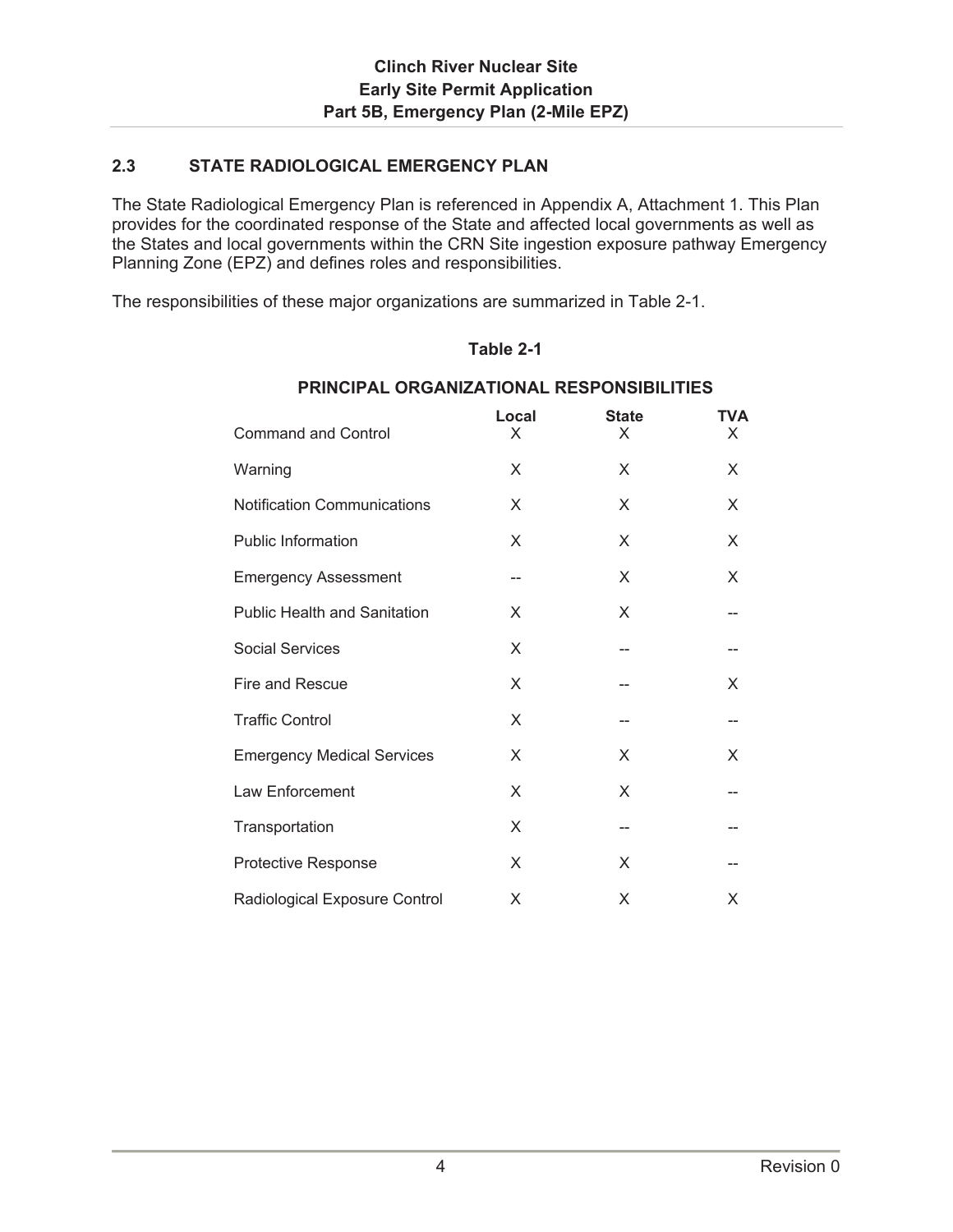## 2.3 STATE RADIOLOGICAL EMERGENCY PLAN

The State Radiological Emergency Plan is referenced in Appendix A, Attachment 1. This Plan provides for the coordinated response of the State and affected local governments as well as the States and local governments within the CRN Site ingestion exposure pathway Emergency Planning Zone (EPZ) and defines roles and responsibilities.

The responsibilities of these major organizations are summarized in Table 2-1.

**Table 2-1**

**PRINCIPAL ORGANIZATIONAL RESPONSIBILITIES**

| | Local | State | TVA |
|---|---|---|---|
| Command and Control | X | X | X |
| Warning | X | X | X |
| Notification Communications | X | X | X |
| Public Information | X | X | X |
| Emergency Assessment | -- | X | X |
| Public Health and Sanitation | X | X | -- |
| Social Services | X | -- | -- |
| Fire and Rescue | X | -- | X |
| Traffic Control | X | -- | -- |
| Emergency Medical Services | X | X | X |
| Law Enforcement | X | X | -- |
| Transportation | X | -- | -- |
| Protective Response | X | X | -- |
| Radiological Exposure Control | X | X | X |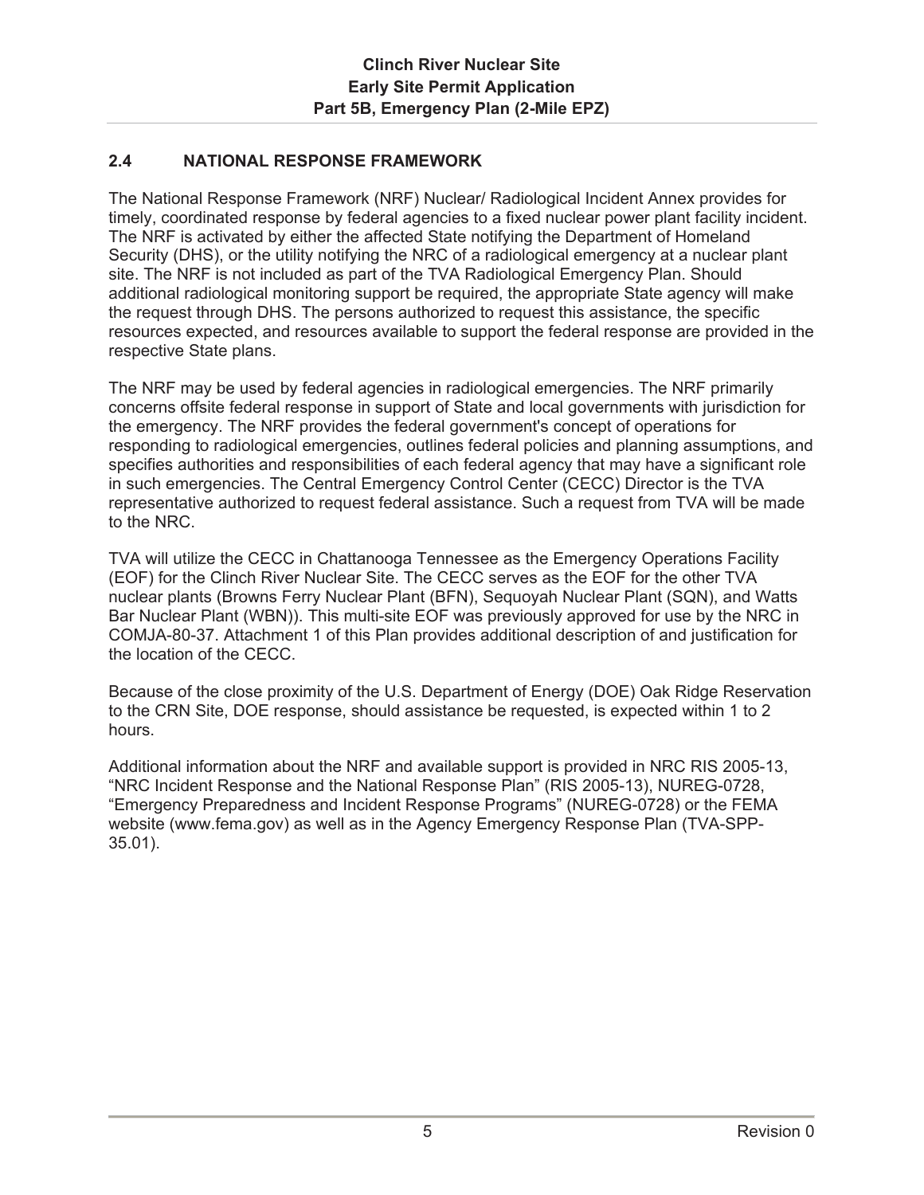## 2.4 NATIONAL RESPONSE FRAMEWORK

The National Response Framework (NRF) Nuclear/ Radiological Incident Annex provides for timely, coordinated response by federal agencies to a fixed nuclear power plant facility incident. The NRF is activated by either the affected State notifying the Department of Homeland Security (DHS), or the utility notifying the NRC of a radiological emergency at a nuclear plant site. The NRF is not included as part of the TVA Radiological Emergency Plan. Should additional radiological monitoring support be required, the appropriate State agency will make the request through DHS. The persons authorized to request this assistance, the specific resources expected, and resources available to support the federal response are provided in the respective State plans.

The NRF may be used by federal agencies in radiological emergencies. The NRF primarily concerns offsite federal response in support of State and local governments with jurisdiction for the emergency. The NRF provides the federal government's concept of operations for responding to radiological emergencies, outlines federal policies and planning assumptions, and specifies authorities and responsibilities of each federal agency that may have a significant role in such emergencies. The Central Emergency Control Center (CECC) Director is the TVA representative authorized to request federal assistance. Such a request from TVA will be made to the NRC.

TVA will utilize the CECC in Chattanooga Tennessee as the Emergency Operations Facility (EOF) for the Clinch River Nuclear Site. The CECC serves as the EOF for the other TVA nuclear plants (Browns Ferry Nuclear Plant (BFN), Sequoyah Nuclear Plant (SQN), and Watts Bar Nuclear Plant (WBN)). This multi-site EOF was previously approved for use by the NRC in COMJA-80-37. Attachment 1 of this Plan provides additional description of and justification for the location of the CECC.

Because of the close proximity of the U.S. Department of Energy (DOE) Oak Ridge Reservation to the CRN Site, DOE response, should assistance be requested, is expected within 1 to 2 hours.

Additional information about the NRF and available support is provided in NRC RIS 2005-13, "NRC Incident Response and the National Response Plan" (RIS 2005-13), NUREG-0728, "Emergency Preparedness and Incident Response Programs" (NUREG-0728) or the FEMA website (www.fema.gov) as well as in the Agency Emergency Response Plan (TVA-SPP-35.01).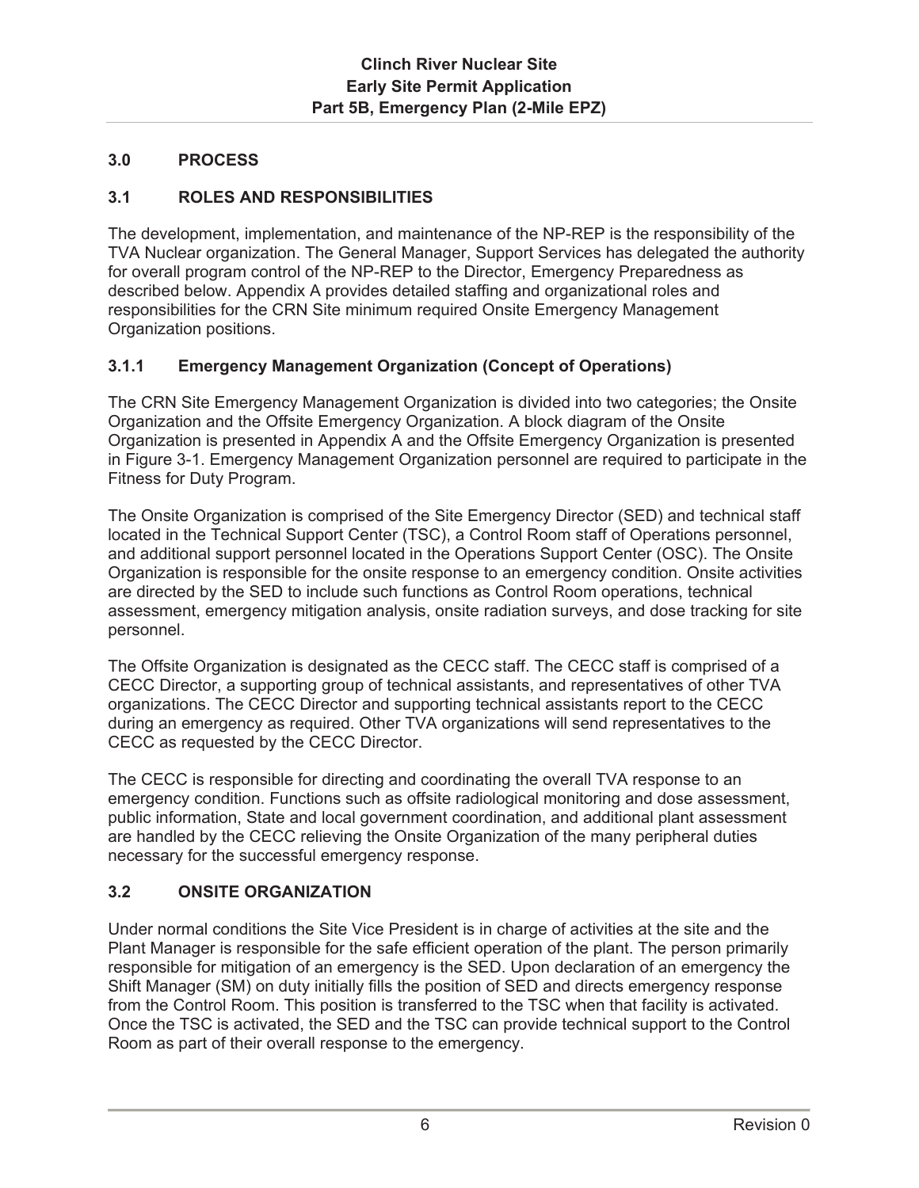## 3.0 PROCESS

### 3.1 ROLES AND RESPONSIBILITIES

The development, implementation, and maintenance of the NP-REP is the responsibility of the TVA Nuclear organization. The General Manager, Support Services has delegated the authority for overall program control of the NP-REP to the Director, Emergency Preparedness as described below. Appendix A provides detailed staffing and organizational roles and responsibilities for the CRN Site minimum required Onsite Emergency Management Organization positions.

#### 3.1.1 Emergency Management Organization (Concept of Operations)

The CRN Site Emergency Management Organization is divided into two categories; the Onsite Organization and the Offsite Emergency Organization. A block diagram of the Onsite Organization is presented in Appendix A and the Offsite Emergency Organization is presented in Figure 3-1. Emergency Management Organization personnel are required to participate in the Fitness for Duty Program.

The Onsite Organization is comprised of the Site Emergency Director (SED) and technical staff located in the Technical Support Center (TSC), a Control Room staff of Operations personnel, and additional support personnel located in the Operations Support Center (OSC). The Onsite Organization is responsible for the onsite response to an emergency condition. Onsite activities are directed by the SED to include such functions as Control Room operations, technical assessment, emergency mitigation analysis, onsite radiation surveys, and dose tracking for site personnel.

The Offsite Organization is designated as the CECC staff. The CECC staff is comprised of a CECC Director, a supporting group of technical assistants, and representatives of other TVA organizations. The CECC Director and supporting technical assistants report to the CECC during an emergency as required. Other TVA organizations will send representatives to the CECC as requested by the CECC Director.

The CECC is responsible for directing and coordinating the overall TVA response to an emergency condition. Functions such as offsite radiological monitoring and dose assessment, public information, State and local government coordination, and additional plant assessment are handled by the CECC relieving the Onsite Organization of the many peripheral duties necessary for the successful emergency response.

### 3.2 ONSITE ORGANIZATION

Under normal conditions the Site Vice President is in charge of activities at the site and the Plant Manager is responsible for the safe efficient operation of the plant. The person primarily responsible for mitigation of an emergency is the SED. Upon declaration of an emergency the Shift Manager (SM) on duty initially fills the position of SED and directs emergency response from the Control Room. This position is transferred to the TSC when that facility is activated. Once the TSC is activated, the SED and the TSC can provide technical support to the Control Room as part of their overall response to the emergency.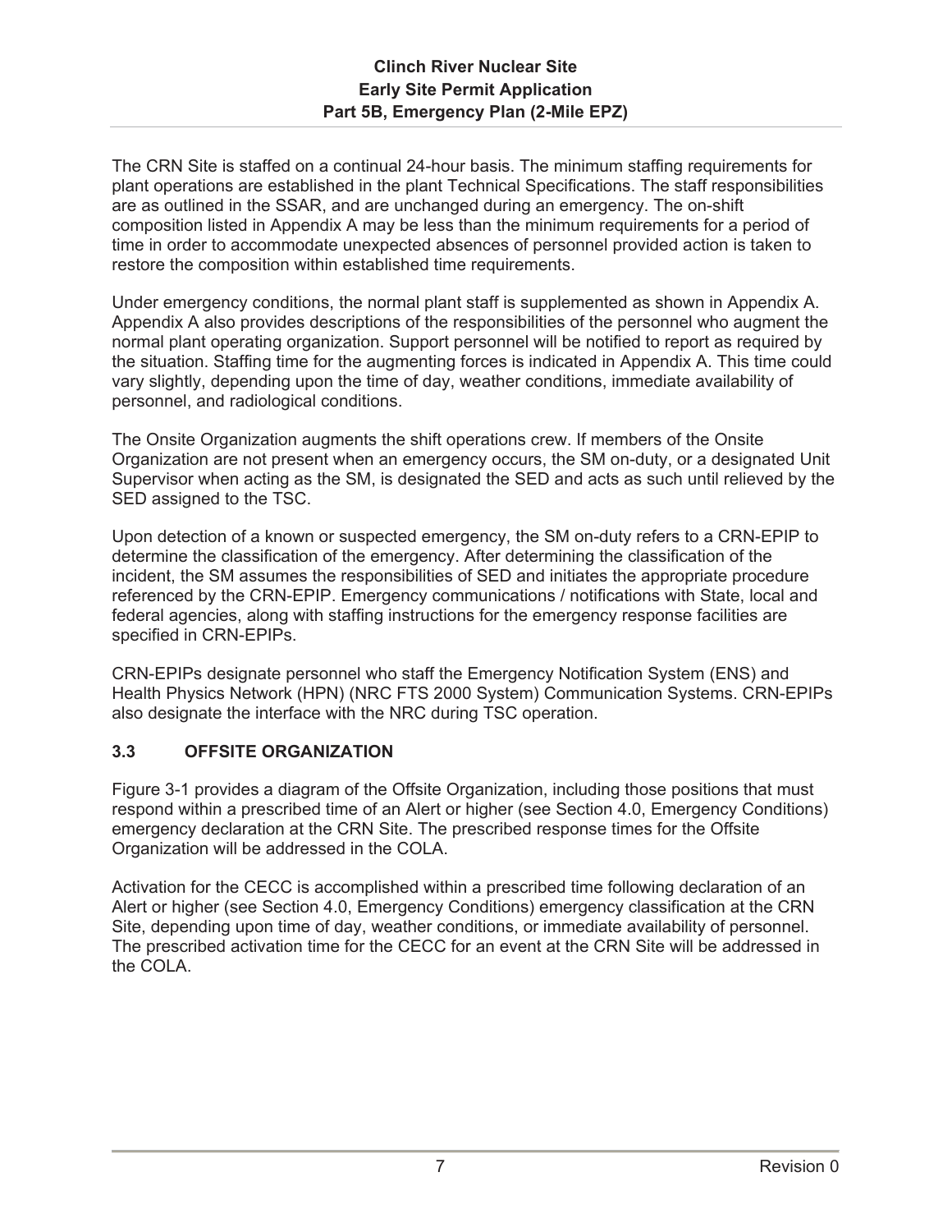The CRN Site is staffed on a continual 24-hour basis. The minimum staffing requirements for plant operations are established in the plant Technical Specifications. The staff responsibilities are as outlined in the SSAR, and are unchanged during an emergency. The on-shift composition listed in Appendix A may be less than the minimum requirements for a period of time in order to accommodate unexpected absences of personnel provided action is taken to restore the composition within established time requirements.

Under emergency conditions, the normal plant staff is supplemented as shown in Appendix A. Appendix A also provides descriptions of the responsibilities of the personnel who augment the normal plant operating organization. Support personnel will be notified to report as required by the situation. Staffing time for the augmenting forces is indicated in Appendix A. This time could vary slightly, depending upon the time of day, weather conditions, immediate availability of personnel, and radiological conditions.

The Onsite Organization augments the shift operations crew. If members of the Onsite Organization are not present when an emergency occurs, the SM on-duty, or a designated Unit Supervisor when acting as the SM, is designated the SED and acts as such until relieved by the SED assigned to the TSC.

Upon detection of a known or suspected emergency, the SM on-duty refers to a CRN-EPIP to determine the classification of the emergency. After determining the classification of the incident, the SM assumes the responsibilities of SED and initiates the appropriate procedure referenced by the CRN-EPIP. Emergency communications / notifications with State, local and federal agencies, along with staffing instructions for the emergency response facilities are specified in CRN-EPIPs.

CRN-EPIPs designate personnel who staff the Emergency Notification System (ENS) and Health Physics Network (HPN) (NRC FTS 2000 System) Communication Systems. CRN-EPIPs also designate the interface with the NRC during TSC operation.

## 3.3 OFFSITE ORGANIZATION

Figure 3-1 provides a diagram of the Offsite Organization, including those positions that must respond within a prescribed time of an Alert or higher (see Section 4.0, Emergency Conditions) emergency declaration at the CRN Site. The prescribed response times for the Offsite Organization will be addressed in the COLA.

Activation for the CECC is accomplished within a prescribed time following declaration of an Alert or higher (see Section 4.0, Emergency Conditions) emergency classification at the CRN Site, depending upon time of day, weather conditions, or immediate availability of personnel. The prescribed activation time for the CECC for an event at the CRN Site will be addressed in the COLA.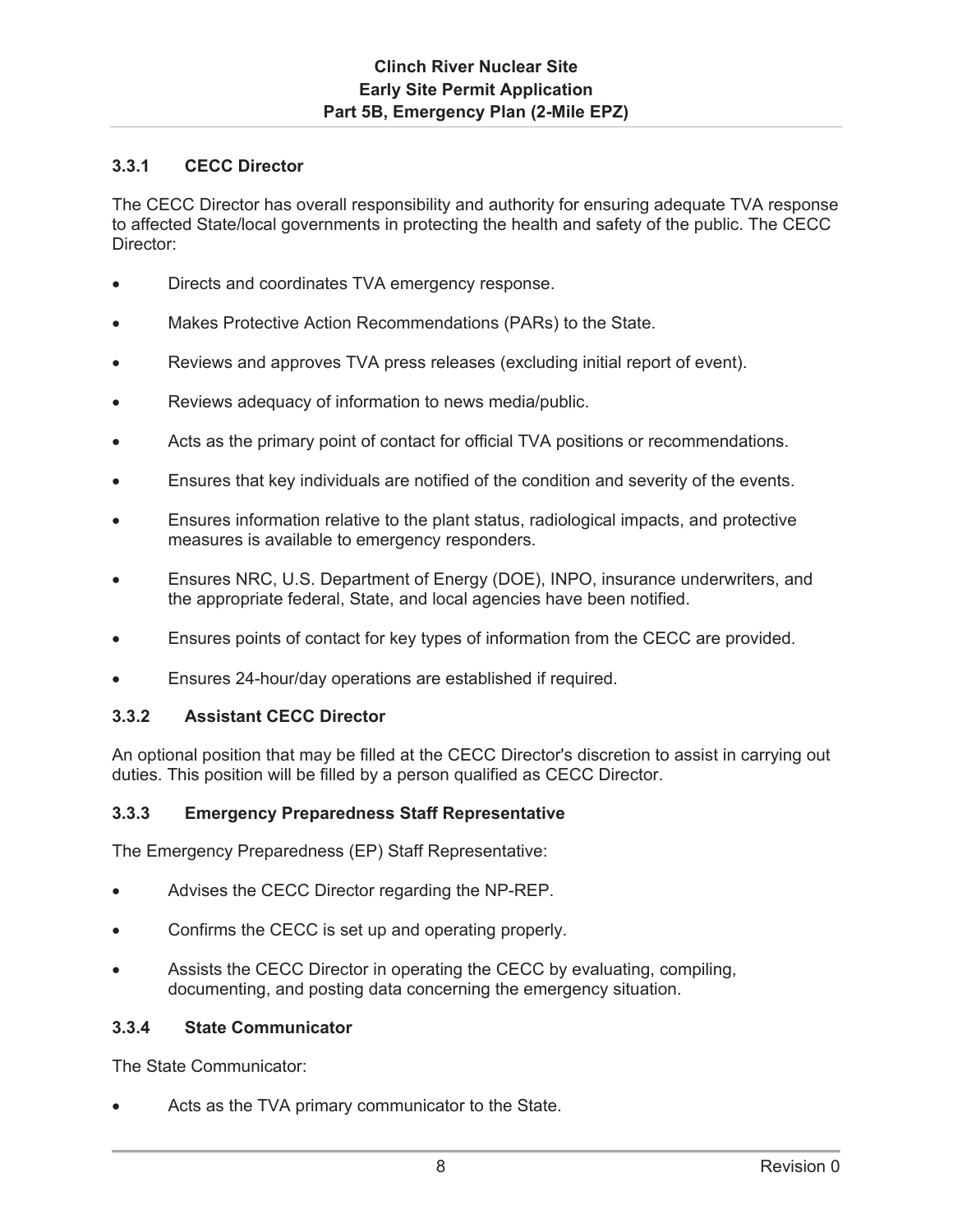### 3.3.1 CECC Director

The CECC Director has overall responsibility and authority for ensuring adequate TVA response to affected State/local governments in protecting the health and safety of the public. The CECC Director:

- Directs and coordinates TVA emergency response.
- Makes Protective Action Recommendations (PARs) to the State.
- Reviews and approves TVA press releases (excluding initial report of event).
- Reviews adequacy of information to news media/public.
- Acts as the primary point of contact for official TVA positions or recommendations.
- Ensures that key individuals are notified of the condition and severity of the events.
- Ensures information relative to the plant status, radiological impacts, and protective measures is available to emergency responders.
- Ensures NRC, U.S. Department of Energy (DOE), INPO, insurance underwriters, and the appropriate federal, State, and local agencies have been notified.
- Ensures points of contact for key types of information from the CECC are provided.
- Ensures 24-hour/day operations are established if required.

### 3.3.2 Assistant CECC Director

An optional position that may be filled at the CECC Director's discretion to assist in carrying out duties. This position will be filled by a person qualified as CECC Director.

### 3.3.3 Emergency Preparedness Staff Representative

The Emergency Preparedness (EP) Staff Representative:

- Advises the CECC Director regarding the NP-REP.
- Confirms the CECC is set up and operating properly.
- Assists the CECC Director in operating the CECC by evaluating, compiling, documenting, and posting data concerning the emergency situation.

### 3.3.4 State Communicator

The State Communicator:

- Acts as the TVA primary communicator to the State.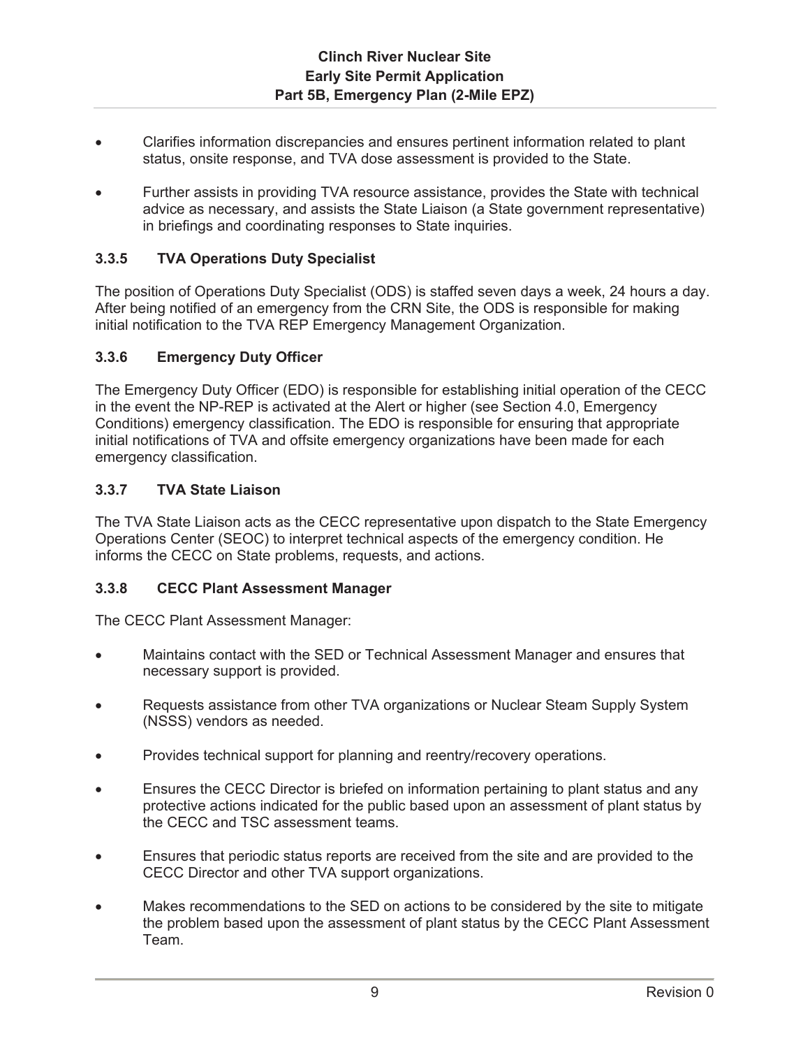- Clarifies information discrepancies and ensures pertinent information related to plant status, onsite response, and TVA dose assessment is provided to the State.
- Further assists in providing TVA resource assistance, provides the State with technical advice as necessary, and assists the State Liaison (a State government representative) in briefings and coordinating responses to State inquiries.

### 3.3.5 TVA Operations Duty Specialist

The position of Operations Duty Specialist (ODS) is staffed seven days a week, 24 hours a day. After being notified of an emergency from the CRN Site, the ODS is responsible for making initial notification to the TVA REP Emergency Management Organization.

### 3.3.6 Emergency Duty Officer

The Emergency Duty Officer (EDO) is responsible for establishing initial operation of the CECC in the event the NP-REP is activated at the Alert or higher (see Section 4.0, Emergency Conditions) emergency classification. The EDO is responsible for ensuring that appropriate initial notifications of TVA and offsite emergency organizations have been made for each emergency classification.

### 3.3.7 TVA State Liaison

The TVA State Liaison acts as the CECC representative upon dispatch to the State Emergency Operations Center (SEOC) to interpret technical aspects of the emergency condition. He informs the CECC on State problems, requests, and actions.

### 3.3.8 CECC Plant Assessment Manager

The CECC Plant Assessment Manager:

- Maintains contact with the SED or Technical Assessment Manager and ensures that necessary support is provided.
- Requests assistance from other TVA organizations or Nuclear Steam Supply System (NSSS) vendors as needed.
- Provides technical support for planning and reentry/recovery operations.
- Ensures the CECC Director is briefed on information pertaining to plant status and any protective actions indicated for the public based upon an assessment of plant status by the CECC and TSC assessment teams.
- Ensures that periodic status reports are received from the site and are provided to the CECC Director and other TVA support organizations.
- Makes recommendations to the SED on actions to be considered by the site to mitigate the problem based upon the assessment of plant status by the CECC Plant Assessment Team.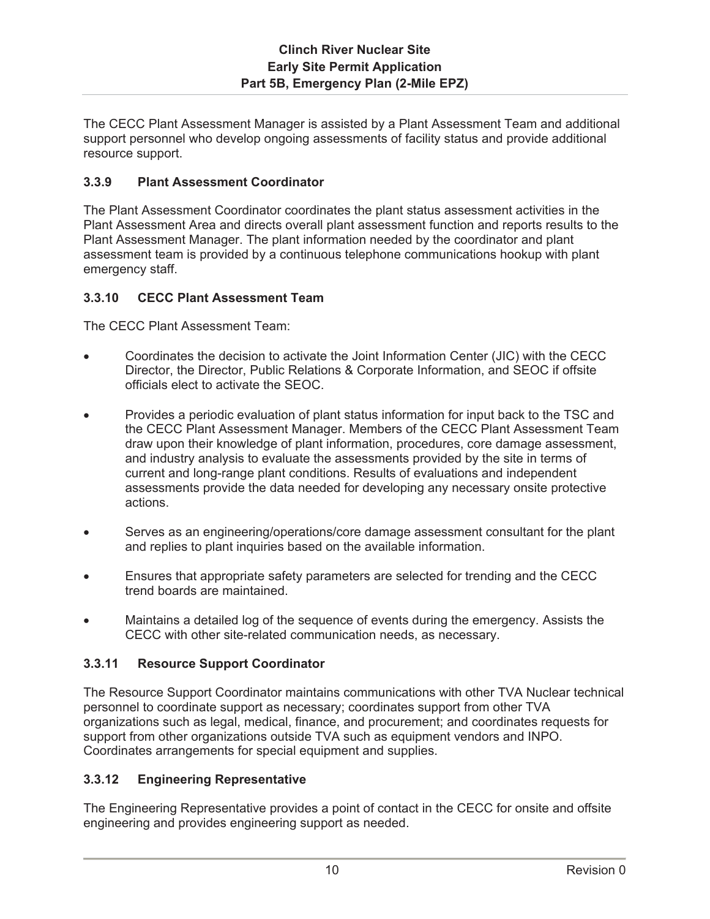The CECC Plant Assessment Manager is assisted by a Plant Assessment Team and additional support personnel who develop ongoing assessments of facility status and provide additional resource support.

### 3.3.9 Plant Assessment Coordinator

The Plant Assessment Coordinator coordinates the plant status assessment activities in the Plant Assessment Area and directs overall plant assessment function and reports results to the Plant Assessment Manager. The plant information needed by the coordinator and plant assessment team is provided by a continuous telephone communications hookup with plant emergency staff.

### 3.3.10 CECC Plant Assessment Team

The CECC Plant Assessment Team:

- Coordinates the decision to activate the Joint Information Center (JIC) with the CECC Director, the Director, Public Relations & Corporate Information, and SEOC if offsite officials elect to activate the SEOC.
- Provides a periodic evaluation of plant status information for input back to the TSC and the CECC Plant Assessment Manager. Members of the CECC Plant Assessment Team draw upon their knowledge of plant information, procedures, core damage assessment, and industry analysis to evaluate the assessments provided by the site in terms of current and long-range plant conditions. Results of evaluations and independent assessments provide the data needed for developing any necessary onsite protective actions.
- Serves as an engineering/operations/core damage assessment consultant for the plant and replies to plant inquiries based on the available information.
- Ensures that appropriate safety parameters are selected for trending and the CECC trend boards are maintained.
- Maintains a detailed log of the sequence of events during the emergency. Assists the CECC with other site-related communication needs, as necessary.

### 3.3.11 Resource Support Coordinator

The Resource Support Coordinator maintains communications with other TVA Nuclear technical personnel to coordinate support as necessary; coordinates support from other TVA organizations such as legal, medical, finance, and procurement; and coordinates requests for support from other organizations outside TVA such as equipment vendors and INPO. Coordinates arrangements for special equipment and supplies.

### 3.3.12 Engineering Representative

The Engineering Representative provides a point of contact in the CECC for onsite and offsite engineering and provides engineering support as needed.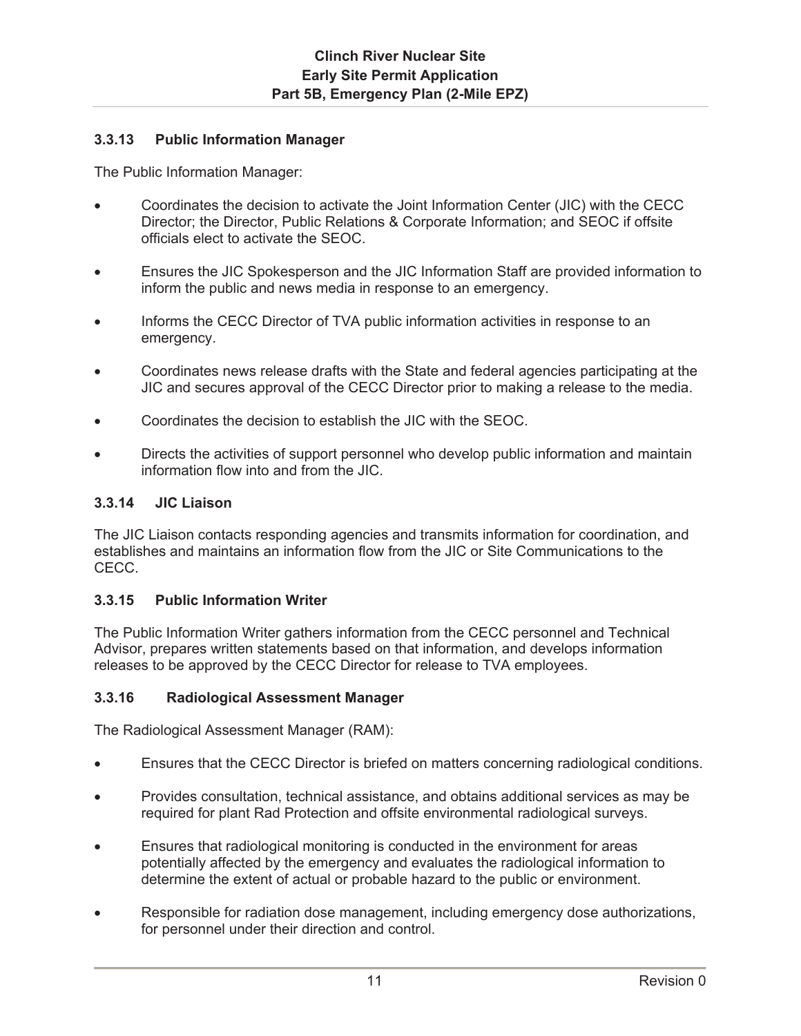### 3.3.13 Public Information Manager

The Public Information Manager:

- Coordinates the decision to activate the Joint Information Center (JIC) with the CECC Director; the Director, Public Relations & Corporate Information; and SEOC if offsite officials elect to activate the SEOC.
- Ensures the JIC Spokesperson and the JIC Information Staff are provided information to inform the public and news media in response to an emergency.
- Informs the CECC Director of TVA public information activities in response to an emergency.
- Coordinates news release drafts with the State and federal agencies participating at the JIC and secures approval of the CECC Director prior to making a release to the media.
- Coordinates the decision to establish the JIC with the SEOC.
- Directs the activities of support personnel who develop public information and maintain information flow into and from the JIC.

### 3.3.14 JIC Liaison

The JIC Liaison contacts responding agencies and transmits information for coordination, and establishes and maintains an information flow from the JIC or Site Communications to the CECC.

### 3.3.15 Public Information Writer

The Public Information Writer gathers information from the CECC personnel and Technical Advisor, prepares written statements based on that information, and develops information releases to be approved by the CECC Director for release to TVA employees.

### 3.3.16 Radiological Assessment Manager

The Radiological Assessment Manager (RAM):

- Ensures that the CECC Director is briefed on matters concerning radiological conditions.
- Provides consultation, technical assistance, and obtains additional services as may be required for plant Rad Protection and offsite environmental radiological surveys.
- Ensures that radiological monitoring is conducted in the environment for areas potentially affected by the emergency and evaluates the radiological information to determine the extent of actual or probable hazard to the public or environment.
- Responsible for radiation dose management, including emergency dose authorizations, for personnel under their direction and control.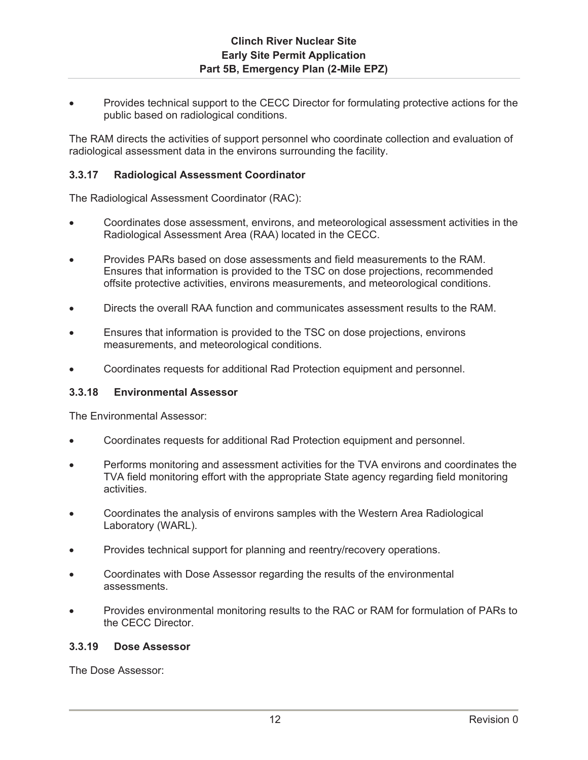- Provides technical support to the CECC Director for formulating protective actions for the public based on radiological conditions.

The RAM directs the activities of support personnel who coordinate collection and evaluation of radiological assessment data in the environs surrounding the facility.

### 3.3.17 Radiological Assessment Coordinator

The Radiological Assessment Coordinator (RAC):

- Coordinates dose assessment, environs, and meteorological assessment activities in the Radiological Assessment Area (RAA) located in the CECC.
- Provides PARs based on dose assessments and field measurements to the RAM. Ensures that information is provided to the TSC on dose projections, recommended offsite protective activities, environs measurements, and meteorological conditions.
- Directs the overall RAA function and communicates assessment results to the RAM.
- Ensures that information is provided to the TSC on dose projections, environs measurements, and meteorological conditions.
- Coordinates requests for additional Rad Protection equipment and personnel.

### 3.3.18 Environmental Assessor

The Environmental Assessor:

- Coordinates requests for additional Rad Protection equipment and personnel.
- Performs monitoring and assessment activities for the TVA environs and coordinates the TVA field monitoring effort with the appropriate State agency regarding field monitoring activities.
- Coordinates the analysis of environs samples with the Western Area Radiological Laboratory (WARL).
- Provides technical support for planning and reentry/recovery operations.
- Coordinates with Dose Assessor regarding the results of the environmental assessments.
- Provides environmental monitoring results to the RAC or RAM for formulation of PARs to the CECC Director.

### 3.3.19 Dose Assessor

The Dose Assessor: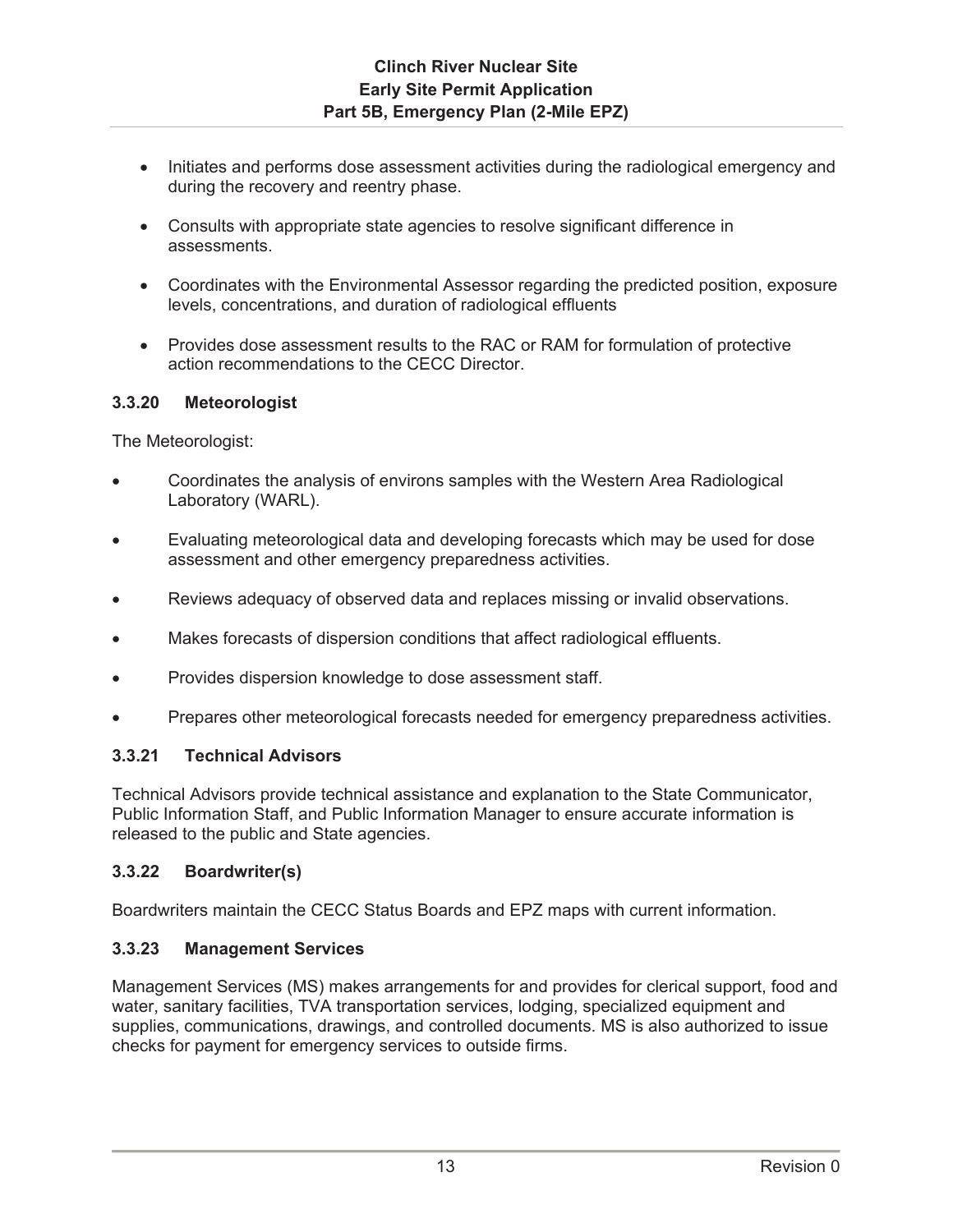- Initiates and performs dose assessment activities during the radiological emergency and during the recovery and reentry phase.

- Consults with appropriate state agencies to resolve significant difference in assessments.

- Coordinates with the Environmental Assessor regarding the predicted position, exposure levels, concentrations, and duration of radiological effluents

- Provides dose assessment results to the RAC or RAM for formulation of protective action recommendations to the CECC Director.

### 3.3.20 Meteorologist

The Meteorologist:

- Coordinates the analysis of environs samples with the Western Area Radiological Laboratory (WARL).

- Evaluating meteorological data and developing forecasts which may be used for dose assessment and other emergency preparedness activities.

- Reviews adequacy of observed data and replaces missing or invalid observations.

- Makes forecasts of dispersion conditions that affect radiological effluents.

- Provides dispersion knowledge to dose assessment staff.

- Prepares other meteorological forecasts needed for emergency preparedness activities.

### 3.3.21 Technical Advisors

Technical Advisors provide technical assistance and explanation to the State Communicator, Public Information Staff, and Public Information Manager to ensure accurate information is released to the public and State agencies.

### 3.3.22 Boardwriter(s)

Boardwriters maintain the CECC Status Boards and EPZ maps with current information.

### 3.3.23 Management Services

Management Services (MS) makes arrangements for and provides for clerical support, food and water, sanitary facilities, TVA transportation services, lodging, specialized equipment and supplies, communications, drawings, and controlled documents. MS is also authorized to issue checks for payment for emergency services to outside firms.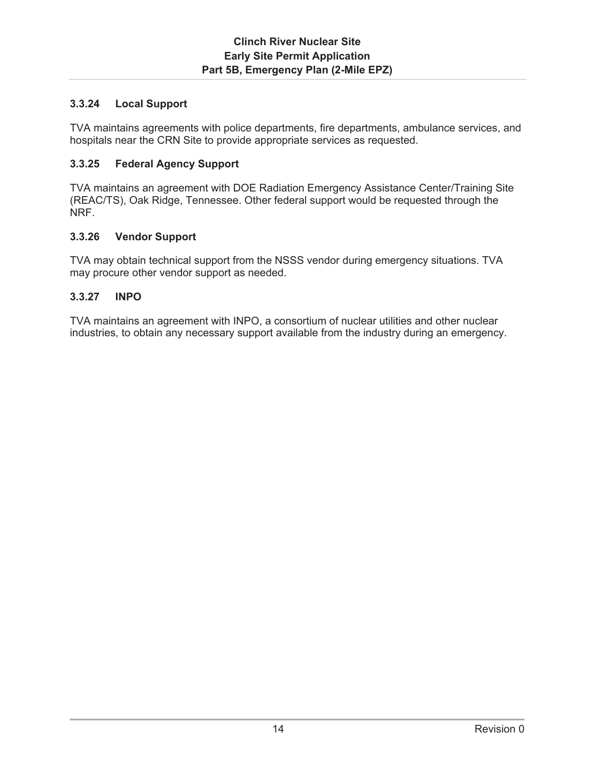#### 3.3.24 Local Support

TVA maintains agreements with police departments, fire departments, ambulance services, and hospitals near the CRN Site to provide appropriate services as requested.

#### 3.3.25 Federal Agency Support

TVA maintains an agreement with DOE Radiation Emergency Assistance Center/Training Site (REAC/TS), Oak Ridge, Tennessee. Other federal support would be requested through the NRF.

#### 3.3.26 Vendor Support

TVA may obtain technical support from the NSSS vendor during emergency situations. TVA may procure other vendor support as needed.

#### 3.3.27 INPO

TVA maintains an agreement with INPO, a consortium of nuclear utilities and other nuclear industries, to obtain any necessary support available from the industry during an emergency.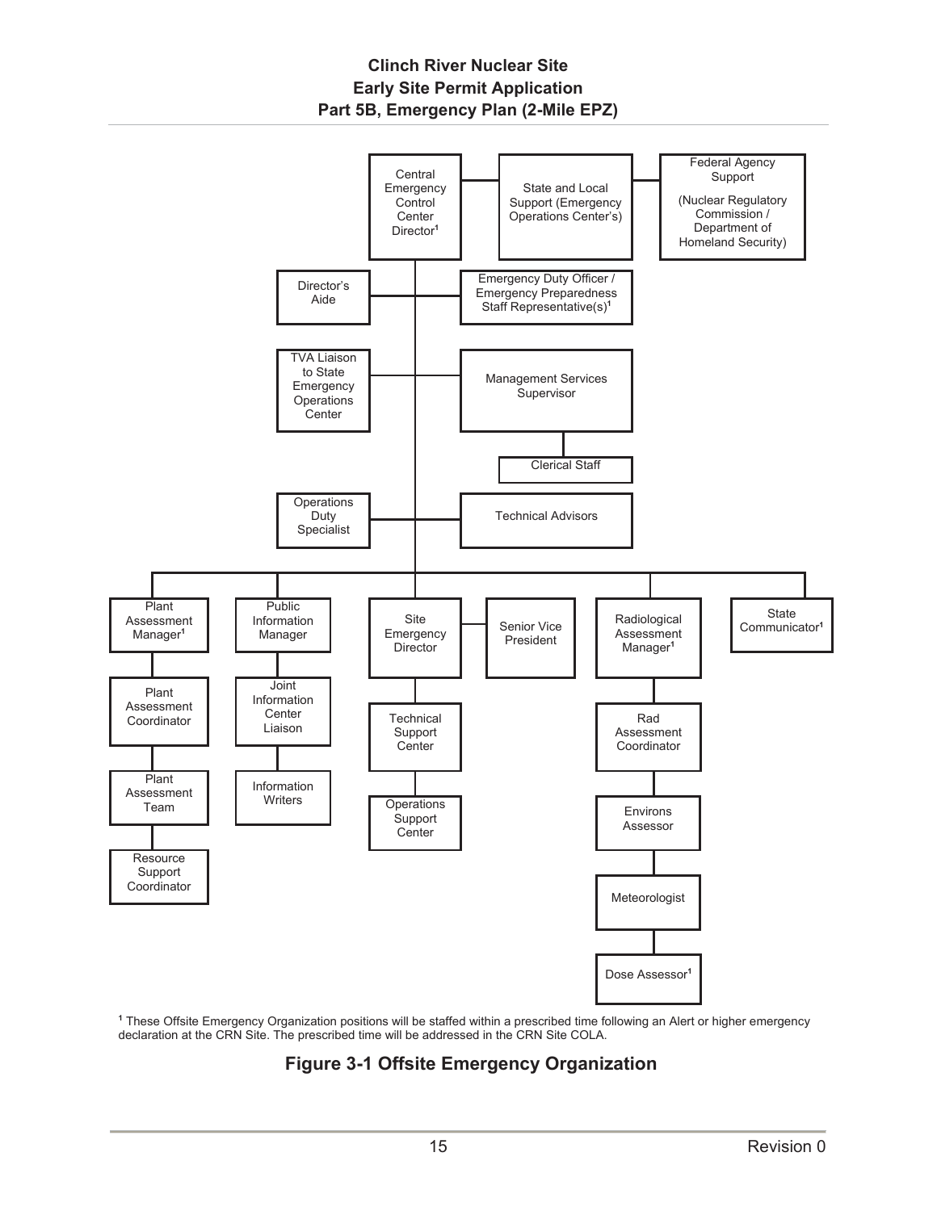Central Emergency Control Center Director[1]

State and Local Support (Emergency Operations Center's)

Federal Agency Support

(Nuclear Regulatory Commission / Department of Homeland Security)

Director's Aide

Emergency Duty Officer / Emergency Preparedness Staff Representative(s)[1]

TVA Liaison to State Emergency Operations Center

Management Services Supervisor

Clerical Staff

Operations Duty Specialist

Technical Advisors

Plant Assessment Manager[1]

Plant Assessment Coordinator

Plant Assessment Team

Resource Support Coordinator

Public Information Manager

Joint Information Center Liaison

Information Writers

Site Emergency Director

Technical Support Center

Operations Support Center

Senior Vice President

Radiological Assessment Manager[1]

Rad Assessment Coordinator

Environs Assessor

Meteorologist

Dose Assessor[1]

State Communicator[1]

[1] These Offsite Emergency Organization positions will be staffed within a prescribed time following an Alert or higher emergency declaration at the CRN Site. The prescribed time will be addressed in the CRN Site COLA.

**Figure 3-1 Offsite Emergency Organization**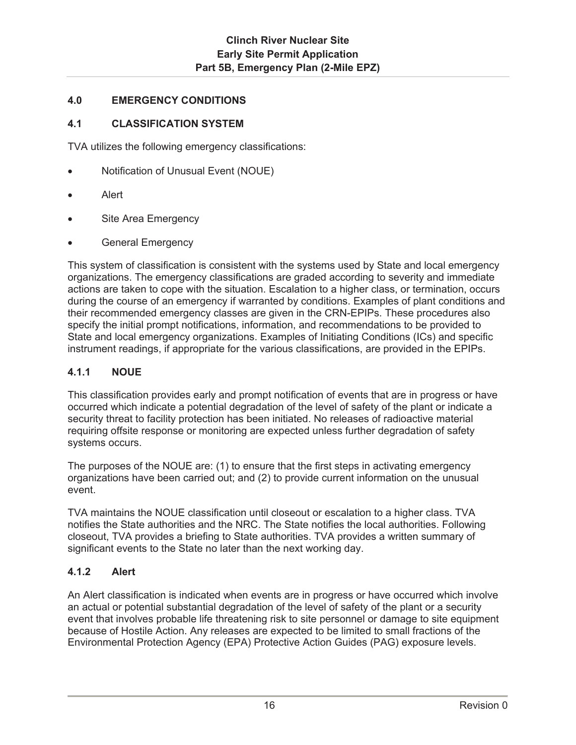## 4.0 EMERGENCY CONDITIONS

### 4.1 CLASSIFICATION SYSTEM

TVA utilizes the following emergency classifications:

- Notification of Unusual Event (NOUE)
- Alert
- Site Area Emergency
- General Emergency

This system of classification is consistent with the systems used by State and local emergency organizations. The emergency classifications are graded according to severity and immediate actions are taken to cope with the situation. Escalation to a higher class, or termination, occurs during the course of an emergency if warranted by conditions. Examples of plant conditions and their recommended emergency classes are given in the CRN-EPIPs. These procedures also specify the initial prompt notifications, information, and recommendations to be provided to State and local emergency organizations. Examples of Initiating Conditions (ICs) and specific instrument readings, if appropriate for the various classifications, are provided in the EPIPs.

#### 4.1.1 NOUE

This classification provides early and prompt notification of events that are in progress or have occurred which indicate a potential degradation of the level of safety of the plant or indicate a security threat to facility protection has been initiated. No releases of radioactive material requiring offsite response or monitoring are expected unless further degradation of safety systems occurs.

The purposes of the NOUE are: (1) to ensure that the first steps in activating emergency organizations have been carried out; and (2) to provide current information on the unusual event.

TVA maintains the NOUE classification until closeout or escalation to a higher class. TVA notifies the State authorities and the NRC. The State notifies the local authorities. Following closeout, TVA provides a briefing to State authorities. TVA provides a written summary of significant events to the State no later than the next working day.

#### 4.1.2 Alert

An Alert classification is indicated when events are in progress or have occurred which involve an actual or potential substantial degradation of the level of safety of the plant or a security event that involves probable life threatening risk to site personnel or damage to site equipment because of Hostile Action. Any releases are expected to be limited to small fractions of the Environmental Protection Agency (EPA) Protective Action Guides (PAG) exposure levels.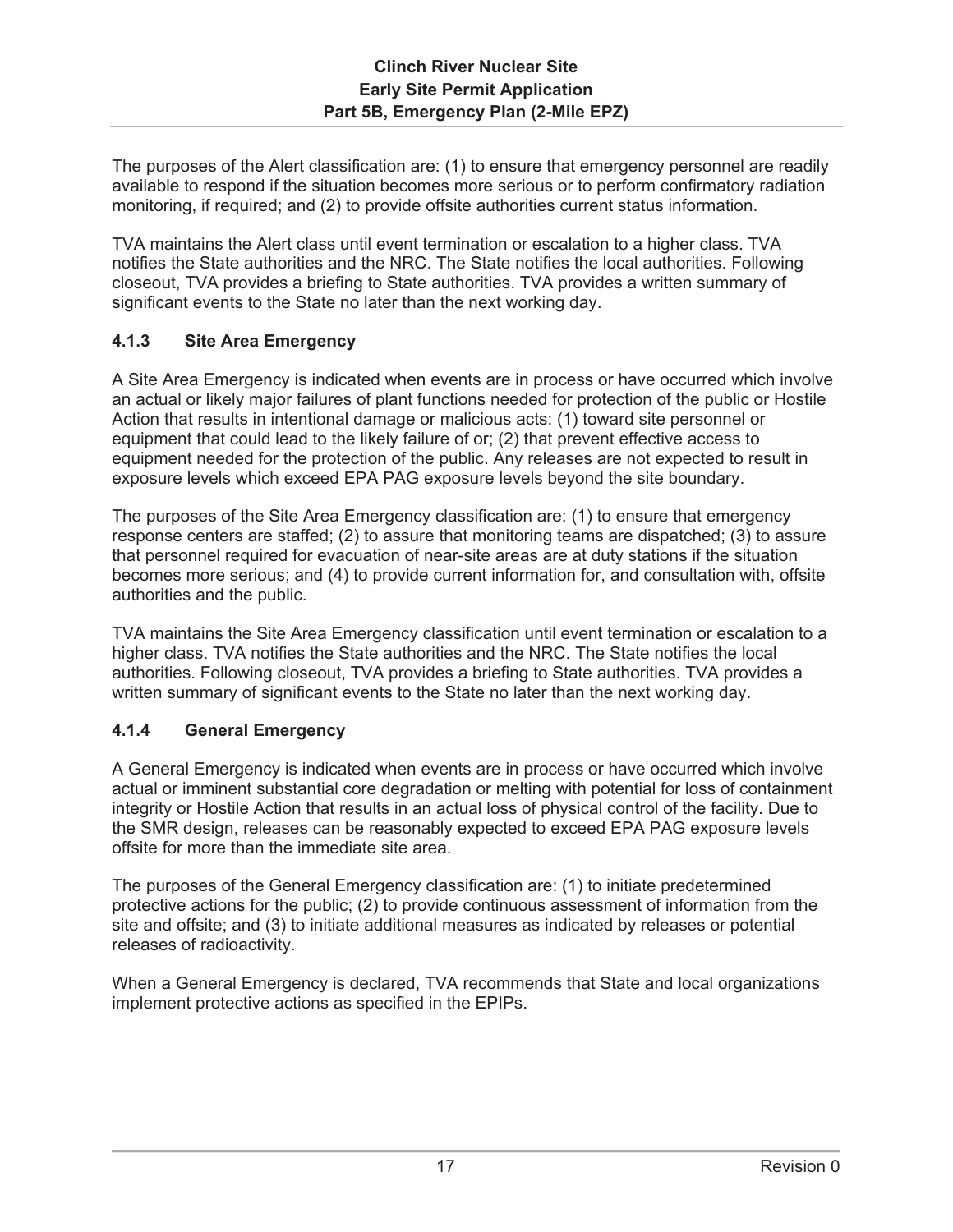The purposes of the Alert classification are: (1) to ensure that emergency personnel are readily available to respond if the situation becomes more serious or to perform confirmatory radiation monitoring, if required; and (2) to provide offsite authorities current status information.

TVA maintains the Alert class until event termination or escalation to a higher class. TVA notifies the State authorities and the NRC. The State notifies the local authorities. Following closeout, TVA provides a briefing to State authorities. TVA provides a written summary of significant events to the State no later than the next working day.

### 4.1.3 Site Area Emergency

A Site Area Emergency is indicated when events are in process or have occurred which involve an actual or likely major failures of plant functions needed for protection of the public or Hostile Action that results in intentional damage or malicious acts: (1) toward site personnel or equipment that could lead to the likely failure of or; (2) that prevent effective access to equipment needed for the protection of the public. Any releases are not expected to result in exposure levels which exceed EPA PAG exposure levels beyond the site boundary.

The purposes of the Site Area Emergency classification are: (1) to ensure that emergency response centers are staffed; (2) to assure that monitoring teams are dispatched; (3) to assure that personnel required for evacuation of near-site areas are at duty stations if the situation becomes more serious; and (4) to provide current information for, and consultation with, offsite authorities and the public.

TVA maintains the Site Area Emergency classification until event termination or escalation to a higher class. TVA notifies the State authorities and the NRC. The State notifies the local authorities. Following closeout, TVA provides a briefing to State authorities. TVA provides a written summary of significant events to the State no later than the next working day.

### 4.1.4 General Emergency

A General Emergency is indicated when events are in process or have occurred which involve actual or imminent substantial core degradation or melting with potential for loss of containment integrity or Hostile Action that results in an actual loss of physical control of the facility. Due to the SMR design, releases can be reasonably expected to exceed EPA PAG exposure levels offsite for more than the immediate site area.

The purposes of the General Emergency classification are: (1) to initiate predetermined protective actions for the public; (2) to provide continuous assessment of information from the site and offsite; and (3) to initiate additional measures as indicated by releases or potential releases of radioactivity.

When a General Emergency is declared, TVA recommends that State and local organizations implement protective actions as specified in the EPIPs.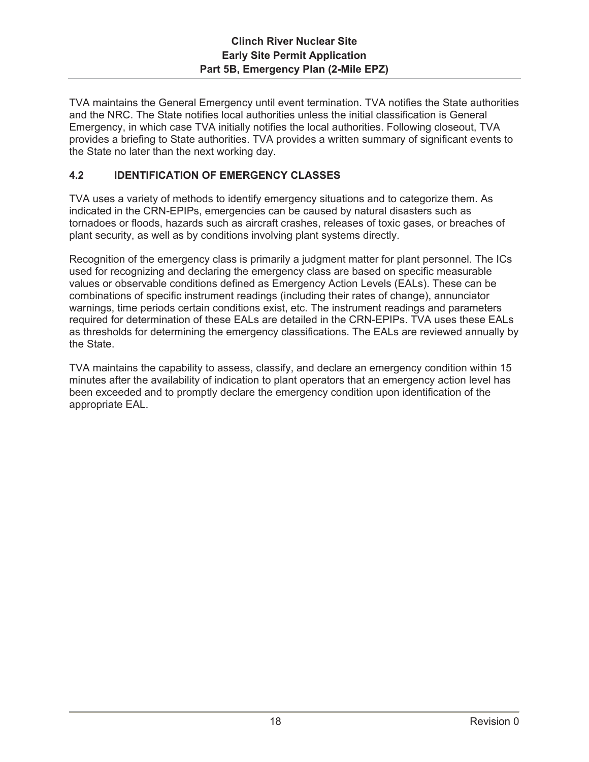TVA maintains the General Emergency until event termination. TVA notifies the State authorities and the NRC. The State notifies local authorities unless the initial classification is General Emergency, in which case TVA initially notifies the local authorities. Following closeout, TVA provides a briefing to State authorities. TVA provides a written summary of significant events to the State no later than the next working day.

## 4.2 IDENTIFICATION OF EMERGENCY CLASSES

TVA uses a variety of methods to identify emergency situations and to categorize them. As indicated in the CRN-EPIPs, emergencies can be caused by natural disasters such as tornadoes or floods, hazards such as aircraft crashes, releases of toxic gases, or breaches of plant security, as well as by conditions involving plant systems directly.

Recognition of the emergency class is primarily a judgment matter for plant personnel. The ICs used for recognizing and declaring the emergency class are based on specific measurable values or observable conditions defined as Emergency Action Levels (EALs). These can be combinations of specific instrument readings (including their rates of change), annunciator warnings, time periods certain conditions exist, etc. The instrument readings and parameters required for determination of these EALs are detailed in the CRN-EPIPs. TVA uses these EALs as thresholds for determining the emergency classifications. The EALs are reviewed annually by the State.

TVA maintains the capability to assess, classify, and declare an emergency condition within 15 minutes after the availability of indication to plant operators that an emergency action level has been exceeded and to promptly declare the emergency condition upon identification of the appropriate EAL.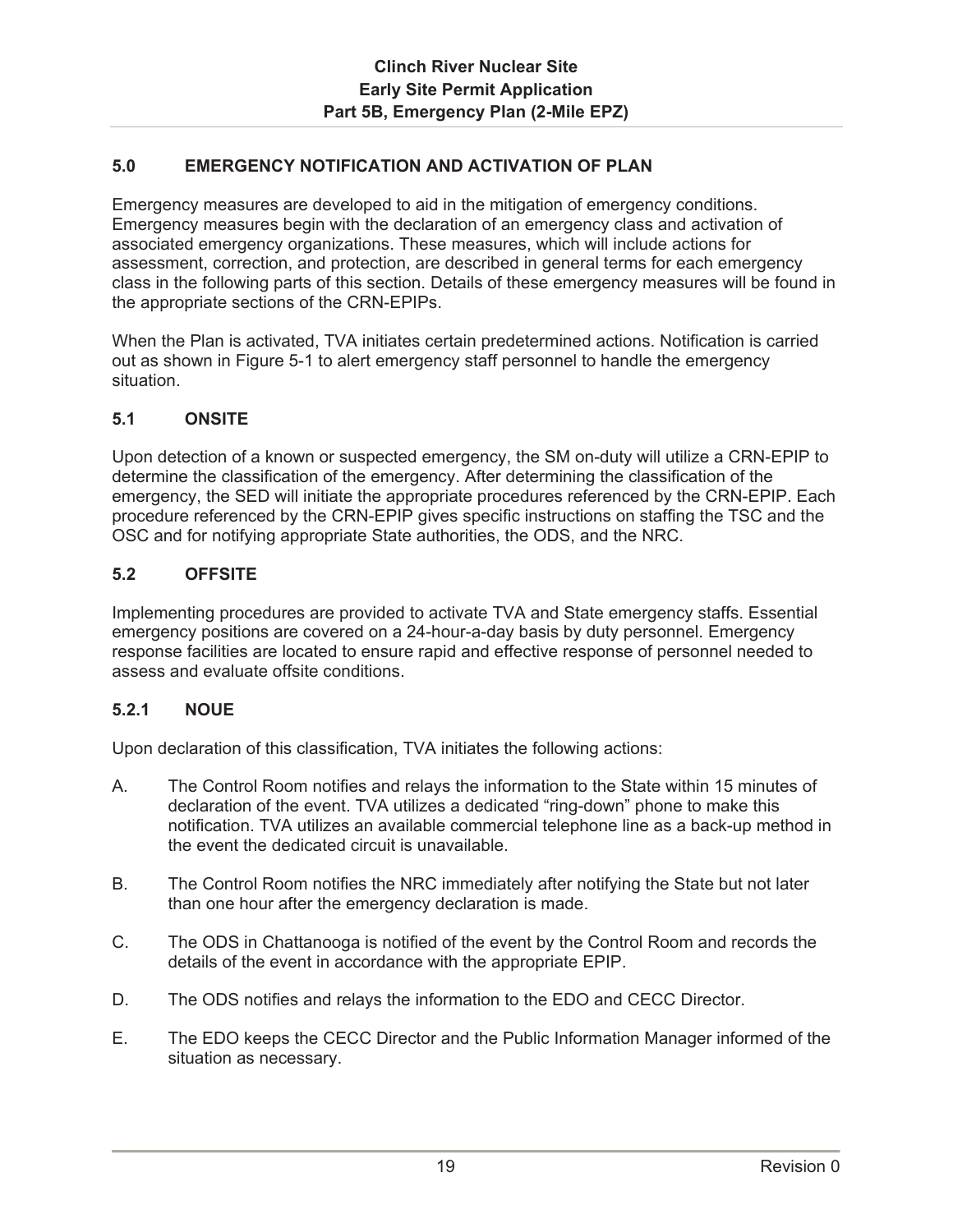## 5.0 EMERGENCY NOTIFICATION AND ACTIVATION OF PLAN

Emergency measures are developed to aid in the mitigation of emergency conditions. Emergency measures begin with the declaration of an emergency class and activation of associated emergency organizations. These measures, which will include actions for assessment, correction, and protection, are described in general terms for each emergency class in the following parts of this section. Details of these emergency measures will be found in the appropriate sections of the CRN-EPIPs.

When the Plan is activated, TVA initiates certain predetermined actions. Notification is carried out as shown in Figure 5-1 to alert emergency staff personnel to handle the emergency situation.

### 5.1 ONSITE

Upon detection of a known or suspected emergency, the SM on-duty will utilize a CRN-EPIP to determine the classification of the emergency. After determining the classification of the emergency, the SED will initiate the appropriate procedures referenced by the CRN-EPIP. Each procedure referenced by the CRN-EPIP gives specific instructions on staffing the TSC and the OSC and for notifying appropriate State authorities, the ODS, and the NRC.

### 5.2 OFFSITE

Implementing procedures are provided to activate TVA and State emergency staffs. Essential emergency positions are covered on a 24-hour-a-day basis by duty personnel. Emergency response facilities are located to ensure rapid and effective response of personnel needed to assess and evaluate offsite conditions.

#### 5.2.1 NOUE

Upon declaration of this classification, TVA initiates the following actions:

A. The Control Room notifies and relays the information to the State within 15 minutes of declaration of the event. TVA utilizes a dedicated "ring-down" phone to make this notification. TVA utilizes an available commercial telephone line as a back-up method in the event the dedicated circuit is unavailable.

B. The Control Room notifies the NRC immediately after notifying the State but not later than one hour after the emergency declaration is made.

C. The ODS in Chattanooga is notified of the event by the Control Room and records the details of the event in accordance with the appropriate EPIP.

D. The ODS notifies and relays the information to the EDO and CECC Director.

E. The EDO keeps the CECC Director and the Public Information Manager informed of the situation as necessary.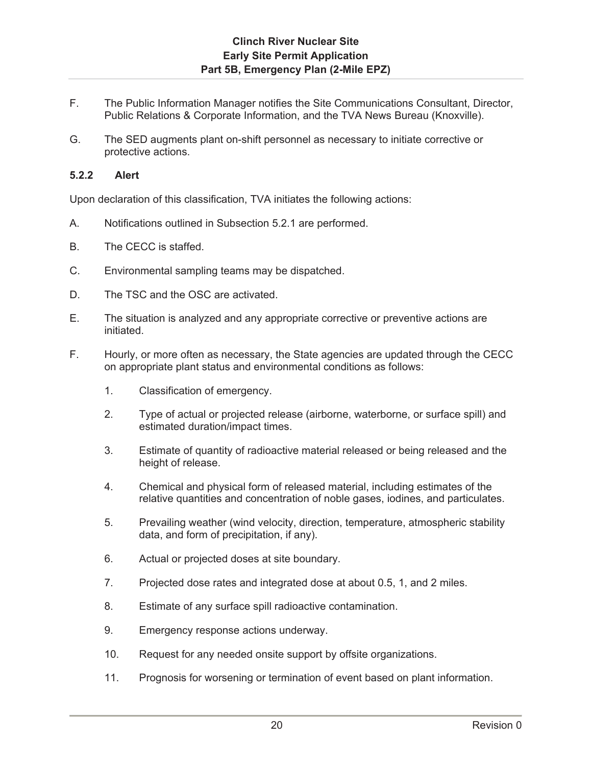F. The Public Information Manager notifies the Site Communications Consultant, Director, Public Relations & Corporate Information, and the TVA News Bureau (Knoxville).

G. The SED augments plant on-shift personnel as necessary to initiate corrective or protective actions.

### 5.2.2 Alert

Upon declaration of this classification, TVA initiates the following actions:

A. Notifications outlined in Subsection 5.2.1 are performed.

B. The CECC is staffed.

C. Environmental sampling teams may be dispatched.

D. The TSC and the OSC are activated.

E. The situation is analyzed and any appropriate corrective or preventive actions are initiated.

F. Hourly, or more often as necessary, the State agencies are updated through the CECC on appropriate plant status and environmental conditions as follows:

1. Classification of emergency.
2. Type of actual or projected release (airborne, waterborne, or surface spill) and estimated duration/impact times.
3. Estimate of quantity of radioactive material released or being released and the height of release.
4. Chemical and physical form of released material, including estimates of the relative quantities and concentration of noble gases, iodines, and particulates.
5. Prevailing weather (wind velocity, direction, temperature, atmospheric stability data, and form of precipitation, if any).
6. Actual or projected doses at site boundary.
7. Projected dose rates and integrated dose at about 0.5, 1, and 2 miles.
8. Estimate of any surface spill radioactive contamination.
9. Emergency response actions underway.
10. Request for any needed onsite support by offsite organizations.
11. Prognosis for worsening or termination of event based on plant information.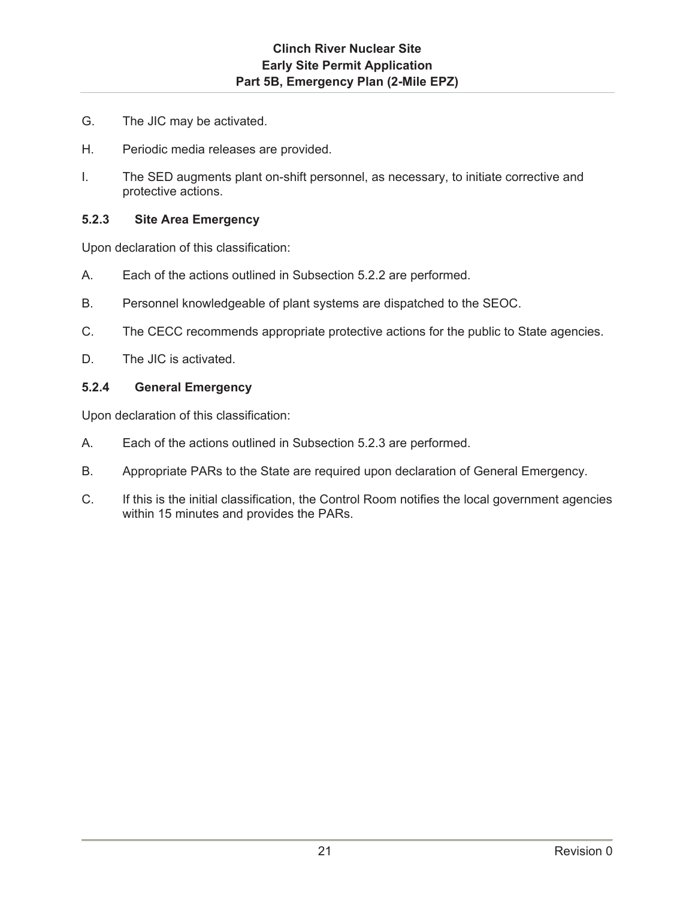G. The JIC may be activated.

H. Periodic media releases are provided.

I. The SED augments plant on-shift personnel, as necessary, to initiate corrective and protective actions.

### 5.2.3 Site Area Emergency

Upon declaration of this classification:

A. Each of the actions outlined in Subsection 5.2.2 are performed.

B. Personnel knowledgeable of plant systems are dispatched to the SEOC.

C. The CECC recommends appropriate protective actions for the public to State agencies.

D. The JIC is activated.

### 5.2.4 General Emergency

Upon declaration of this classification:

A. Each of the actions outlined in Subsection 5.2.3 are performed.

B. Appropriate PARs to the State are required upon declaration of General Emergency.

C. If this is the initial classification, the Control Room notifies the local government agencies within 15 minutes and provides the PARs.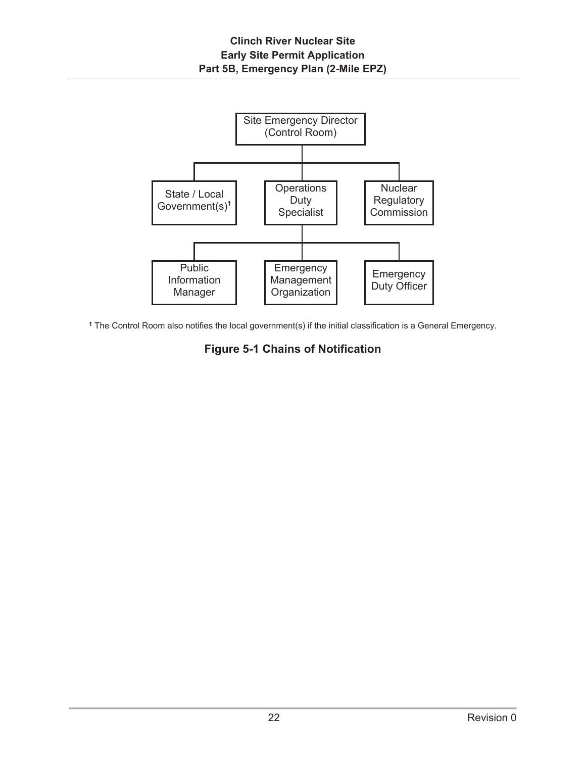Site Emergency Director (Control Room)

State / Local Government(s)[1]

Operations Duty Specialist

Nuclear Regulatory Commission

Public Information Manager

Emergency Management Organization

Emergency Duty Officer

[1] The Control Room also notifies the local government(s) if the initial classification is a General Emergency.

**Figure 5-1 Chains of Notification**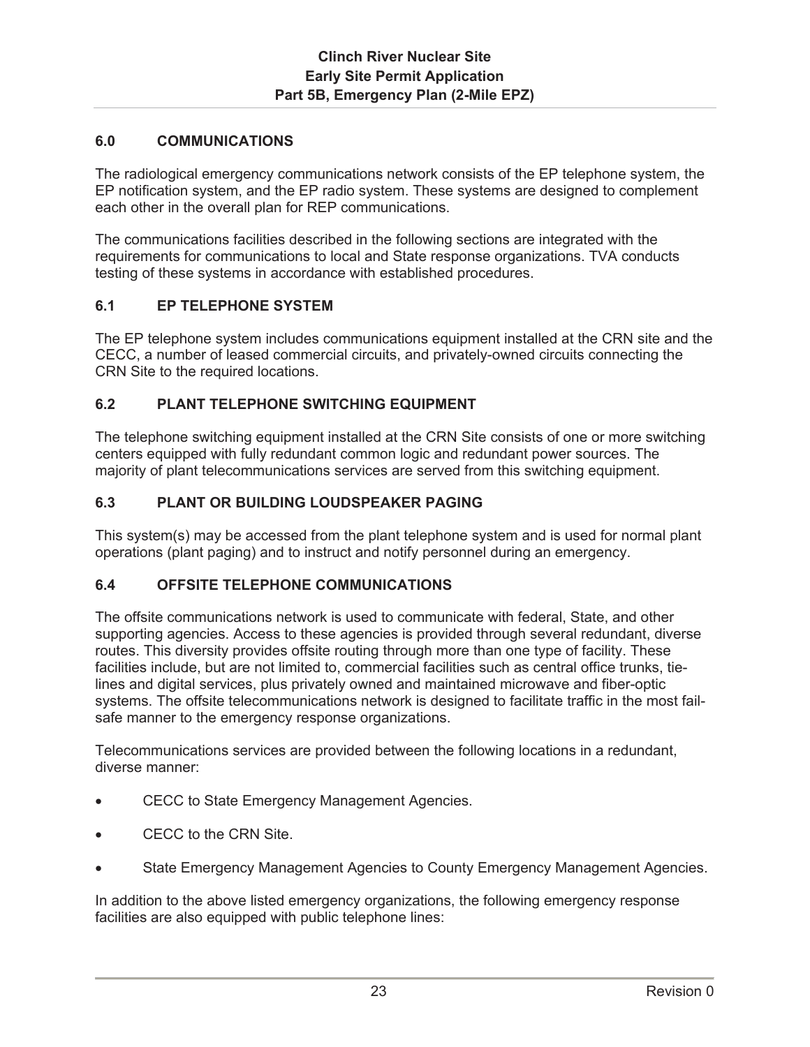## 6.0 COMMUNICATIONS

The radiological emergency communications network consists of the EP telephone system, the EP notification system, and the EP radio system. These systems are designed to complement each other in the overall plan for REP communications.

The communications facilities described in the following sections are integrated with the requirements for communications to local and State response organizations. TVA conducts testing of these systems in accordance with established procedures.

### 6.1 EP TELEPHONE SYSTEM

The EP telephone system includes communications equipment installed at the CRN site and the CECC, a number of leased commercial circuits, and privately-owned circuits connecting the CRN Site to the required locations.

### 6.2 PLANT TELEPHONE SWITCHING EQUIPMENT

The telephone switching equipment installed at the CRN Site consists of one or more switching centers equipped with fully redundant common logic and redundant power sources. The majority of plant telecommunications services are served from this switching equipment.

### 6.3 PLANT OR BUILDING LOUDSPEAKER PAGING

This system(s) may be accessed from the plant telephone system and is used for normal plant operations (plant paging) and to instruct and notify personnel during an emergency.

### 6.4 OFFSITE TELEPHONE COMMUNICATIONS

The offsite communications network is used to communicate with federal, State, and other supporting agencies. Access to these agencies is provided through several redundant, diverse routes. This diversity provides offsite routing through more than one type of facility. These facilities include, but are not limited to, commercial facilities such as central office trunks, tie-lines and digital services, plus privately owned and maintained microwave and fiber-optic systems. The offsite telecommunications network is designed to facilitate traffic in the most fail-safe manner to the emergency response organizations.

Telecommunications services are provided between the following locations in a redundant, diverse manner:

- CECC to State Emergency Management Agencies.
- CECC to the CRN Site.
- State Emergency Management Agencies to County Emergency Management Agencies.

In addition to the above listed emergency organizations, the following emergency response facilities are also equipped with public telephone lines: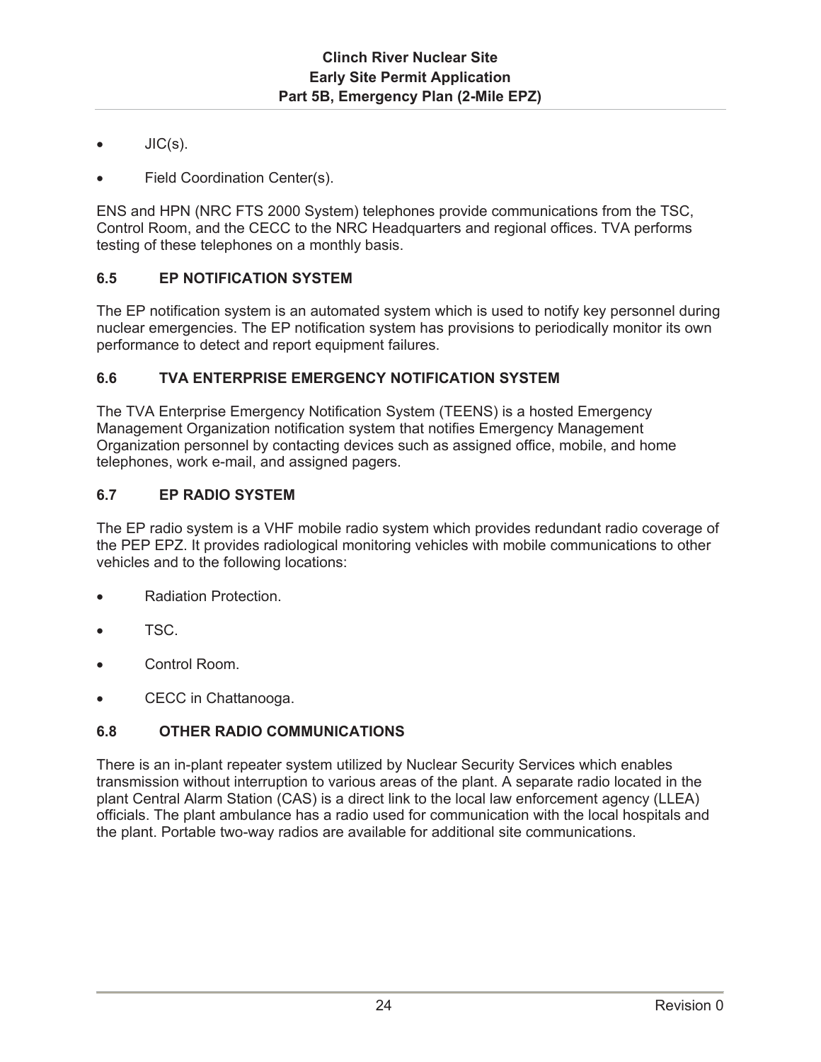- JIC(s).
- Field Coordination Center(s).

ENS and HPN (NRC FTS 2000 System) telephones provide communications from the TSC, Control Room, and the CECC to the NRC Headquarters and regional offices. TVA performs testing of these telephones on a monthly basis.

### 6.5 EP NOTIFICATION SYSTEM

The EP notification system is an automated system which is used to notify key personnel during nuclear emergencies. The EP notification system has provisions to periodically monitor its own performance to detect and report equipment failures.

### 6.6 TVA ENTERPRISE EMERGENCY NOTIFICATION SYSTEM

The TVA Enterprise Emergency Notification System (TEENS) is a hosted Emergency Management Organization notification system that notifies Emergency Management Organization personnel by contacting devices such as assigned office, mobile, and home telephones, work e-mail, and assigned pagers.

### 6.7 EP RADIO SYSTEM

The EP radio system is a VHF mobile radio system which provides redundant radio coverage of the PEP EPZ. It provides radiological monitoring vehicles with mobile communications to other vehicles and to the following locations:

- Radiation Protection.
- TSC.
- Control Room.
- CECC in Chattanooga.

### 6.8 OTHER RADIO COMMUNICATIONS

There is an in-plant repeater system utilized by Nuclear Security Services which enables transmission without interruption to various areas of the plant. A separate radio located in the plant Central Alarm Station (CAS) is a direct link to the local law enforcement agency (LLEA) officials. The plant ambulance has a radio used for communication with the local hospitals and the plant. Portable two-way radios are available for additional site communications.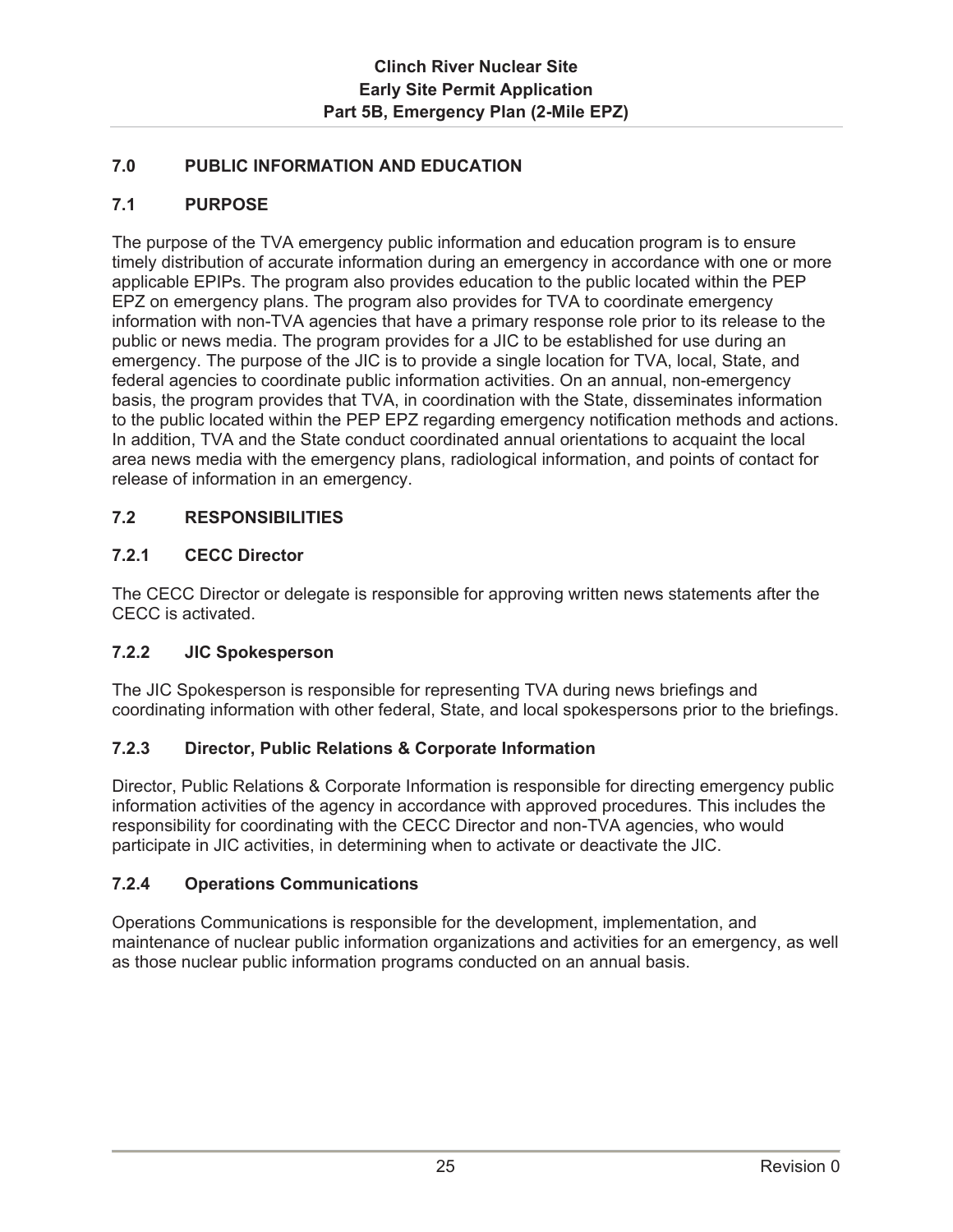## 7.0 PUBLIC INFORMATION AND EDUCATION

### 7.1 PURPOSE

The purpose of the TVA emergency public information and education program is to ensure timely distribution of accurate information during an emergency in accordance with one or more applicable EPIPs. The program also provides education to the public located within the PEP EPZ on emergency plans. The program also provides for TVA to coordinate emergency information with non-TVA agencies that have a primary response role prior to its release to the public or news media. The program provides for a JIC to be established for use during an emergency. The purpose of the JIC is to provide a single location for TVA, local, State, and federal agencies to coordinate public information activities. On an annual, non-emergency basis, the program provides that TVA, in coordination with the State, disseminates information to the public located within the PEP EPZ regarding emergency notification methods and actions. In addition, TVA and the State conduct coordinated annual orientations to acquaint the local area news media with the emergency plans, radiological information, and points of contact for release of information in an emergency.

### 7.2 RESPONSIBILITIES

#### 7.2.1 CECC Director

The CECC Director or delegate is responsible for approving written news statements after the CECC is activated.

#### 7.2.2 JIC Spokesperson

The JIC Spokesperson is responsible for representing TVA during news briefings and coordinating information with other federal, State, and local spokespersons prior to the briefings.

#### 7.2.3 Director, Public Relations & Corporate Information

Director, Public Relations & Corporate Information is responsible for directing emergency public information activities of the agency in accordance with approved procedures. This includes the responsibility for coordinating with the CECC Director and non-TVA agencies, who would participate in JIC activities, in determining when to activate or deactivate the JIC.

#### 7.2.4 Operations Communications

Operations Communications is responsible for the development, implementation, and maintenance of nuclear public information organizations and activities for an emergency, as well as those nuclear public information programs conducted on an annual basis.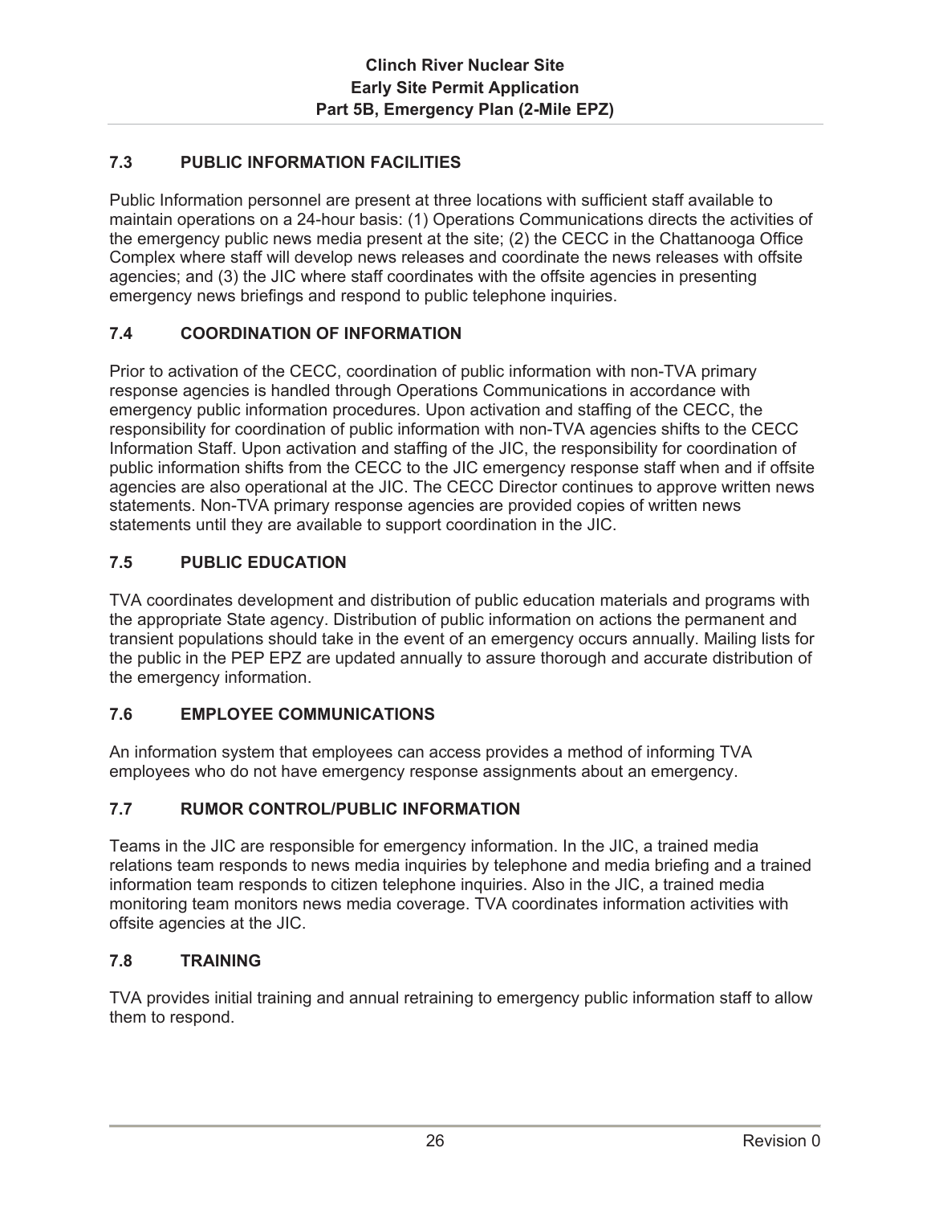## 7.3 PUBLIC INFORMATION FACILITIES

Public Information personnel are present at three locations with sufficient staff available to maintain operations on a 24-hour basis: (1) Operations Communications directs the activities of the emergency public news media present at the site; (2) the CECC in the Chattanooga Office Complex where staff will develop news releases and coordinate the news releases with offsite agencies; and (3) the JIC where staff coordinates with the offsite agencies in presenting emergency news briefings and respond to public telephone inquiries.

## 7.4 COORDINATION OF INFORMATION

Prior to activation of the CECC, coordination of public information with non-TVA primary response agencies is handled through Operations Communications in accordance with emergency public information procedures. Upon activation and staffing of the CECC, the responsibility for coordination of public information with non-TVA agencies shifts to the CECC Information Staff. Upon activation and staffing of the JIC, the responsibility for coordination of public information shifts from the CECC to the JIC emergency response staff when and if offsite agencies are also operational at the JIC. The CECC Director continues to approve written news statements. Non-TVA primary response agencies are provided copies of written news statements until they are available to support coordination in the JIC.

## 7.5 PUBLIC EDUCATION

TVA coordinates development and distribution of public education materials and programs with the appropriate State agency. Distribution of public information on actions the permanent and transient populations should take in the event of an emergency occurs annually. Mailing lists for the public in the PEP EPZ are updated annually to assure thorough and accurate distribution of the emergency information.

## 7.6 EMPLOYEE COMMUNICATIONS

An information system that employees can access provides a method of informing TVA employees who do not have emergency response assignments about an emergency.

## 7.7 RUMOR CONTROL/PUBLIC INFORMATION

Teams in the JIC are responsible for emergency information. In the JIC, a trained media relations team responds to news media inquiries by telephone and media briefing and a trained information team responds to citizen telephone inquiries. Also in the JIC, a trained media monitoring team monitors news media coverage. TVA coordinates information activities with offsite agencies at the JIC.

## 7.8 TRAINING

TVA provides initial training and annual retraining to emergency public information staff to allow them to respond.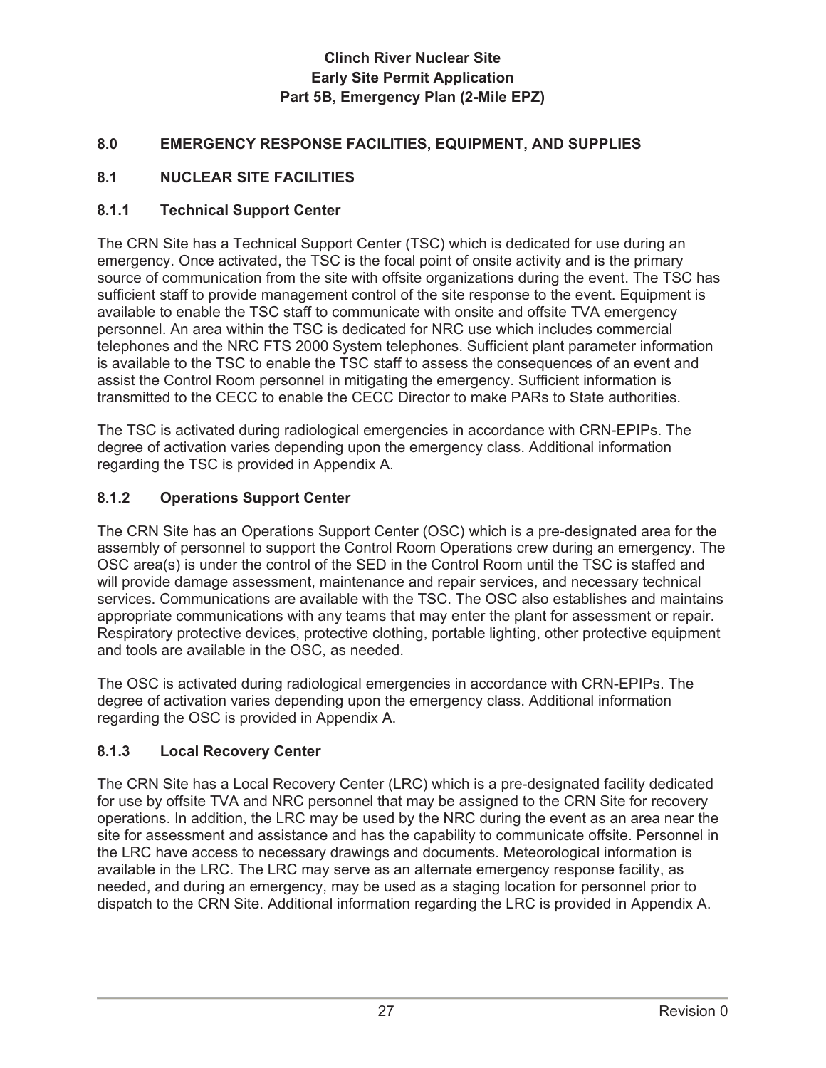## 8.0 EMERGENCY RESPONSE FACILITIES, EQUIPMENT, AND SUPPLIES

### 8.1 NUCLEAR SITE FACILITIES

#### 8.1.1 Technical Support Center

The CRN Site has a Technical Support Center (TSC) which is dedicated for use during an emergency. Once activated, the TSC is the focal point of onsite activity and is the primary source of communication from the site with offsite organizations during the event. The TSC has sufficient staff to provide management control of the site response to the event. Equipment is available to enable the TSC staff to communicate with onsite and offsite TVA emergency personnel. An area within the TSC is dedicated for NRC use which includes commercial telephones and the NRC FTS 2000 System telephones. Sufficient plant parameter information is available to the TSC to enable the TSC staff to assess the consequences of an event and assist the Control Room personnel in mitigating the emergency. Sufficient information is transmitted to the CECC to enable the CECC Director to make PARs to State authorities.

The TSC is activated during radiological emergencies in accordance with CRN-EPIPs. The degree of activation varies depending upon the emergency class. Additional information regarding the TSC is provided in Appendix A.

#### 8.1.2 Operations Support Center

The CRN Site has an Operations Support Center (OSC) which is a pre-designated area for the assembly of personnel to support the Control Room Operations crew during an emergency. The OSC area(s) is under the control of the SED in the Control Room until the TSC is staffed and will provide damage assessment, maintenance and repair services, and necessary technical services. Communications are available with the TSC. The OSC also establishes and maintains appropriate communications with any teams that may enter the plant for assessment or repair. Respiratory protective devices, protective clothing, portable lighting, other protective equipment and tools are available in the OSC, as needed.

The OSC is activated during radiological emergencies in accordance with CRN-EPIPs. The degree of activation varies depending upon the emergency class. Additional information regarding the OSC is provided in Appendix A.

#### 8.1.3 Local Recovery Center

The CRN Site has a Local Recovery Center (LRC) which is a pre-designated facility dedicated for use by offsite TVA and NRC personnel that may be assigned to the CRN Site for recovery operations. In addition, the LRC may be used by the NRC during the event as an area near the site for assessment and assistance and has the capability to communicate offsite. Personnel in the LRC have access to necessary drawings and documents. Meteorological information is available in the LRC. The LRC may serve as an alternate emergency response facility, as needed, and during an emergency, may be used as a staging location for personnel prior to dispatch to the CRN Site. Additional information regarding the LRC is provided in Appendix A.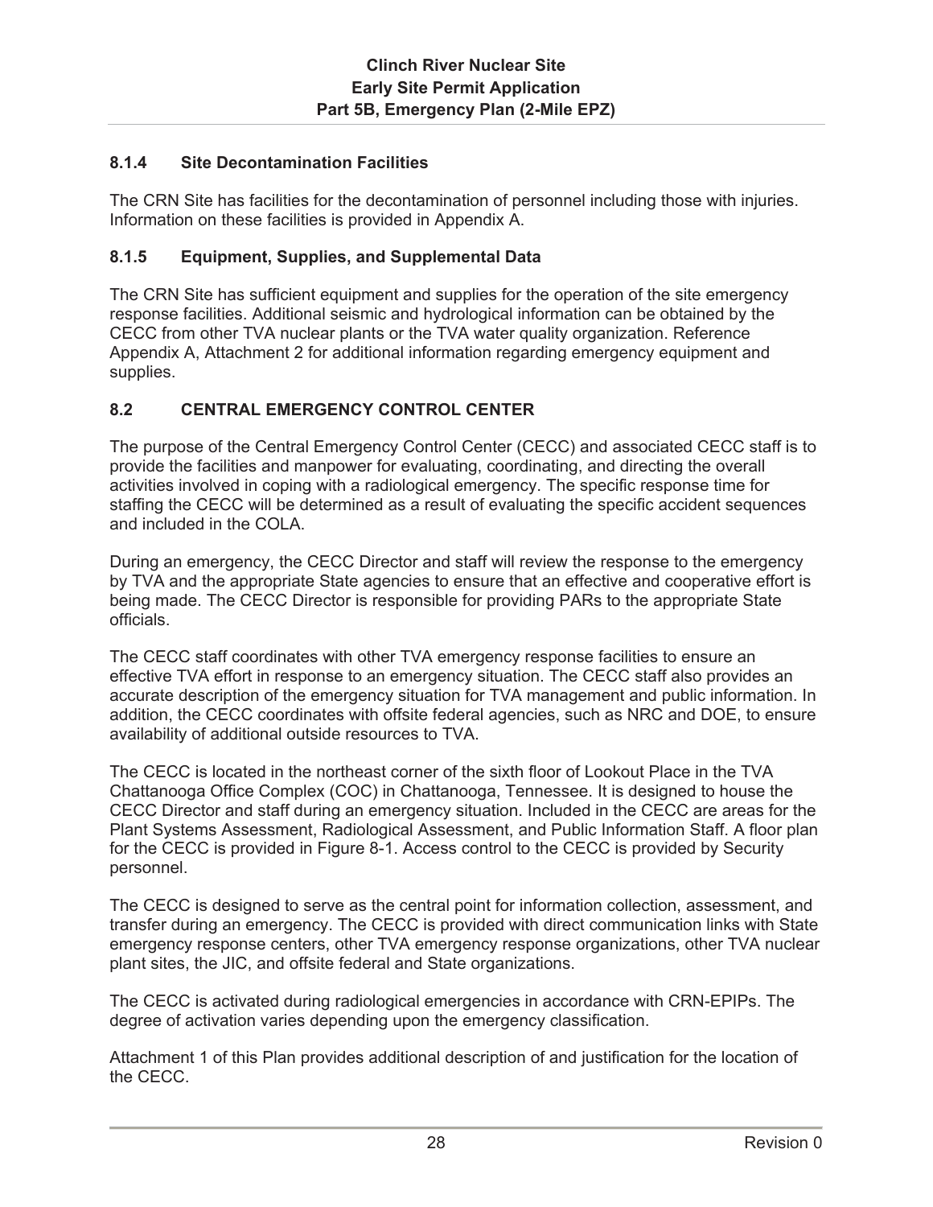### 8.1.4 Site Decontamination Facilities

The CRN Site has facilities for the decontamination of personnel including those with injuries. Information on these facilities is provided in Appendix A.

### 8.1.5 Equipment, Supplies, and Supplemental Data

The CRN Site has sufficient equipment and supplies for the operation of the site emergency response facilities. Additional seismic and hydrological information can be obtained by the CECC from other TVA nuclear plants or the TVA water quality organization. Reference Appendix A, Attachment 2 for additional information regarding emergency equipment and supplies.

## 8.2 CENTRAL EMERGENCY CONTROL CENTER

The purpose of the Central Emergency Control Center (CECC) and associated CECC staff is to provide the facilities and manpower for evaluating, coordinating, and directing the overall activities involved in coping with a radiological emergency. The specific response time for staffing the CECC will be determined as a result of evaluating the specific accident sequences and included in the COLA.

During an emergency, the CECC Director and staff will review the response to the emergency by TVA and the appropriate State agencies to ensure that an effective and cooperative effort is being made. The CECC Director is responsible for providing PARs to the appropriate State officials.

The CECC staff coordinates with other TVA emergency response facilities to ensure an effective TVA effort in response to an emergency situation. The CECC staff also provides an accurate description of the emergency situation for TVA management and public information. In addition, the CECC coordinates with offsite federal agencies, such as NRC and DOE, to ensure availability of additional outside resources to TVA.

The CECC is located in the northeast corner of the sixth floor of Lookout Place in the TVA Chattanooga Office Complex (COC) in Chattanooga, Tennessee. It is designed to house the CECC Director and staff during an emergency situation. Included in the CECC are areas for the Plant Systems Assessment, Radiological Assessment, and Public Information Staff. A floor plan for the CECC is provided in Figure 8-1. Access control to the CECC is provided by Security personnel.

The CECC is designed to serve as the central point for information collection, assessment, and transfer during an emergency. The CECC is provided with direct communication links with State emergency response centers, other TVA emergency response organizations, other TVA nuclear plant sites, the JIC, and offsite federal and State organizations.

The CECC is activated during radiological emergencies in accordance with CRN-EPIPs. The degree of activation varies depending upon the emergency classification.

Attachment 1 of this Plan provides additional description of and justification for the location of the CECC.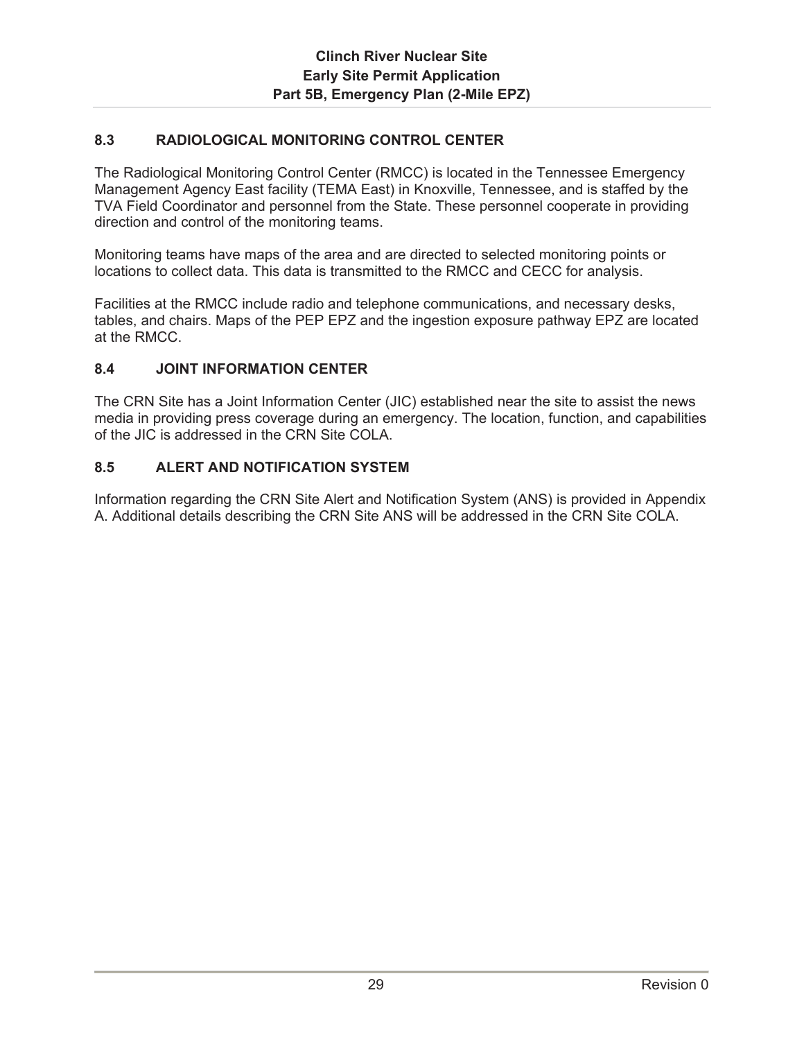## 8.3 RADIOLOGICAL MONITORING CONTROL CENTER

The Radiological Monitoring Control Center (RMCC) is located in the Tennessee Emergency Management Agency East facility (TEMA East) in Knoxville, Tennessee, and is staffed by the TVA Field Coordinator and personnel from the State. These personnel cooperate in providing direction and control of the monitoring teams.

Monitoring teams have maps of the area and are directed to selected monitoring points or locations to collect data. This data is transmitted to the RMCC and CECC for analysis.

Facilities at the RMCC include radio and telephone communications, and necessary desks, tables, and chairs. Maps of the PEP EPZ and the ingestion exposure pathway EPZ are located at the RMCC.

## 8.4 JOINT INFORMATION CENTER

The CRN Site has a Joint Information Center (JIC) established near the site to assist the news media in providing press coverage during an emergency. The location, function, and capabilities of the JIC is addressed in the CRN Site COLA.

## 8.5 ALERT AND NOTIFICATION SYSTEM

Information regarding the CRN Site Alert and Notification System (ANS) is provided in Appendix A. Additional details describing the CRN Site ANS will be addressed in the CRN Site COLA.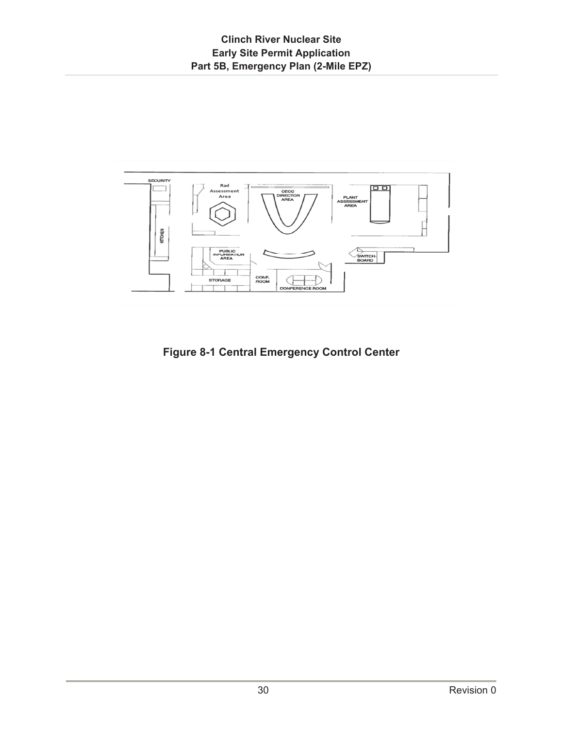SECURITY

Rad Assessment Area

CECC DIRECTOR AREA

PLANT ASSESSMENT AREA

KITCHEN

PUBLIC INFORMATION AREA

SWITCH-BOARD

STORAGE

CONF. ROOM

CONFERENCE ROOM

**Figure 8-1 Central Emergency Control Center**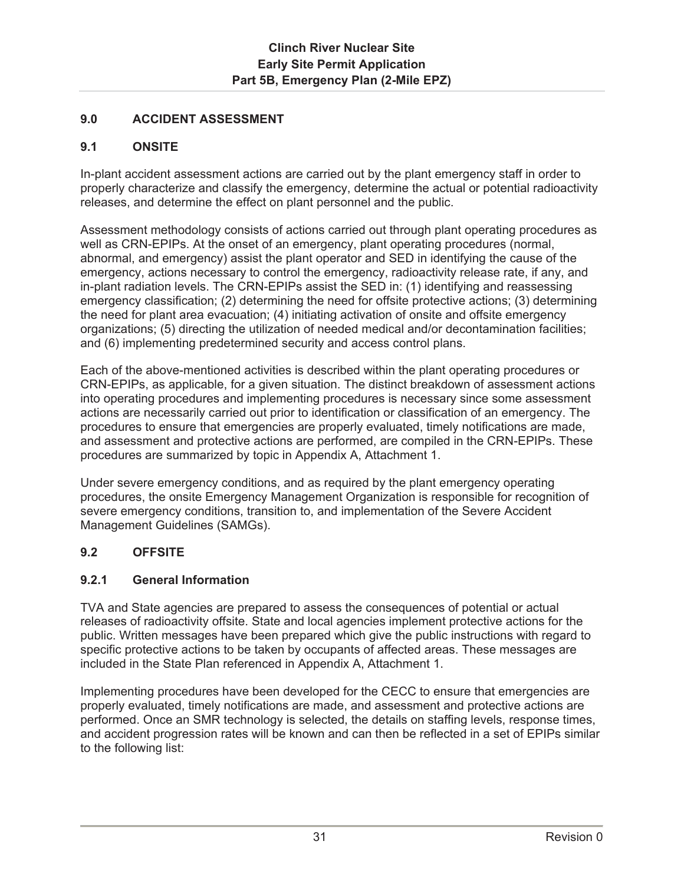## 9.0 ACCIDENT ASSESSMENT

### 9.1 ONSITE

In-plant accident assessment actions are carried out by the plant emergency staff in order to properly characterize and classify the emergency, determine the actual or potential radioactivity releases, and determine the effect on plant personnel and the public.

Assessment methodology consists of actions carried out through plant operating procedures as well as CRN-EPIPs. At the onset of an emergency, plant operating procedures (normal, abnormal, and emergency) assist the plant operator and SED in identifying the cause of the emergency, actions necessary to control the emergency, radioactivity release rate, if any, and in-plant radiation levels. The CRN-EPIPs assist the SED in: (1) identifying and reassessing emergency classification; (2) determining the need for offsite protective actions; (3) determining the need for plant area evacuation; (4) initiating activation of onsite and offsite emergency organizations; (5) directing the utilization of needed medical and/or decontamination facilities; and (6) implementing predetermined security and access control plans.

Each of the above-mentioned activities is described within the plant operating procedures or CRN-EPIPs, as applicable, for a given situation. The distinct breakdown of assessment actions into operating procedures and implementing procedures is necessary since some assessment actions are necessarily carried out prior to identification or classification of an emergency. The procedures to ensure that emergencies are properly evaluated, timely notifications are made, and assessment and protective actions are performed, are compiled in the CRN-EPIPs. These procedures are summarized by topic in Appendix A, Attachment 1.

Under severe emergency conditions, and as required by the plant emergency operating procedures, the onsite Emergency Management Organization is responsible for recognition of severe emergency conditions, transition to, and implementation of the Severe Accident Management Guidelines (SAMGs).

### 9.2 OFFSITE

#### 9.2.1 General Information

TVA and State agencies are prepared to assess the consequences of potential or actual releases of radioactivity offsite. State and local agencies implement protective actions for the public. Written messages have been prepared which give the public instructions with regard to specific protective actions to be taken by occupants of affected areas. These messages are included in the State Plan referenced in Appendix A, Attachment 1.

Implementing procedures have been developed for the CECC to ensure that emergencies are properly evaluated, timely notifications are made, and assessment and protective actions are performed. Once an SMR technology is selected, the details on staffing levels, response times, and accident progression rates will be known and can then be reflected in a set of EPIPs similar to the following list: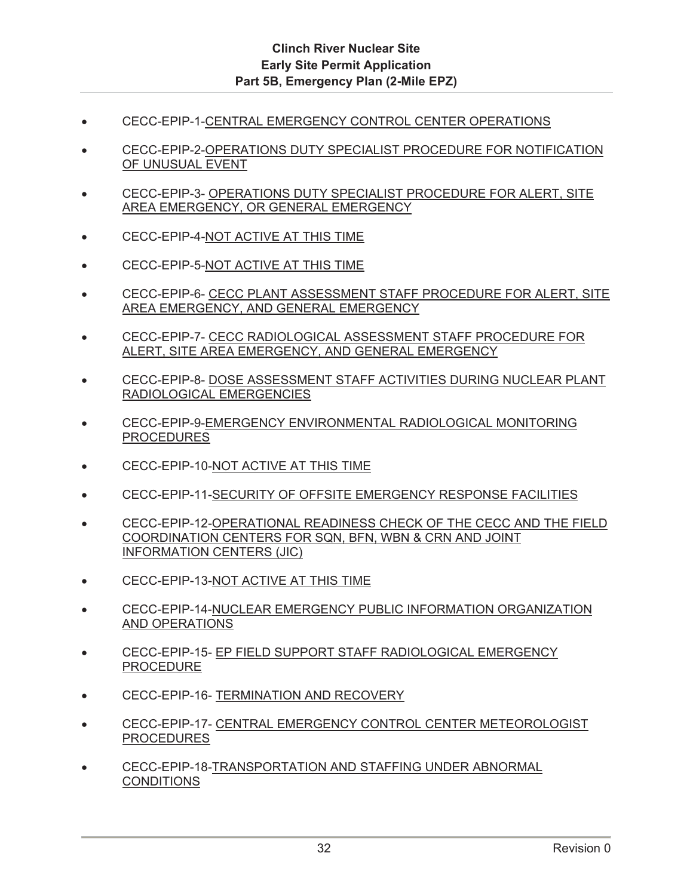- CECC-EPIP-1-CENTRAL EMERGENCY CONTROL CENTER OPERATIONS
- CECC-EPIP-2-OPERATIONS DUTY SPECIALIST PROCEDURE FOR NOTIFICATION OF UNUSUAL EVENT
- CECC-EPIP-3- OPERATIONS DUTY SPECIALIST PROCEDURE FOR ALERT, SITE AREA EMERGENCY, OR GENERAL EMERGENCY
- CECC-EPIP-4-NOT ACTIVE AT THIS TIME
- CECC-EPIP-5-NOT ACTIVE AT THIS TIME
- CECC-EPIP-6- CECC PLANT ASSESSMENT STAFF PROCEDURE FOR ALERT, SITE AREA EMERGENCY, AND GENERAL EMERGENCY
- CECC-EPIP-7- CECC RADIOLOGICAL ASSESSMENT STAFF PROCEDURE FOR ALERT, SITE AREA EMERGENCY, AND GENERAL EMERGENCY
- CECC-EPIP-8- DOSE ASSESSMENT STAFF ACTIVITIES DURING NUCLEAR PLANT RADIOLOGICAL EMERGENCIES
- CECC-EPIP-9-EMERGENCY ENVIRONMENTAL RADIOLOGICAL MONITORING PROCEDURES
- CECC-EPIP-10-NOT ACTIVE AT THIS TIME
- CECC-EPIP-11-SECURITY OF OFFSITE EMERGENCY RESPONSE FACILITIES
- CECC-EPIP-12-OPERATIONAL READINESS CHECK OF THE CECC AND THE FIELD COORDINATION CENTERS FOR SQN, BFN, WBN & CRN AND JOINT INFORMATION CENTERS (JIC)
- CECC-EPIP-13-NOT ACTIVE AT THIS TIME
- CECC-EPIP-14-NUCLEAR EMERGENCY PUBLIC INFORMATION ORGANIZATION AND OPERATIONS
- CECC-EPIP-15- EP FIELD SUPPORT STAFF RADIOLOGICAL EMERGENCY PROCEDURE
- CECC-EPIP-16- TERMINATION AND RECOVERY
- CECC-EPIP-17- CENTRAL EMERGENCY CONTROL CENTER METEOROLOGIST PROCEDURES
- CECC-EPIP-18-TRANSPORTATION AND STAFFING UNDER ABNORMAL CONDITIONS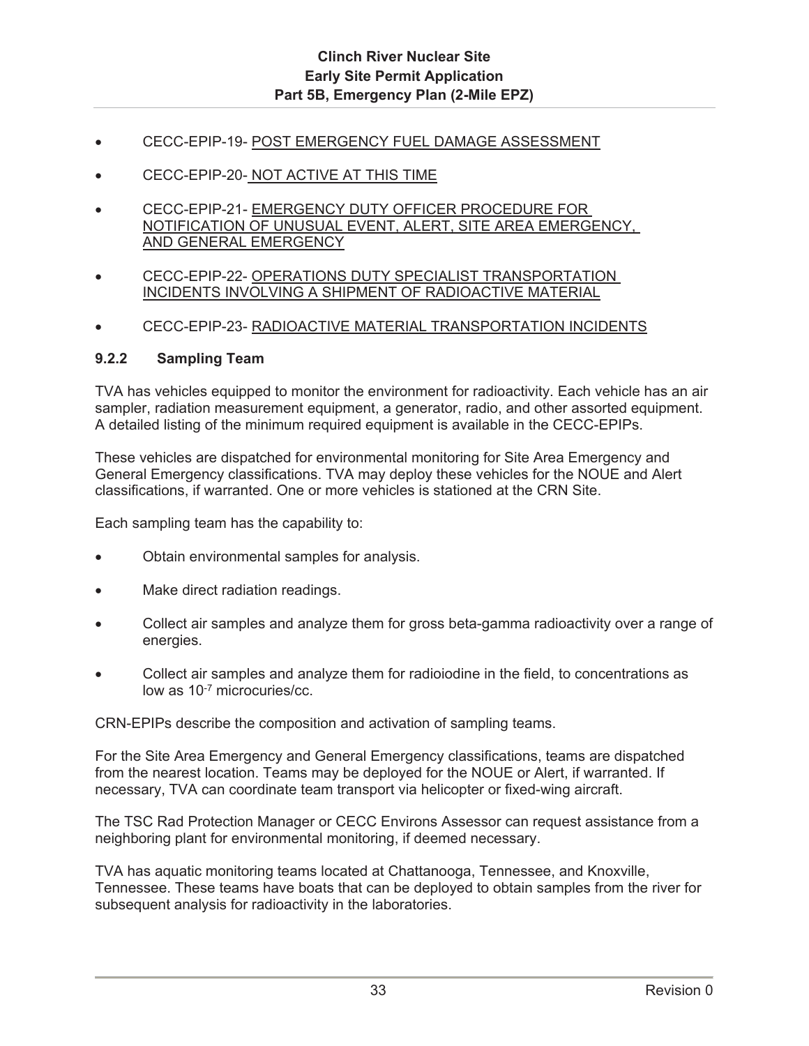- CECC-EPIP-19- POST EMERGENCY FUEL DAMAGE ASSESSMENT
- CECC-EPIP-20- NOT ACTIVE AT THIS TIME
- CECC-EPIP-21- EMERGENCY DUTY OFFICER PROCEDURE FOR NOTIFICATION OF UNUSUAL EVENT, ALERT, SITE AREA EMERGENCY, AND GENERAL EMERGENCY
- CECC-EPIP-22- OPERATIONS DUTY SPECIALIST TRANSPORTATION INCIDENTS INVOLVING A SHIPMENT OF RADIOACTIVE MATERIAL
- CECC-EPIP-23- RADIOACTIVE MATERIAL TRANSPORTATION INCIDENTS

### 9.2.2 Sampling Team

TVA has vehicles equipped to monitor the environment for radioactivity. Each vehicle has an air sampler, radiation measurement equipment, a generator, radio, and other assorted equipment. A detailed listing of the minimum required equipment is available in the CECC-EPIPs.

These vehicles are dispatched for environmental monitoring for Site Area Emergency and General Emergency classifications. TVA may deploy these vehicles for the NOUE and Alert classifications, if warranted. One or more vehicles is stationed at the CRN Site.

Each sampling team has the capability to:

- Obtain environmental samples for analysis.
- Make direct radiation readings.
- Collect air samples and analyze them for gross beta-gamma radioactivity over a range of energies.
- Collect air samples and analyze them for radioiodine in the field, to concentrations as low as $10^{-7}$ microcuries/cc.

CRN-EPIPs describe the composition and activation of sampling teams.

For the Site Area Emergency and General Emergency classifications, teams are dispatched from the nearest location. Teams may be deployed for the NOUE or Alert, if warranted. If necessary, TVA can coordinate team transport via helicopter or fixed-wing aircraft.

The TSC Rad Protection Manager or CECC Environs Assessor can request assistance from a neighboring plant for environmental monitoring, if deemed necessary.

TVA has aquatic monitoring teams located at Chattanooga, Tennessee, and Knoxville, Tennessee. These teams have boats that can be deployed to obtain samples from the river for subsequent analysis for radioactivity in the laboratories.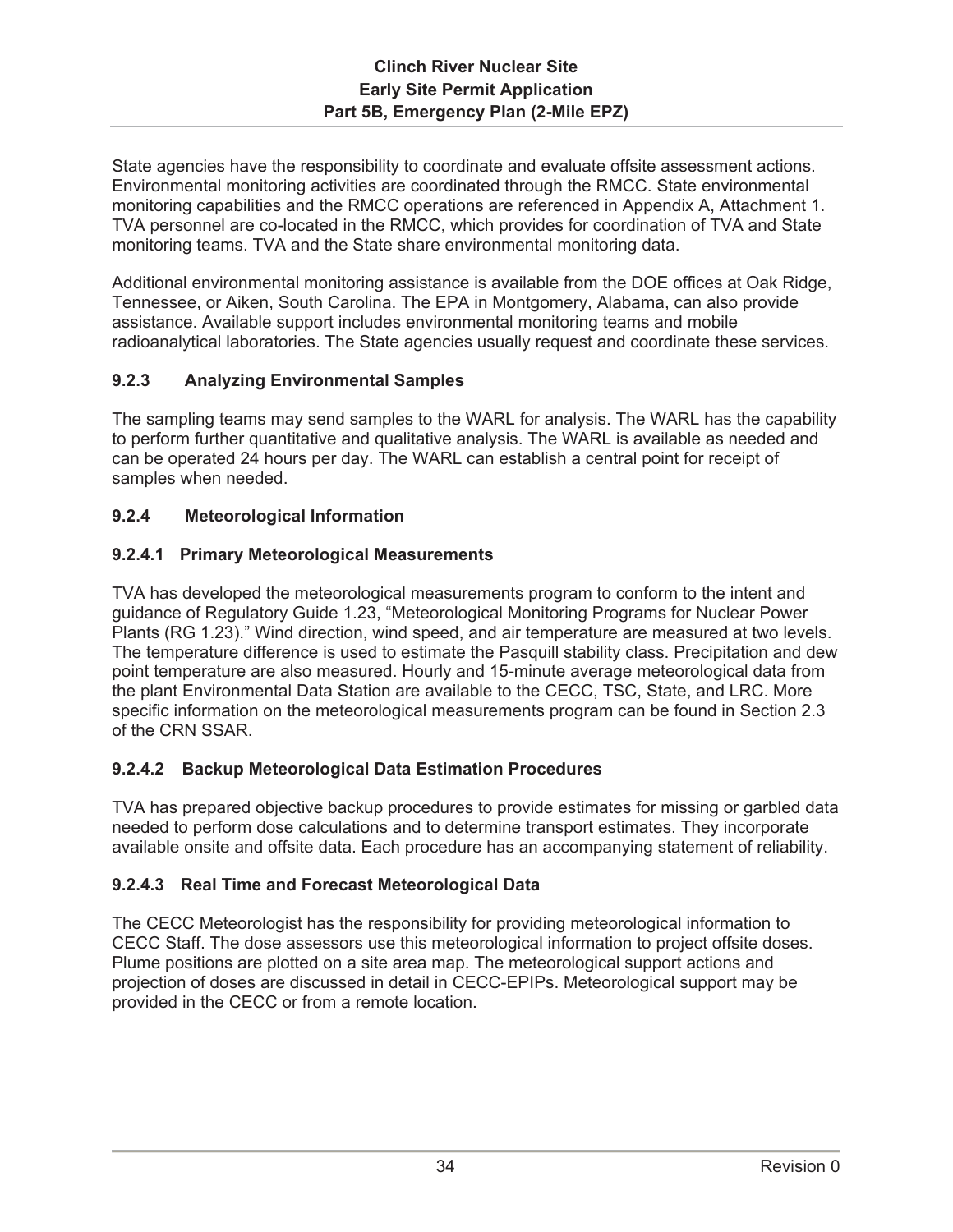State agencies have the responsibility to coordinate and evaluate offsite assessment actions. Environmental monitoring activities are coordinated through the RMCC. State environmental monitoring capabilities and the RMCC operations are referenced in Appendix A, Attachment 1. TVA personnel are co-located in the RMCC, which provides for coordination of TVA and State monitoring teams. TVA and the State share environmental monitoring data.

Additional environmental monitoring assistance is available from the DOE offices at Oak Ridge, Tennessee, or Aiken, South Carolina. The EPA in Montgomery, Alabama, can also provide assistance. Available support includes environmental monitoring teams and mobile radioanalytical laboratories. The State agencies usually request and coordinate these services.

### 9.2.3 Analyzing Environmental Samples

The sampling teams may send samples to the WARL for analysis. The WARL has the capability to perform further quantitative and qualitative analysis. The WARL is available as needed and can be operated 24 hours per day. The WARL can establish a central point for receipt of samples when needed.

### 9.2.4 Meteorological Information

#### 9.2.4.1 Primary Meteorological Measurements

TVA has developed the meteorological measurements program to conform to the intent and guidance of Regulatory Guide 1.23, "Meteorological Monitoring Programs for Nuclear Power Plants (RG 1.23)." Wind direction, wind speed, and air temperature are measured at two levels. The temperature difference is used to estimate the Pasquill stability class. Precipitation and dew point temperature are also measured. Hourly and 15-minute average meteorological data from the plant Environmental Data Station are available to the CECC, TSC, State, and LRC. More specific information on the meteorological measurements program can be found in Section 2.3 of the CRN SSAR.

#### 9.2.4.2 Backup Meteorological Data Estimation Procedures

TVA has prepared objective backup procedures to provide estimates for missing or garbled data needed to perform dose calculations and to determine transport estimates. They incorporate available onsite and offsite data. Each procedure has an accompanying statement of reliability.

#### 9.2.4.3 Real Time and Forecast Meteorological Data

The CECC Meteorologist has the responsibility for providing meteorological information to CECC Staff. The dose assessors use this meteorological information to project offsite doses. Plume positions are plotted on a site area map. The meteorological support actions and projection of doses are discussed in detail in CECC-EPIPs. Meteorological support may be provided in the CECC or from a remote location.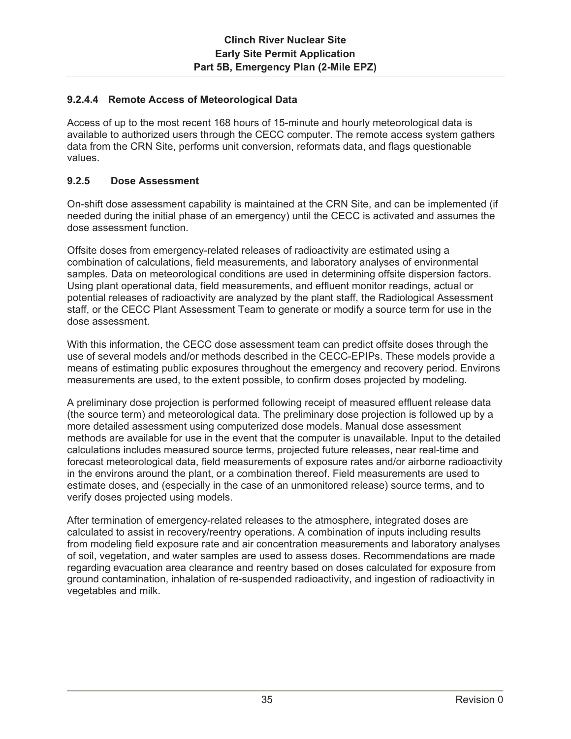#### 9.2.4.4 Remote Access of Meteorological Data

Access of up to the most recent 168 hours of 15-minute and hourly meteorological data is available to authorized users through the CECC computer. The remote access system gathers data from the CRN Site, performs unit conversion, reformats data, and flags questionable values.

### 9.2.5 Dose Assessment

On-shift dose assessment capability is maintained at the CRN Site, and can be implemented (if needed during the initial phase of an emergency) until the CECC is activated and assumes the dose assessment function.

Offsite doses from emergency-related releases of radioactivity are estimated using a combination of calculations, field measurements, and laboratory analyses of environmental samples. Data on meteorological conditions are used in determining offsite dispersion factors. Using plant operational data, field measurements, and effluent monitor readings, actual or potential releases of radioactivity are analyzed by the plant staff, the Radiological Assessment staff, or the CECC Plant Assessment Team to generate or modify a source term for use in the dose assessment.

With this information, the CECC dose assessment team can predict offsite doses through the use of several models and/or methods described in the CECC-EPIPs. These models provide a means of estimating public exposures throughout the emergency and recovery period. Environs measurements are used, to the extent possible, to confirm doses projected by modeling.

A preliminary dose projection is performed following receipt of measured effluent release data (the source term) and meteorological data. The preliminary dose projection is followed up by a more detailed assessment using computerized dose models. Manual dose assessment methods are available for use in the event that the computer is unavailable. Input to the detailed calculations includes measured source terms, projected future releases, near real-time and forecast meteorological data, field measurements of exposure rates and/or airborne radioactivity in the environs around the plant, or a combination thereof. Field measurements are used to estimate doses, and (especially in the case of an unmonitored release) source terms, and to verify doses projected using models.

After termination of emergency-related releases to the atmosphere, integrated doses are calculated to assist in recovery/reentry operations. A combination of inputs including results from modeling field exposure rate and air concentration measurements and laboratory analyses of soil, vegetation, and water samples are used to assess doses. Recommendations are made regarding evacuation area clearance and reentry based on doses calculated for exposure from ground contamination, inhalation of re-suspended radioactivity, and ingestion of radioactivity in vegetables and milk.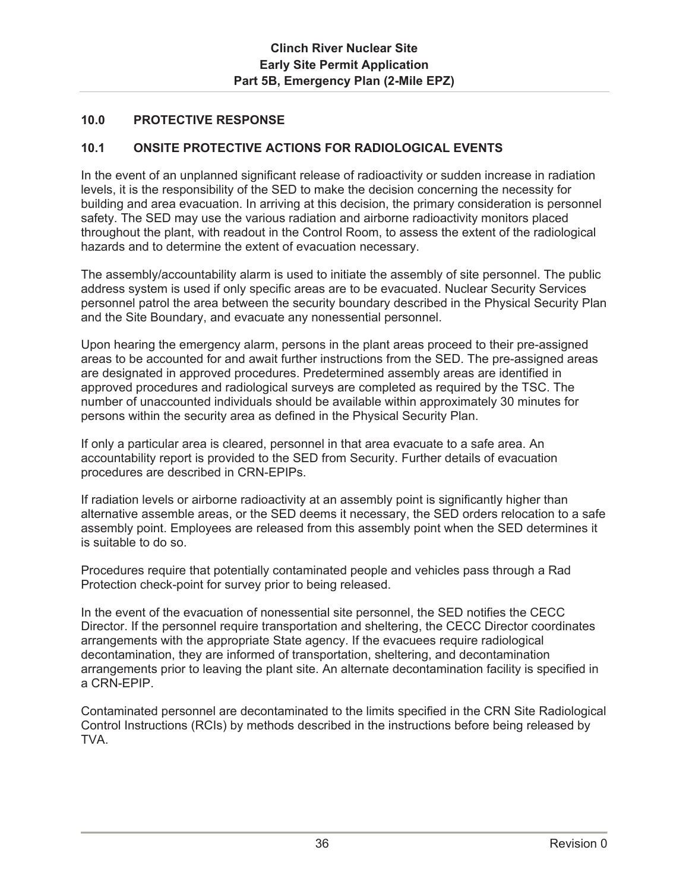## 10.0 PROTECTIVE RESPONSE

### 10.1 ONSITE PROTECTIVE ACTIONS FOR RADIOLOGICAL EVENTS

In the event of an unplanned significant release of radioactivity or sudden increase in radiation levels, it is the responsibility of the SED to make the decision concerning the necessity for building and area evacuation. In arriving at this decision, the primary consideration is personnel safety. The SED may use the various radiation and airborne radioactivity monitors placed throughout the plant, with readout in the Control Room, to assess the extent of the radiological hazards and to determine the extent of evacuation necessary.

The assembly/accountability alarm is used to initiate the assembly of site personnel. The public address system is used if only specific areas are to be evacuated. Nuclear Security Services personnel patrol the area between the security boundary described in the Physical Security Plan and the Site Boundary, and evacuate any nonessential personnel.

Upon hearing the emergency alarm, persons in the plant areas proceed to their pre-assigned areas to be accounted for and await further instructions from the SED. The pre-assigned areas are designated in approved procedures. Predetermined assembly areas are identified in approved procedures and radiological surveys are completed as required by the TSC. The number of unaccounted individuals should be available within approximately 30 minutes for persons within the security area as defined in the Physical Security Plan.

If only a particular area is cleared, personnel in that area evacuate to a safe area. An accountability report is provided to the SED from Security. Further details of evacuation procedures are described in CRN-EPIPs.

If radiation levels or airborne radioactivity at an assembly point is significantly higher than alternative assemble areas, or the SED deems it necessary, the SED orders relocation to a safe assembly point. Employees are released from this assembly point when the SED determines it is suitable to do so.

Procedures require that potentially contaminated people and vehicles pass through a Rad Protection check-point for survey prior to being released.

In the event of the evacuation of nonessential site personnel, the SED notifies the CECC Director. If the personnel require transportation and sheltering, the CECC Director coordinates arrangements with the appropriate State agency. If the evacuees require radiological decontamination, they are informed of transportation, sheltering, and decontamination arrangements prior to leaving the plant site. An alternate decontamination facility is specified in a CRN-EPIP.

Contaminated personnel are decontaminated to the limits specified in the CRN Site Radiological Control Instructions (RCIs) by methods described in the instructions before being released by TVA.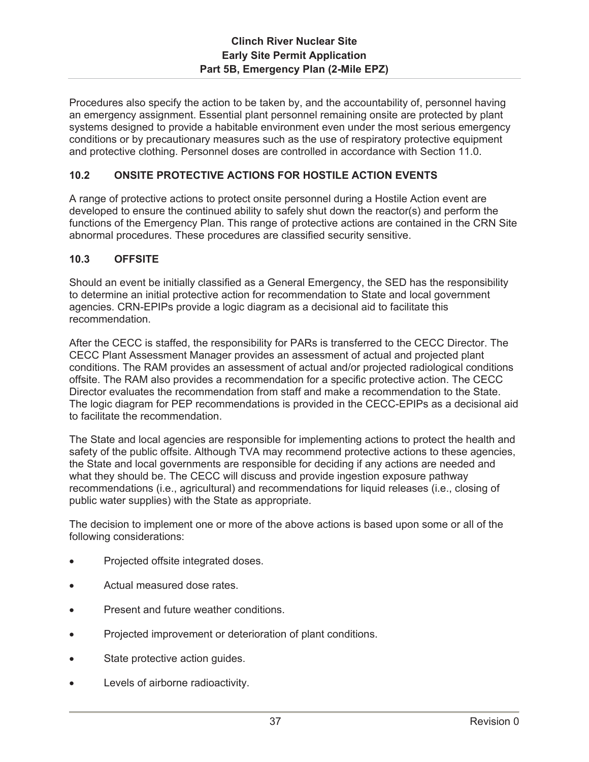Procedures also specify the action to be taken by, and the accountability of, personnel having an emergency assignment. Essential plant personnel remaining onsite are protected by plant systems designed to provide a habitable environment even under the most serious emergency conditions or by precautionary measures such as the use of respiratory protective equipment and protective clothing. Personnel doses are controlled in accordance with Section 11.0.

## 10.2 ONSITE PROTECTIVE ACTIONS FOR HOSTILE ACTION EVENTS

A range of protective actions to protect onsite personnel during a Hostile Action event are developed to ensure the continued ability to safely shut down the reactor(s) and perform the functions of the Emergency Plan. This range of protective actions are contained in the CRN Site abnormal procedures. These procedures are classified security sensitive.

## 10.3 OFFSITE

Should an event be initially classified as a General Emergency, the SED has the responsibility to determine an initial protective action for recommendation to State and local government agencies. CRN-EPIPs provide a logic diagram as a decisional aid to facilitate this recommendation.

After the CECC is staffed, the responsibility for PARs is transferred to the CECC Director. The CECC Plant Assessment Manager provides an assessment of actual and projected plant conditions. The RAM provides an assessment of actual and/or projected radiological conditions offsite. The RAM also provides a recommendation for a specific protective action. The CECC Director evaluates the recommendation from staff and make a recommendation to the State. The logic diagram for PEP recommendations is provided in the CECC-EPIPs as a decisional aid to facilitate the recommendation.

The State and local agencies are responsible for implementing actions to protect the health and safety of the public offsite. Although TVA may recommend protective actions to these agencies, the State and local governments are responsible for deciding if any actions are needed and what they should be. The CECC will discuss and provide ingestion exposure pathway recommendations (i.e., agricultural) and recommendations for liquid releases (i.e., closing of public water supplies) with the State as appropriate.

The decision to implement one or more of the above actions is based upon some or all of the following considerations:

- Projected offsite integrated doses.
- Actual measured dose rates.
- Present and future weather conditions.
- Projected improvement or deterioration of plant conditions.
- State protective action guides.
- Levels of airborne radioactivity.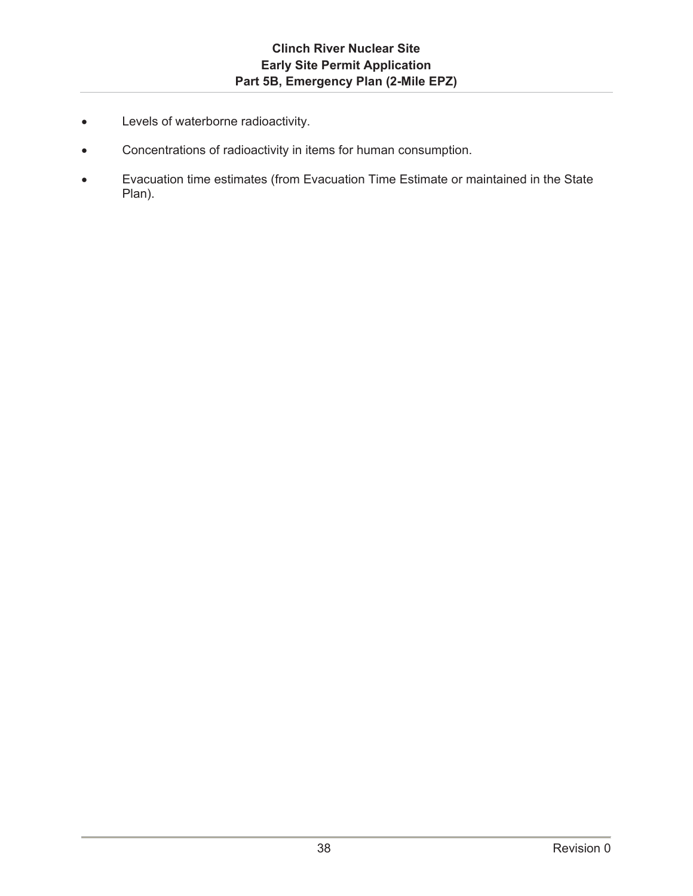- Levels of waterborne radioactivity.
- Concentrations of radioactivity in items for human consumption.
- Evacuation time estimates (from Evacuation Time Estimate or maintained in the State Plan).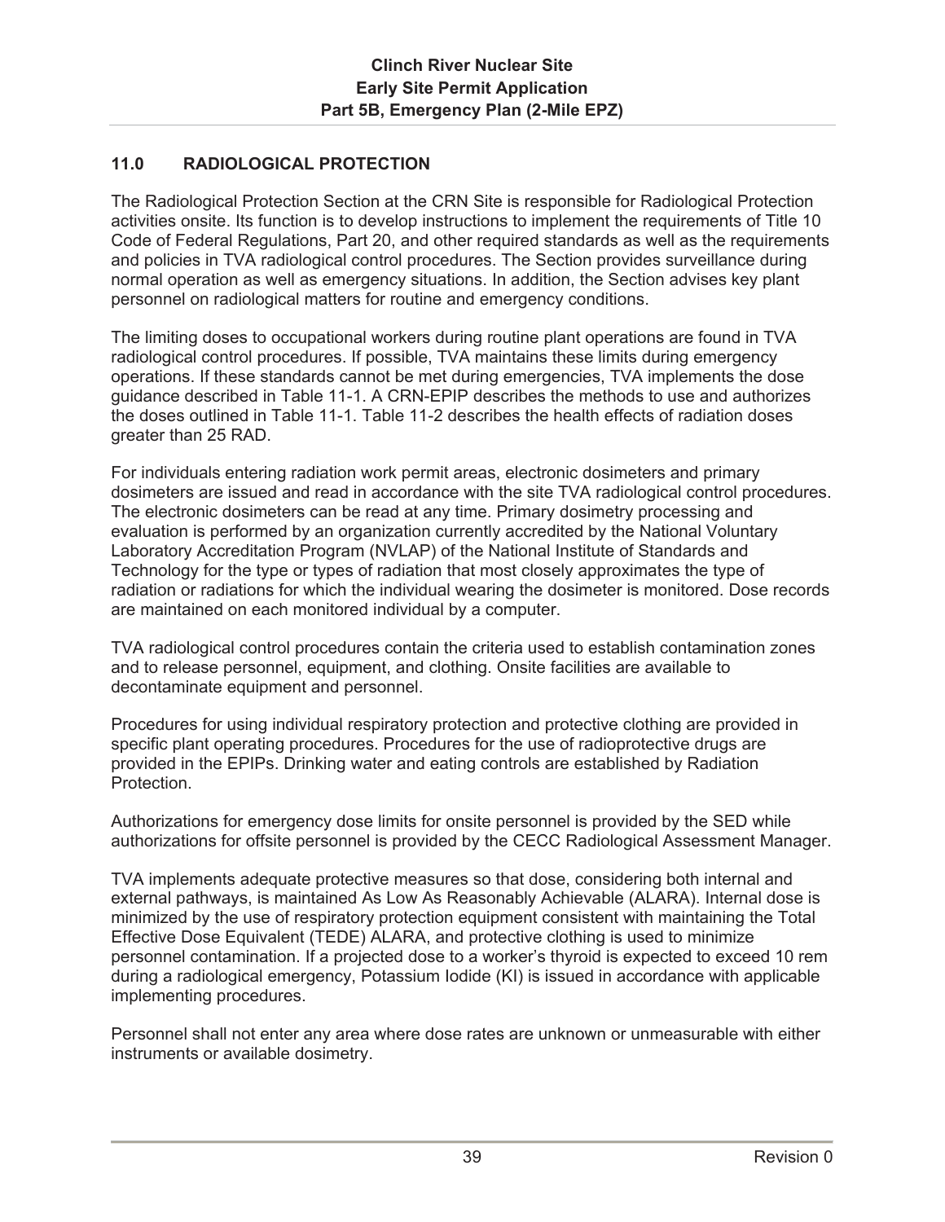## 11.0 RADIOLOGICAL PROTECTION

The Radiological Protection Section at the CRN Site is responsible for Radiological Protection activities onsite. Its function is to develop instructions to implement the requirements of Title 10 Code of Federal Regulations, Part 20, and other required standards as well as the requirements and policies in TVA radiological control procedures. The Section provides surveillance during normal operation as well as emergency situations. In addition, the Section advises key plant personnel on radiological matters for routine and emergency conditions.

The limiting doses to occupational workers during routine plant operations are found in TVA radiological control procedures. If possible, TVA maintains these limits during emergency operations. If these standards cannot be met during emergencies, TVA implements the dose guidance described in Table 11-1. A CRN-EPIP describes the methods to use and authorizes the doses outlined in Table 11-1. Table 11-2 describes the health effects of radiation doses greater than 25 RAD.

For individuals entering radiation work permit areas, electronic dosimeters and primary dosimeters are issued and read in accordance with the site TVA radiological control procedures. The electronic dosimeters can be read at any time. Primary dosimetry processing and evaluation is performed by an organization currently accredited by the National Voluntary Laboratory Accreditation Program (NVLAP) of the National Institute of Standards and Technology for the type or types of radiation that most closely approximates the type of radiation or radiations for which the individual wearing the dosimeter is monitored. Dose records are maintained on each monitored individual by a computer.

TVA radiological control procedures contain the criteria used to establish contamination zones and to release personnel, equipment, and clothing. Onsite facilities are available to decontaminate equipment and personnel.

Procedures for using individual respiratory protection and protective clothing are provided in specific plant operating procedures. Procedures for the use of radioprotective drugs are provided in the EPIPs. Drinking water and eating controls are established by Radiation Protection.

Authorizations for emergency dose limits for onsite personnel is provided by the SED while authorizations for offsite personnel is provided by the CECC Radiological Assessment Manager.

TVA implements adequate protective measures so that dose, considering both internal and external pathways, is maintained As Low As Reasonably Achievable (ALARA). Internal dose is minimized by the use of respiratory protection equipment consistent with maintaining the Total Effective Dose Equivalent (TEDE) ALARA, and protective clothing is used to minimize personnel contamination. If a projected dose to a worker's thyroid is expected to exceed 10 rem during a radiological emergency, Potassium Iodide (KI) is issued in accordance with applicable implementing procedures.

Personnel shall not enter any area where dose rates are unknown or unmeasurable with either instruments or available dosimetry.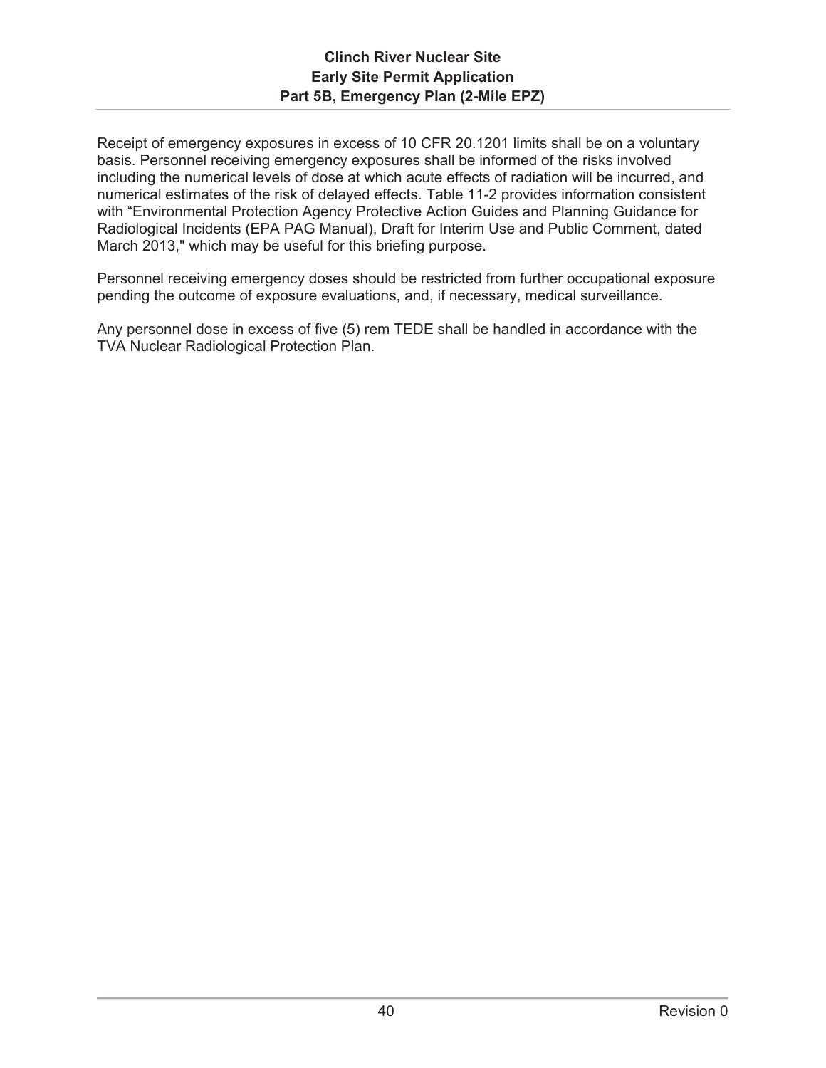Receipt of emergency exposures in excess of 10 CFR 20.1201 limits shall be on a voluntary basis. Personnel receiving emergency exposures shall be informed of the risks involved including the numerical levels of dose at which acute effects of radiation will be incurred, and numerical estimates of the risk of delayed effects. Table 11-2 provides information consistent with “Environmental Protection Agency Protective Action Guides and Planning Guidance for Radiological Incidents (EPA PAG Manual), Draft for Interim Use and Public Comment, dated March 2013," which may be useful for this briefing purpose.

Personnel receiving emergency doses should be restricted from further occupational exposure pending the outcome of exposure evaluations, and, if necessary, medical surveillance.

Any personnel dose in excess of five (5) rem TEDE shall be handled in accordance with the TVA Nuclear Radiological Protection Plan.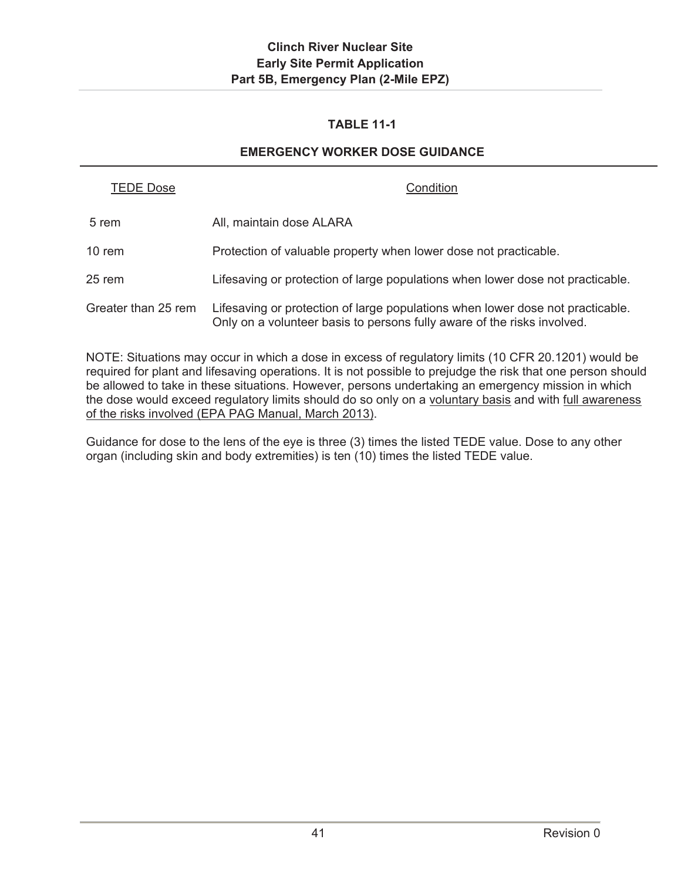## TABLE 11-1

## EMERGENCY WORKER DOSE GUIDANCE

| TEDE Dose | Condition |
|---|---|
| 5 rem | All, maintain dose ALARA |
| 10 rem | Protection of valuable property when lower dose not practicable. |
| 25 rem | Lifesaving or protection of large populations when lower dose not practicable. |
| Greater than 25 rem | Lifesaving or protection of large populations when lower dose not practicable. Only on a volunteer basis to persons fully aware of the risks involved. |

NOTE: Situations may occur in which a dose in excess of regulatory limits (10 CFR 20.1201) would be required for plant and lifesaving operations. It is not possible to prejudge the risk that one person should be allowed to take in these situations. However, persons undertaking an emergency mission in which the dose would exceed regulatory limits should do so only on a voluntary basis and with full awareness of the risks involved (EPA PAG Manual, March 2013).

Guidance for dose to the lens of the eye is three (3) times the listed TEDE value. Dose to any other organ (including skin and body extremities) is ten (10) times the listed TEDE value.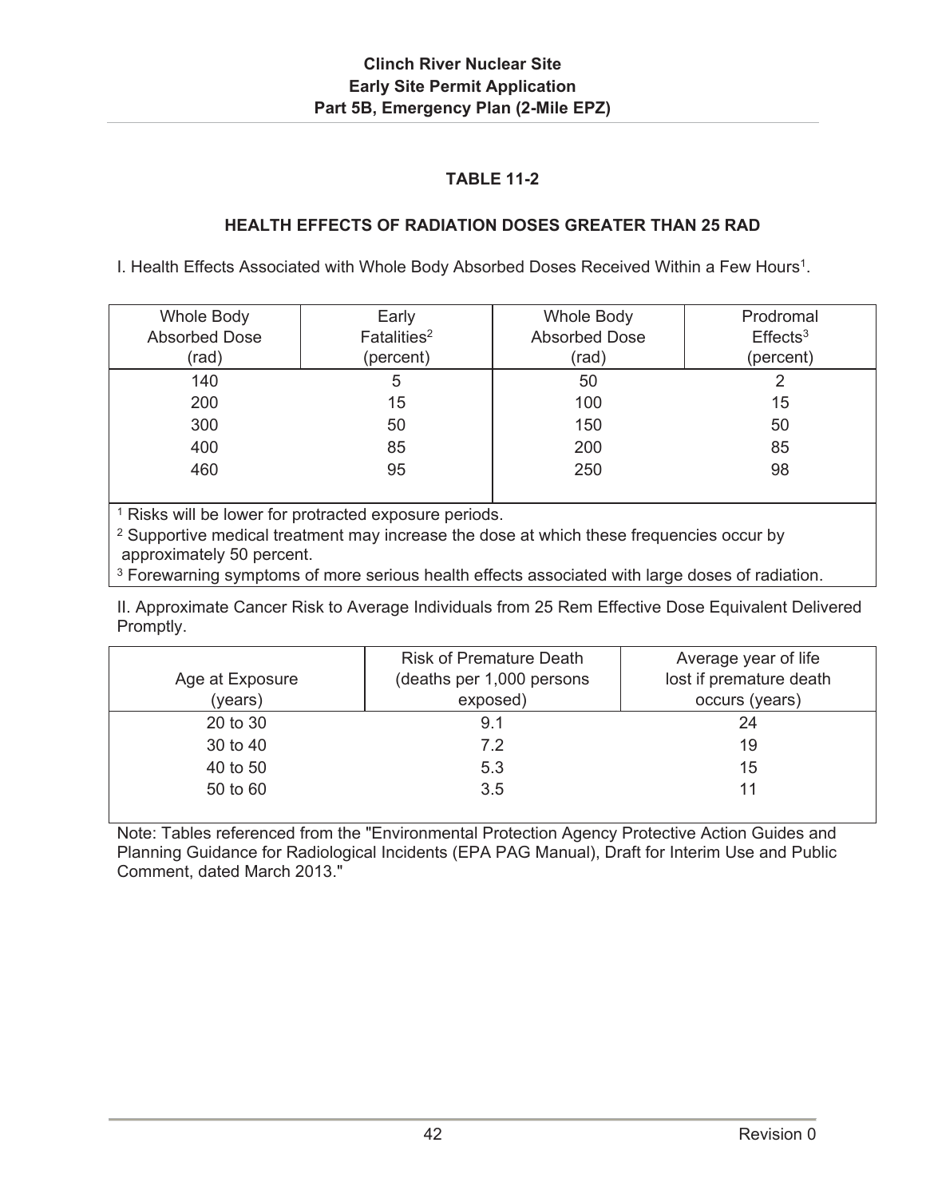**TABLE 11-2**

**HEALTH EFFECTS OF RADIATION DOSES GREATER THAN 25 RAD**

I. Health Effects Associated with Whole Body Absorbed Doses Received Within a Few Hours[1].

| Whole Body Absorbed Dose (rad) | Early Fatalities[2] (percent) | Whole Body Absorbed Dose (rad) | Prodromal Effects[3] (percent) |
|---|---|---|---|
| 140 | 5 | 50 | 2 |
| 200 | 15 | 100 | 15 |
| 300 | 50 | 150 | 50 |
| 400 | 85 | 200 | 85 |
| 460 | 95 | 250 | 98 |

[1] Risks will be lower for protracted exposure periods.
[2] Supportive medical treatment may increase the dose at which these frequencies occur by approximately 50 percent.
[3] Forewarning symptoms of more serious health effects associated with large doses of radiation.

II. Approximate Cancer Risk to Average Individuals from 25 Rem Effective Dose Equivalent Delivered Promptly.

| Age at Exposure (years) | Risk of Premature Death (deaths per 1,000 persons exposed) | Average year of life lost if premature death occurs (years) |
|---|---|---|
| 20 to 30 | 9.1 | 24 |
| 30 to 40 | 7.2 | 19 |
| 40 to 50 | 5.3 | 15 |
| 50 to 60 | 3.5 | 11 |

Note: Tables referenced from the "Environmental Protection Agency Protective Action Guides and Planning Guidance for Radiological Incidents (EPA PAG Manual), Draft for Interim Use and Public Comment, dated March 2013."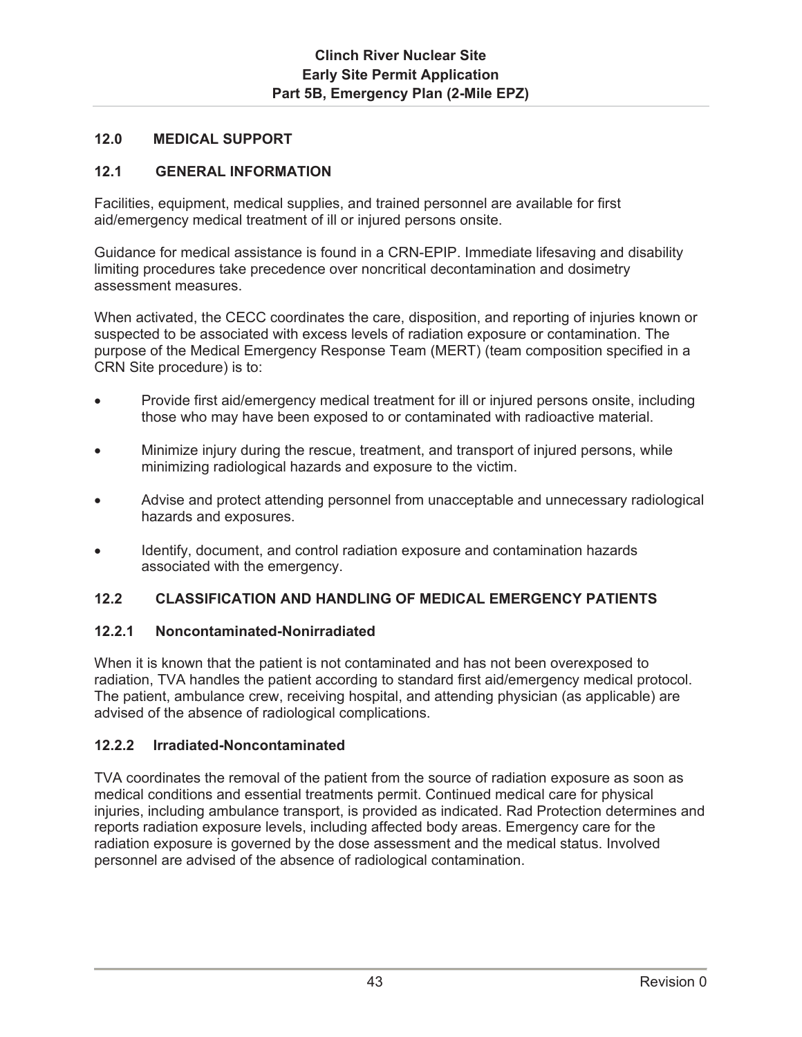## 12.0 MEDICAL SUPPORT

### 12.1 GENERAL INFORMATION

Facilities, equipment, medical supplies, and trained personnel are available for first aid/emergency medical treatment of ill or injured persons onsite.

Guidance for medical assistance is found in a CRN-EPIP. Immediate lifesaving and disability limiting procedures take precedence over noncritical decontamination and dosimetry assessment measures.

When activated, the CECC coordinates the care, disposition, and reporting of injuries known or suspected to be associated with excess levels of radiation exposure or contamination. The purpose of the Medical Emergency Response Team (MERT) (team composition specified in a CRN Site procedure) is to:

- Provide first aid/emergency medical treatment for ill or injured persons onsite, including those who may have been exposed to or contaminated with radioactive material.
- Minimize injury during the rescue, treatment, and transport of injured persons, while minimizing radiological hazards and exposure to the victim.
- Advise and protect attending personnel from unacceptable and unnecessary radiological hazards and exposures.
- Identify, document, and control radiation exposure and contamination hazards associated with the emergency.

### 12.2 CLASSIFICATION AND HANDLING OF MEDICAL EMERGENCY PATIENTS

#### 12.2.1 Noncontaminated-Nonirradiated

When it is known that the patient is not contaminated and has not been overexposed to radiation, TVA handles the patient according to standard first aid/emergency medical protocol. The patient, ambulance crew, receiving hospital, and attending physician (as applicable) are advised of the absence of radiological complications.

#### 12.2.2 Irradiated-Noncontaminated

TVA coordinates the removal of the patient from the source of radiation exposure as soon as medical conditions and essential treatments permit. Continued medical care for physical injuries, including ambulance transport, is provided as indicated. Rad Protection determines and reports radiation exposure levels, including affected body areas. Emergency care for the radiation exposure is governed by the dose assessment and the medical status. Involved personnel are advised of the absence of radiological contamination.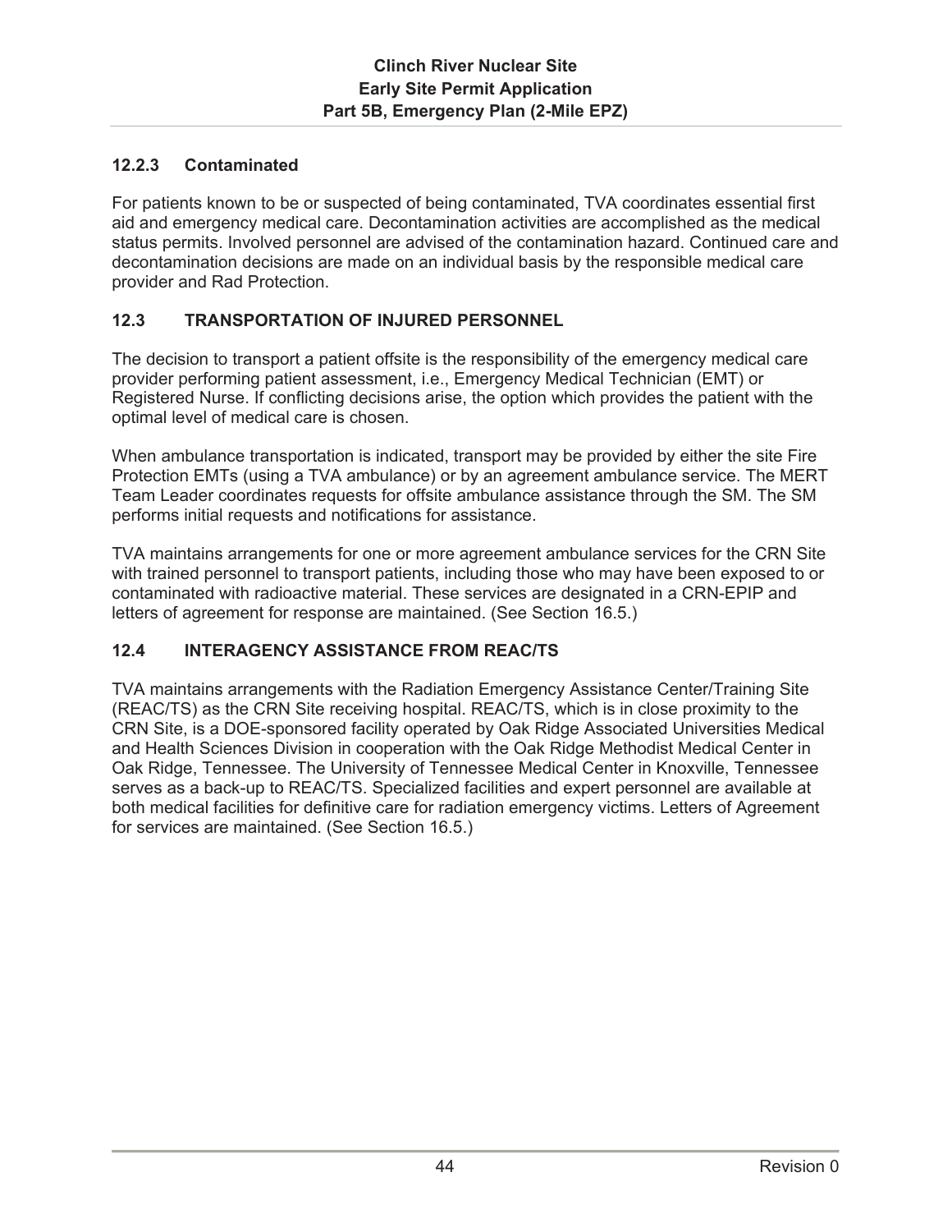### 12.2.3 Contaminated

For patients known to be or suspected of being contaminated, TVA coordinates essential first aid and emergency medical care. Decontamination activities are accomplished as the medical status permits. Involved personnel are advised of the contamination hazard. Continued care and decontamination decisions are made on an individual basis by the responsible medical care provider and Rad Protection.

## 12.3 TRANSPORTATION OF INJURED PERSONNEL

The decision to transport a patient offsite is the responsibility of the emergency medical care provider performing patient assessment, i.e., Emergency Medical Technician (EMT) or Registered Nurse. If conflicting decisions arise, the option which provides the patient with the optimal level of medical care is chosen.

When ambulance transportation is indicated, transport may be provided by either the site Fire Protection EMTs (using a TVA ambulance) or by an agreement ambulance service. The MERT Team Leader coordinates requests for offsite ambulance assistance through the SM. The SM performs initial requests and notifications for assistance.

TVA maintains arrangements for one or more agreement ambulance services for the CRN Site with trained personnel to transport patients, including those who may have been exposed to or contaminated with radioactive material. These services are designated in a CRN-EPIP and letters of agreement for response are maintained. (See Section 16.5.)

## 12.4 INTERAGENCY ASSISTANCE FROM REAC/TS

TVA maintains arrangements with the Radiation Emergency Assistance Center/Training Site (REAC/TS) as the CRN Site receiving hospital. REAC/TS, which is in close proximity to the CRN Site, is a DOE-sponsored facility operated by Oak Ridge Associated Universities Medical and Health Sciences Division in cooperation with the Oak Ridge Methodist Medical Center in Oak Ridge, Tennessee. The University of Tennessee Medical Center in Knoxville, Tennessee serves as a back-up to REAC/TS. Specialized facilities and expert personnel are available at both medical facilities for definitive care for radiation emergency victims. Letters of Agreement for services are maintained. (See Section 16.5.)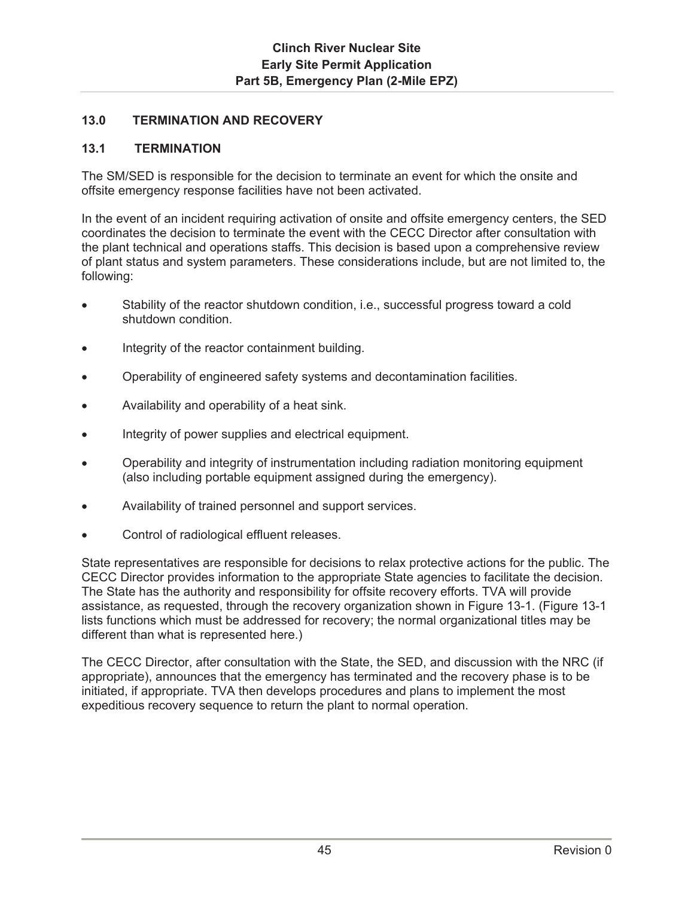## 13.0 TERMINATION AND RECOVERY

### 13.1 TERMINATION

The SM/SED is responsible for the decision to terminate an event for which the onsite and offsite emergency response facilities have not been activated.

In the event of an incident requiring activation of onsite and offsite emergency centers, the SED coordinates the decision to terminate the event with the CECC Director after consultation with the plant technical and operations staffs. This decision is based upon a comprehensive review of plant status and system parameters. These considerations include, but are not limited to, the following:

- Stability of the reactor shutdown condition, i.e., successful progress toward a cold shutdown condition.
- Integrity of the reactor containment building.
- Operability of engineered safety systems and decontamination facilities.
- Availability and operability of a heat sink.
- Integrity of power supplies and electrical equipment.
- Operability and integrity of instrumentation including radiation monitoring equipment (also including portable equipment assigned during the emergency).
- Availability of trained personnel and support services.
- Control of radiological effluent releases.

State representatives are responsible for decisions to relax protective actions for the public. The CECC Director provides information to the appropriate State agencies to facilitate the decision. The State has the authority and responsibility for offsite recovery efforts. TVA will provide assistance, as requested, through the recovery organization shown in Figure 13-1. (Figure 13-1 lists functions which must be addressed for recovery; the normal organizational titles may be different than what is represented here.)

The CECC Director, after consultation with the State, the SED, and discussion with the NRC (if appropriate), announces that the emergency has terminated and the recovery phase is to be initiated, if appropriate. TVA then develops procedures and plans to implement the most expeditious recovery sequence to return the plant to normal operation.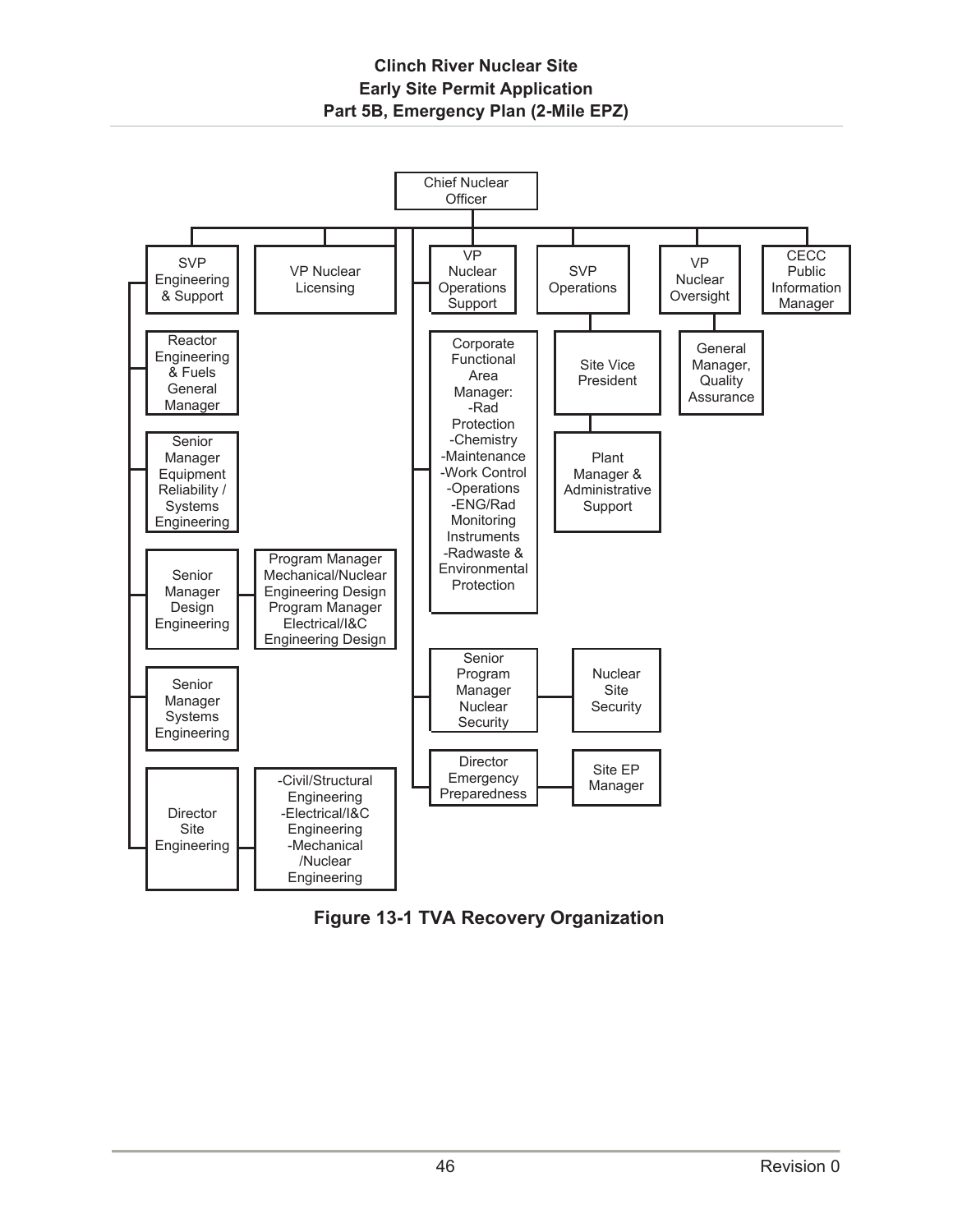- Chief Nuclear Officer
  - SVP Engineering & Support
    - Reactor Engineering & Fuels General Manager
    - Senior Manager Equipment Reliability / Systems Engineering
    - Senior Manager Design Engineering
      - Program Manager Mechanical/Nuclear Engineering Design
      - Program Manager Electrical/I&C Engineering Design
    - Senior Manager Systems Engineering
    - Director Site Engineering
      - -Civil/Structural Engineering
      - -Electrical/I&C Engineering
      - -Mechanical /Nuclear Engineering
  - VP Nuclear Licensing
  - VP Nuclear Operations Support
    - Corporate Functional Area Manager:
      - -Rad Protection
      - -Chemistry
      - -Maintenance
      - -Work Control
      - -Operations
      - -ENG/Rad Monitoring Instruments
      - -Radwaste & Environmental Protection
    - Senior Program Manager Nuclear Security
      - Nuclear Site Security
    - Director Emergency Preparedness
      - Site EP Manager
  - SVP Operations
    - Site Vice President
      - Plant Manager & Administrative Support
  - VP Nuclear Oversight
    - General Manager, Quality Assurance
  - CECC Public Information Manager

**Figure 13-1 TVA Recovery Organization**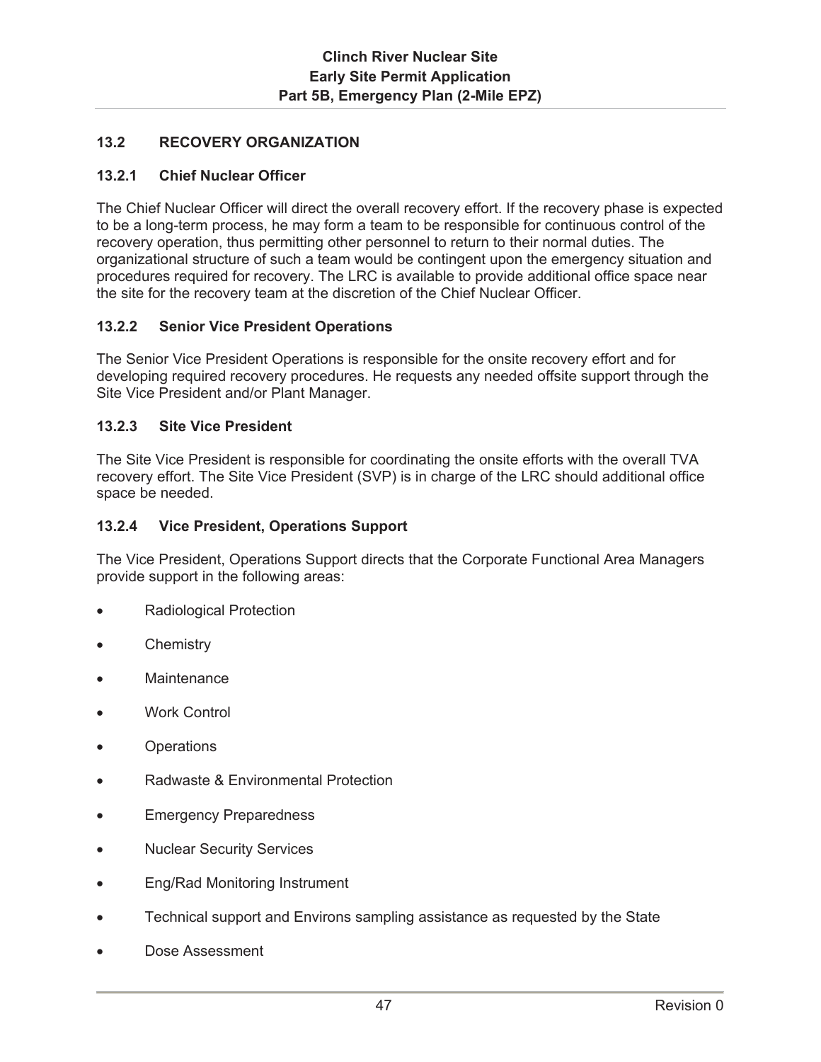### 13.2 RECOVERY ORGANIZATION

#### 13.2.1 Chief Nuclear Officer

The Chief Nuclear Officer will direct the overall recovery effort. If the recovery phase is expected to be a long-term process, he may form a team to be responsible for continuous control of the recovery operation, thus permitting other personnel to return to their normal duties. The organizational structure of such a team would be contingent upon the emergency situation and procedures required for recovery. The LRC is available to provide additional office space near the site for the recovery team at the discretion of the Chief Nuclear Officer.

#### 13.2.2 Senior Vice President Operations

The Senior Vice President Operations is responsible for the onsite recovery effort and for developing required recovery procedures. He requests any needed offsite support through the Site Vice President and/or Plant Manager.

#### 13.2.3 Site Vice President

The Site Vice President is responsible for coordinating the onsite efforts with the overall TVA recovery effort. The Site Vice President (SVP) is in charge of the LRC should additional office space be needed.

#### 13.2.4 Vice President, Operations Support

The Vice President, Operations Support directs that the Corporate Functional Area Managers provide support in the following areas:

- Radiological Protection
- Chemistry
- Maintenance
- Work Control
- Operations
- Radwaste & Environmental Protection
- Emergency Preparedness
- Nuclear Security Services
- Eng/Rad Monitoring Instrument
- Technical support and Environs sampling assistance as requested by the State
- Dose Assessment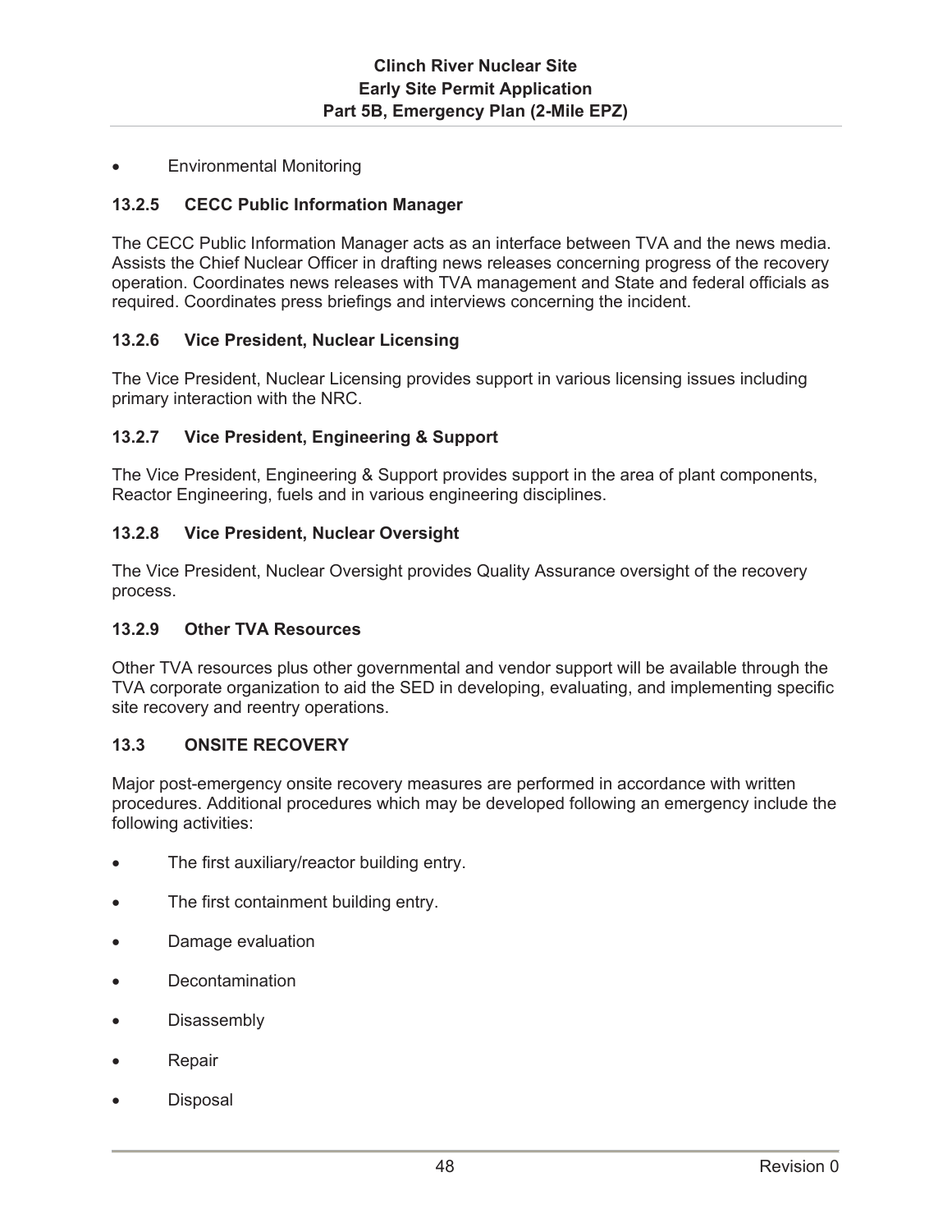- Environmental Monitoring

### 13.2.5 CECC Public Information Manager

The CECC Public Information Manager acts as an interface between TVA and the news media. Assists the Chief Nuclear Officer in drafting news releases concerning progress of the recovery operation. Coordinates news releases with TVA management and State and federal officials as required. Coordinates press briefings and interviews concerning the incident.

### 13.2.6 Vice President, Nuclear Licensing

The Vice President, Nuclear Licensing provides support in various licensing issues including primary interaction with the NRC.

### 13.2.7 Vice President, Engineering & Support

The Vice President, Engineering & Support provides support in the area of plant components, Reactor Engineering, fuels and in various engineering disciplines.

### 13.2.8 Vice President, Nuclear Oversight

The Vice President, Nuclear Oversight provides Quality Assurance oversight of the recovery process.

### 13.2.9 Other TVA Resources

Other TVA resources plus other governmental and vendor support will be available through the TVA corporate organization to aid the SED in developing, evaluating, and implementing specific site recovery and reentry operations.

## 13.3 ONSITE RECOVERY

Major post-emergency onsite recovery measures are performed in accordance with written procedures. Additional procedures which may be developed following an emergency include the following activities:

- The first auxiliary/reactor building entry.
- The first containment building entry.
- Damage evaluation
- Decontamination
- Disassembly
- Repair
- Disposal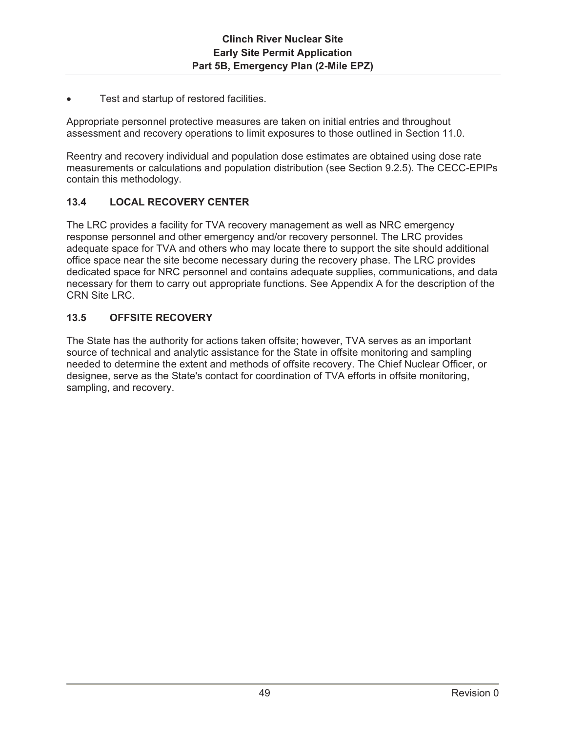- Test and startup of restored facilities.

Appropriate personnel protective measures are taken on initial entries and throughout assessment and recovery operations to limit exposures to those outlined in Section 11.0.

Reentry and recovery individual and population dose estimates are obtained using dose rate measurements or calculations and population distribution (see Section 9.2.5). The CECC-EPIPs contain this methodology.

## 13.4 LOCAL RECOVERY CENTER

The LRC provides a facility for TVA recovery management as well as NRC emergency response personnel and other emergency and/or recovery personnel. The LRC provides adequate space for TVA and others who may locate there to support the site should additional office space near the site become necessary during the recovery phase. The LRC provides dedicated space for NRC personnel and contains adequate supplies, communications, and data necessary for them to carry out appropriate functions. See Appendix A for the description of the CRN Site LRC.

## 13.5 OFFSITE RECOVERY

The State has the authority for actions taken offsite; however, TVA serves as an important source of technical and analytic assistance for the State in offsite monitoring and sampling needed to determine the extent and methods of offsite recovery. The Chief Nuclear Officer, or designee, serve as the State's contact for coordination of TVA efforts in offsite monitoring, sampling, and recovery.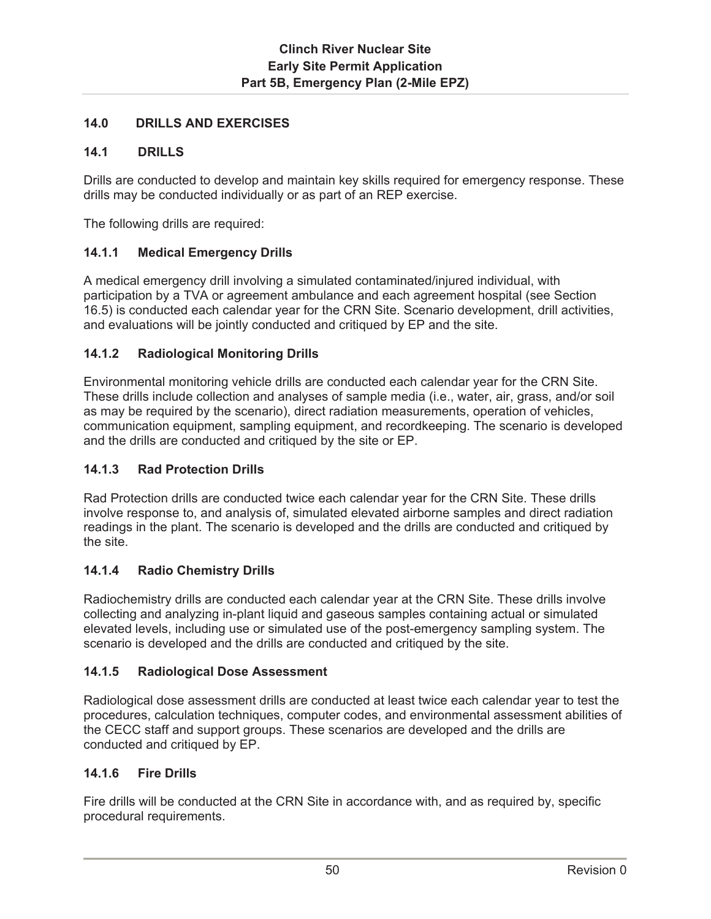## 14.0 DRILLS AND EXERCISES

### 14.1 DRILLS

Drills are conducted to develop and maintain key skills required for emergency response. These drills may be conducted individually or as part of an REP exercise.

The following drills are required:

#### 14.1.1 Medical Emergency Drills

A medical emergency drill involving a simulated contaminated/injured individual, with participation by a TVA or agreement ambulance and each agreement hospital (see Section 16.5) is conducted each calendar year for the CRN Site. Scenario development, drill activities, and evaluations will be jointly conducted and critiqued by EP and the site.

#### 14.1.2 Radiological Monitoring Drills

Environmental monitoring vehicle drills are conducted each calendar year for the CRN Site. These drills include collection and analyses of sample media (i.e., water, air, grass, and/or soil as may be required by the scenario), direct radiation measurements, operation of vehicles, communication equipment, sampling equipment, and recordkeeping. The scenario is developed and the drills are conducted and critiqued by the site or EP.

#### 14.1.3 Rad Protection Drills

Rad Protection drills are conducted twice each calendar year for the CRN Site. These drills involve response to, and analysis of, simulated elevated airborne samples and direct radiation readings in the plant. The scenario is developed and the drills are conducted and critiqued by the site.

#### 14.1.4 Radio Chemistry Drills

Radiochemistry drills are conducted each calendar year at the CRN Site. These drills involve collecting and analyzing in-plant liquid and gaseous samples containing actual or simulated elevated levels, including use or simulated use of the post-emergency sampling system. The scenario is developed and the drills are conducted and critiqued by the site.

#### 14.1.5 Radiological Dose Assessment

Radiological dose assessment drills are conducted at least twice each calendar year to test the procedures, calculation techniques, computer codes, and environmental assessment abilities of the CECC staff and support groups. These scenarios are developed and the drills are conducted and critiqued by EP.

#### 14.1.6 Fire Drills

Fire drills will be conducted at the CRN Site in accordance with, and as required by, specific procedural requirements.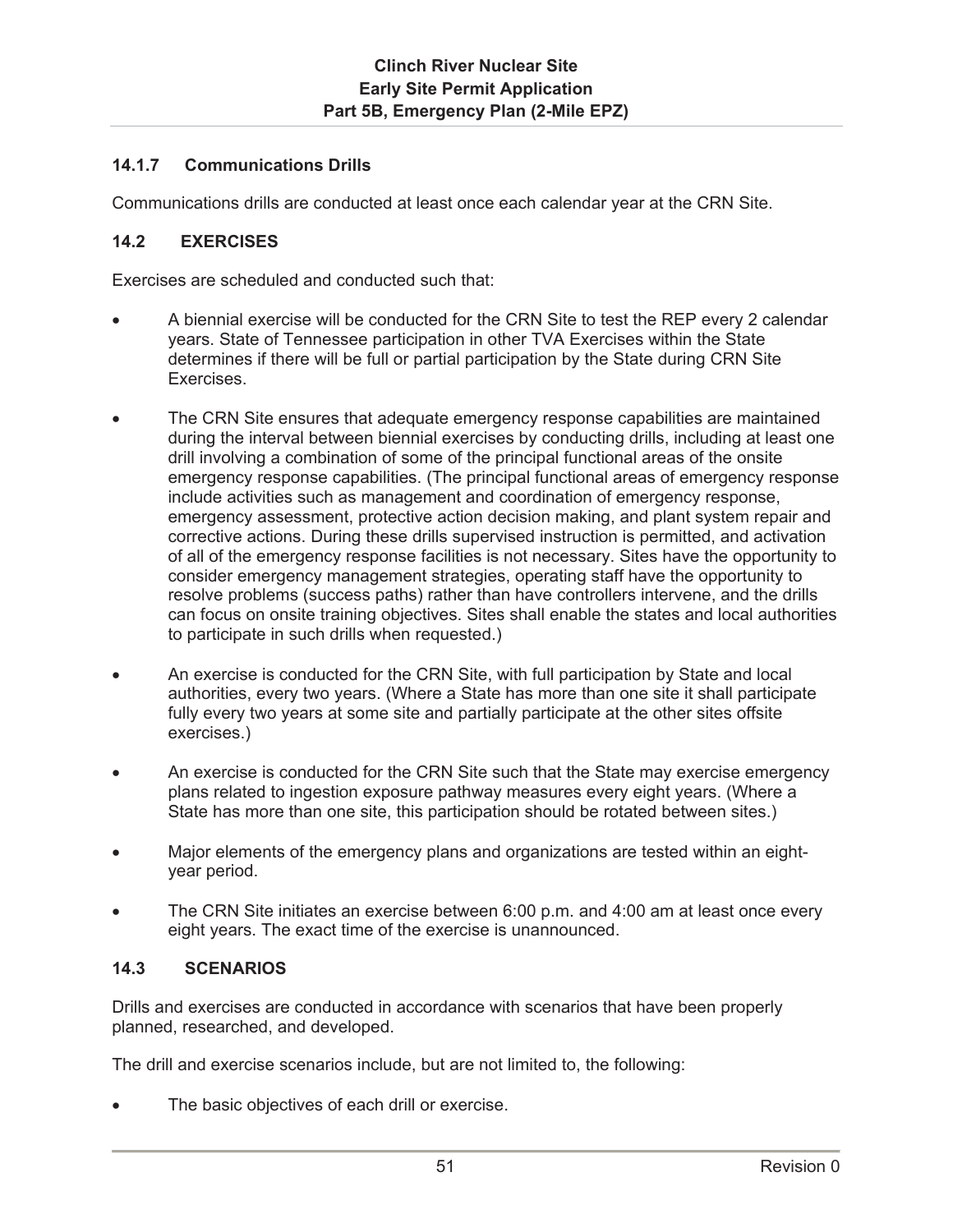#### 14.1.7 Communications Drills

Communications drills are conducted at least once each calendar year at the CRN Site.

### 14.2 EXERCISES

Exercises are scheduled and conducted such that:

- A biennial exercise will be conducted for the CRN Site to test the REP every 2 calendar years. State of Tennessee participation in other TVA Exercises within the State determines if there will be full or partial participation by the State during CRN Site Exercises.
- The CRN Site ensures that adequate emergency response capabilities are maintained during the interval between biennial exercises by conducting drills, including at least one drill involving a combination of some of the principal functional areas of the onsite emergency response capabilities. (The principal functional areas of emergency response include activities such as management and coordination of emergency response, emergency assessment, protective action decision making, and plant system repair and corrective actions. During these drills supervised instruction is permitted, and activation of all of the emergency response facilities is not necessary. Sites have the opportunity to consider emergency management strategies, operating staff have the opportunity to resolve problems (success paths) rather than have controllers intervene, and the drills can focus on onsite training objectives. Sites shall enable the states and local authorities to participate in such drills when requested.)
- An exercise is conducted for the CRN Site, with full participation by State and local authorities, every two years. (Where a State has more than one site it shall participate fully every two years at some site and partially participate at the other sites offsite exercises.)
- An exercise is conducted for the CRN Site such that the State may exercise emergency plans related to ingestion exposure pathway measures every eight years. (Where a State has more than one site, this participation should be rotated between sites.)
- Major elements of the emergency plans and organizations are tested within an eight-year period.
- The CRN Site initiates an exercise between 6:00 p.m. and 4:00 am at least once every eight years. The exact time of the exercise is unannounced.

### 14.3 SCENARIOS

Drills and exercises are conducted in accordance with scenarios that have been properly planned, researched, and developed.

The drill and exercise scenarios include, but are not limited to, the following:

- The basic objectives of each drill or exercise.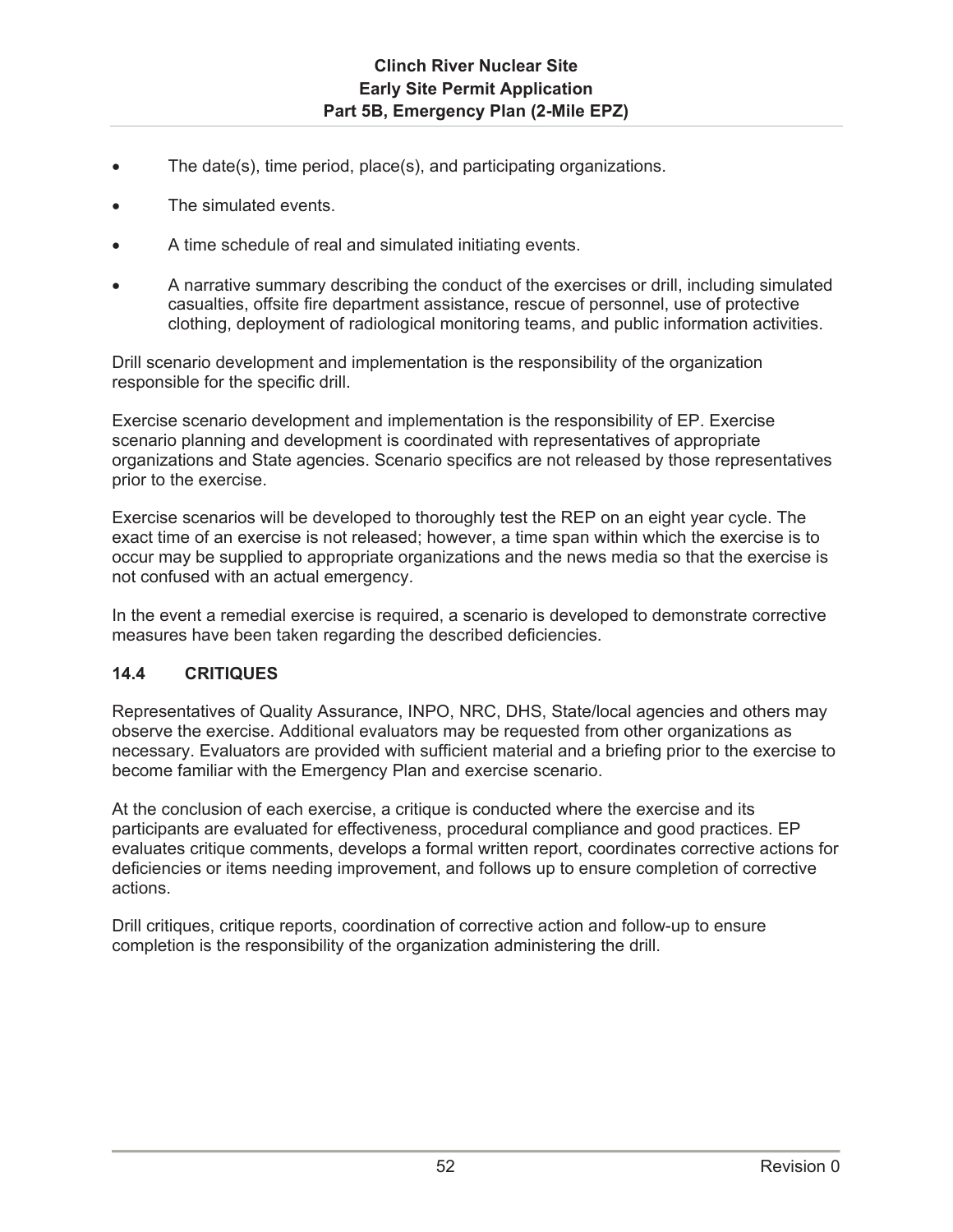- The date(s), time period, place(s), and participating organizations.
- The simulated events.
- A time schedule of real and simulated initiating events.
- A narrative summary describing the conduct of the exercises or drill, including simulated casualties, offsite fire department assistance, rescue of personnel, use of protective clothing, deployment of radiological monitoring teams, and public information activities.

Drill scenario development and implementation is the responsibility of the organization responsible for the specific drill.

Exercise scenario development and implementation is the responsibility of EP. Exercise scenario planning and development is coordinated with representatives of appropriate organizations and State agencies. Scenario specifics are not released by those representatives prior to the exercise.

Exercise scenarios will be developed to thoroughly test the REP on an eight year cycle. The exact time of an exercise is not released; however, a time span within which the exercise is to occur may be supplied to appropriate organizations and the news media so that the exercise is not confused with an actual emergency.

In the event a remedial exercise is required, a scenario is developed to demonstrate corrective measures have been taken regarding the described deficiencies.

### 14.4 CRITIQUES

Representatives of Quality Assurance, INPO, NRC, DHS, State/local agencies and others may observe the exercise. Additional evaluators may be requested from other organizations as necessary. Evaluators are provided with sufficient material and a briefing prior to the exercise to become familiar with the Emergency Plan and exercise scenario.

At the conclusion of each exercise, a critique is conducted where the exercise and its participants are evaluated for effectiveness, procedural compliance and good practices. EP evaluates critique comments, develops a formal written report, coordinates corrective actions for deficiencies or items needing improvement, and follows up to ensure completion of corrective actions.

Drill critiques, critique reports, coordination of corrective action and follow-up to ensure completion is the responsibility of the organization administering the drill.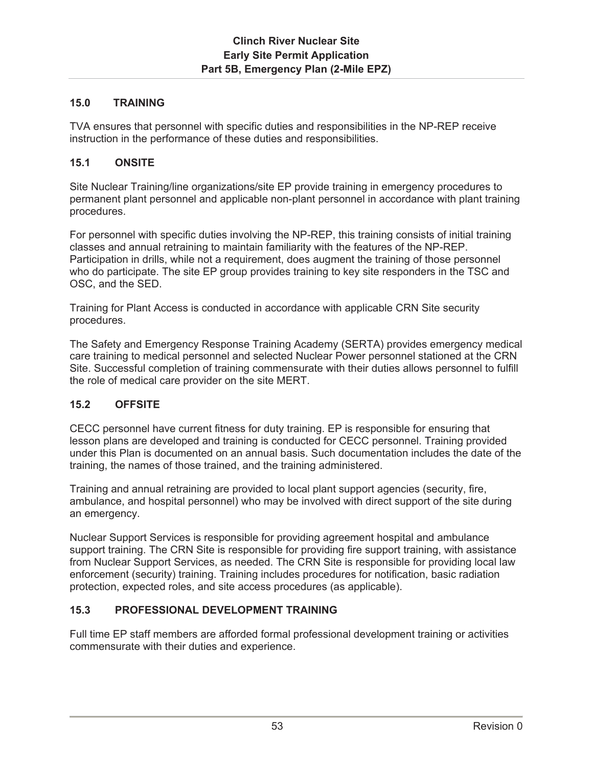## 15.0 TRAINING

TVA ensures that personnel with specific duties and responsibilities in the NP-REP receive instruction in the performance of these duties and responsibilities.

### 15.1 ONSITE

Site Nuclear Training/line organizations/site EP provide training in emergency procedures to permanent plant personnel and applicable non-plant personnel in accordance with plant training procedures.

For personnel with specific duties involving the NP-REP, this training consists of initial training classes and annual retraining to maintain familiarity with the features of the NP-REP. Participation in drills, while not a requirement, does augment the training of those personnel who do participate. The site EP group provides training to key site responders in the TSC and OSC, and the SED.

Training for Plant Access is conducted in accordance with applicable CRN Site security procedures.

The Safety and Emergency Response Training Academy (SERTA) provides emergency medical care training to medical personnel and selected Nuclear Power personnel stationed at the CRN Site. Successful completion of training commensurate with their duties allows personnel to fulfill the role of medical care provider on the site MERT.

### 15.2 OFFSITE

CECC personnel have current fitness for duty training. EP is responsible for ensuring that lesson plans are developed and training is conducted for CECC personnel. Training provided under this Plan is documented on an annual basis. Such documentation includes the date of the training, the names of those trained, and the training administered.

Training and annual retraining are provided to local plant support agencies (security, fire, ambulance, and hospital personnel) who may be involved with direct support of the site during an emergency.

Nuclear Support Services is responsible for providing agreement hospital and ambulance support training. The CRN Site is responsible for providing fire support training, with assistance from Nuclear Support Services, as needed. The CRN Site is responsible for providing local law enforcement (security) training. Training includes procedures for notification, basic radiation protection, expected roles, and site access procedures (as applicable).

### 15.3 PROFESSIONAL DEVELOPMENT TRAINING

Full time EP staff members are afforded formal professional development training or activities commensurate with their duties and experience.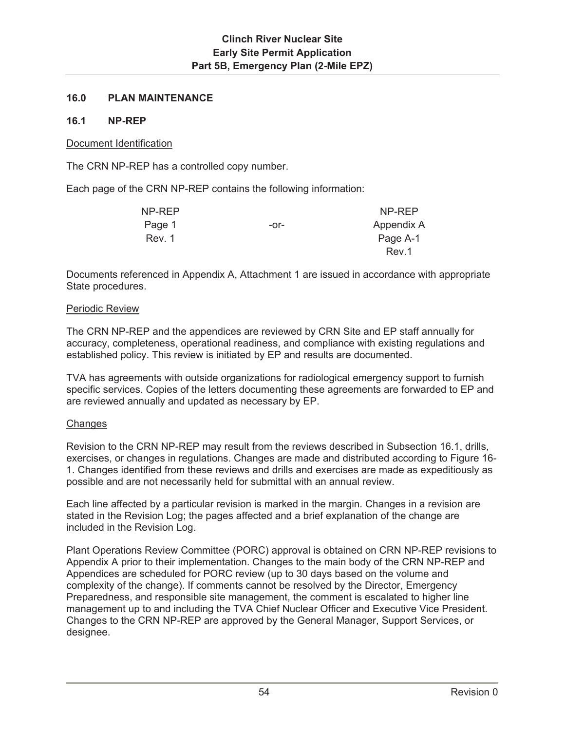## 16.0 PLAN MAINTENANCE

### 16.1 NP-REP

Document Identification

The CRN NP-REP has a controlled copy number.

Each page of the CRN NP-REP contains the following information:

| NP-REP | | NP-REP |
|---|---|---|
| Page 1 | -or- | Appendix A |
| Rev. 1 | | Page A-1 |
| | | Rev.1 |

Documents referenced in Appendix A, Attachment 1 are issued in accordance with appropriate State procedures.

Periodic Review

The CRN NP-REP and the appendices are reviewed by CRN Site and EP staff annually for accuracy, completeness, operational readiness, and compliance with existing regulations and established policy. This review is initiated by EP and results are documented.

TVA has agreements with outside organizations for radiological emergency support to furnish specific services. Copies of the letters documenting these agreements are forwarded to EP and are reviewed annually and updated as necessary by EP.

Changes

Revision to the CRN NP-REP may result from the reviews described in Subsection 16.1, drills, exercises, or changes in regulations. Changes are made and distributed according to Figure 16-1. Changes identified from these reviews and drills and exercises are made as expeditiously as possible and are not necessarily held for submittal with an annual review.

Each line affected by a particular revision is marked in the margin. Changes in a revision are stated in the Revision Log; the pages affected and a brief explanation of the change are included in the Revision Log.

Plant Operations Review Committee (PORC) approval is obtained on CRN NP-REP revisions to Appendix A prior to their implementation. Changes to the main body of the CRN NP-REP and Appendices are scheduled for PORC review (up to 30 days based on the volume and complexity of the change). If comments cannot be resolved by the Director, Emergency Preparedness, and responsible site management, the comment is escalated to higher line management up to and including the TVA Chief Nuclear Officer and Executive Vice President. Changes to the CRN NP-REP are approved by the General Manager, Support Services, or designee.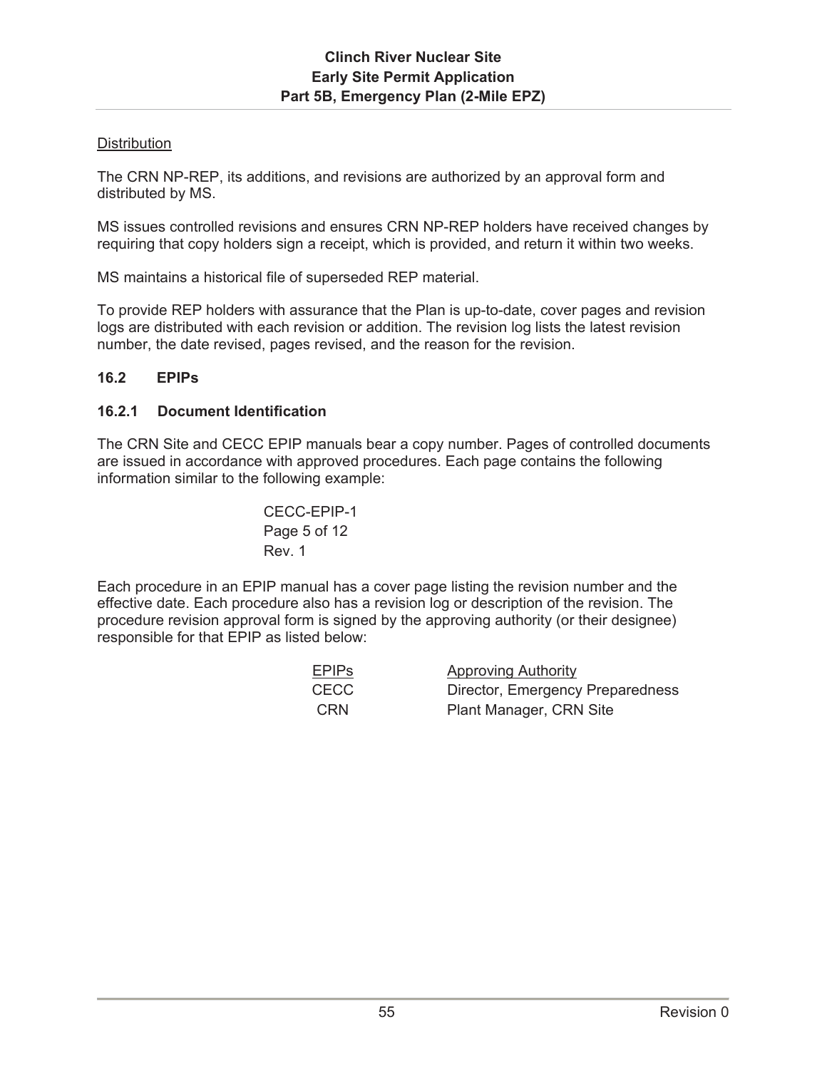Distribution

The CRN NP-REP, its additions, and revisions are authorized by an approval form and distributed by MS.

MS issues controlled revisions and ensures CRN NP-REP holders have received changes by requiring that copy holders sign a receipt, which is provided, and return it within two weeks.

MS maintains a historical file of superseded REP material.

To provide REP holders with assurance that the Plan is up-to-date, cover pages and revision logs are distributed with each revision or addition. The revision log lists the latest revision number, the date revised, pages revised, and the reason for the revision.

### 16.2 EPIPs

#### 16.2.1 Document Identification

The CRN Site and CECC EPIP manuals bear a copy number. Pages of controlled documents are issued in accordance with approved procedures. Each page contains the following information similar to the following example:

CECC-EPIP-1
Page 5 of 12
Rev. 1

Each procedure in an EPIP manual has a cover page listing the revision number and the effective date. Each procedure also has a revision log or description of the revision. The procedure revision approval form is signed by the approving authority (or their designee) responsible for that EPIP as listed below:

| EPIPs | Approving Authority |
|---|---|
| CECC | Director, Emergency Preparedness |
| CRN | Plant Manager, CRN Site |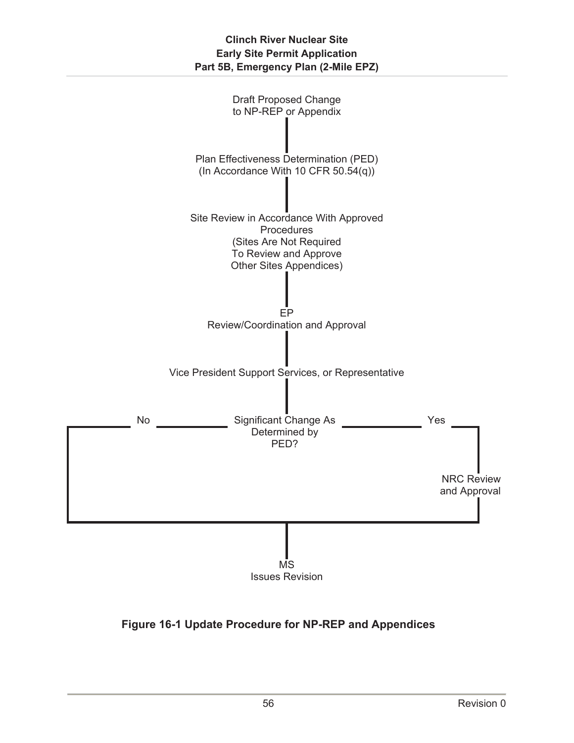Draft Proposed Change
to NP-REP or Appendix

Plan Effectiveness Determination (PED)
(In Accordance With 10 CFR 50.54(q))

Site Review in Accordance With Approved
Procedures
(Sites Are Not Required
To Review and Approve
Other Sites Appendices)

EP
Review/Coordination and Approval

Vice President Support Services, or Representative

No — Significant Change As Determined by PED? — Yes

NRC Review
and Approval

MS
Issues Revision

**Figure 16-1 Update Procedure for NP-REP and Appendices**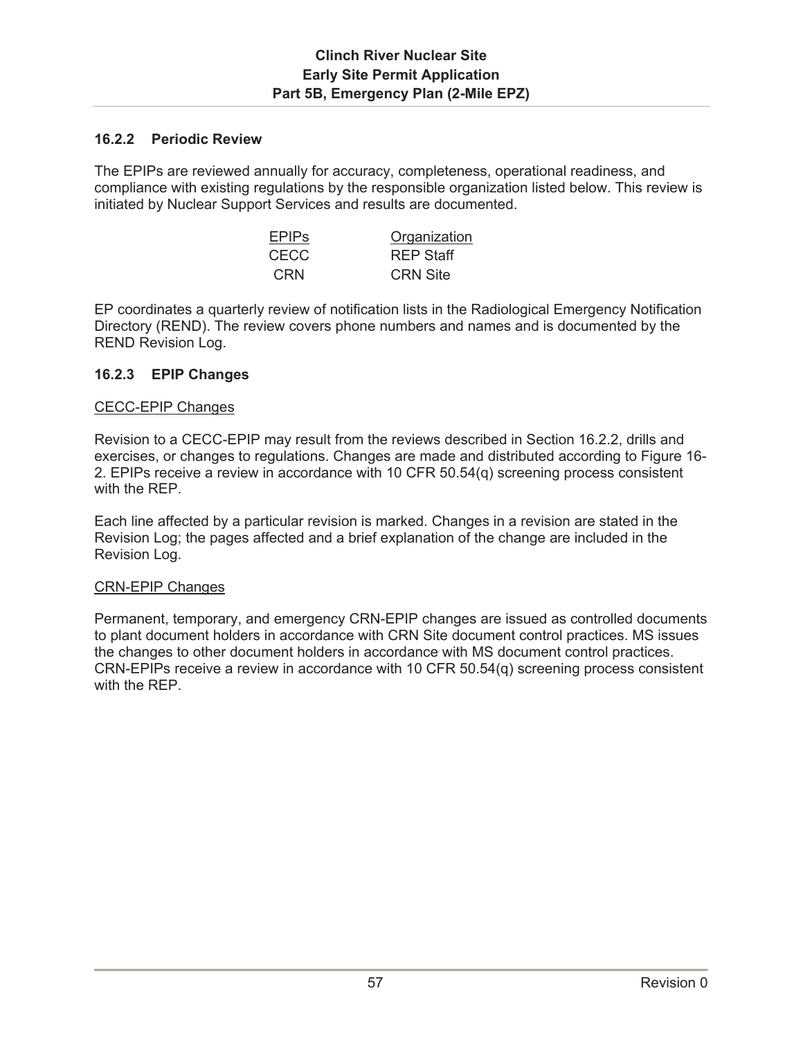### 16.2.2 Periodic Review

The EPIPs are reviewed annually for accuracy, completeness, operational readiness, and compliance with existing regulations by the responsible organization listed below. This review is initiated by Nuclear Support Services and results are documented.

| EPIPs | Organization |
|---|---|
| CECC | REP Staff |
| CRN | CRN Site |

EP coordinates a quarterly review of notification lists in the Radiological Emergency Notification Directory (REND). The review covers phone numbers and names and is documented by the REND Revision Log.

### 16.2.3 EPIP Changes

CECC-EPIP Changes

Revision to a CECC-EPIP may result from the reviews described in Section 16.2.2, drills and exercises, or changes to regulations. Changes are made and distributed according to Figure 16-2. EPIPs receive a review in accordance with 10 CFR 50.54(q) screening process consistent with the REP.

Each line affected by a particular revision is marked. Changes in a revision are stated in the Revision Log; the pages affected and a brief explanation of the change are included in the Revision Log.

CRN-EPIP Changes

Permanent, temporary, and emergency CRN-EPIP changes are issued as controlled documents to plant document holders in accordance with CRN Site document control practices. MS issues the changes to other document holders in accordance with MS document control practices. CRN-EPIPs receive a review in accordance with 10 CFR 50.54(q) screening process consistent with the REP.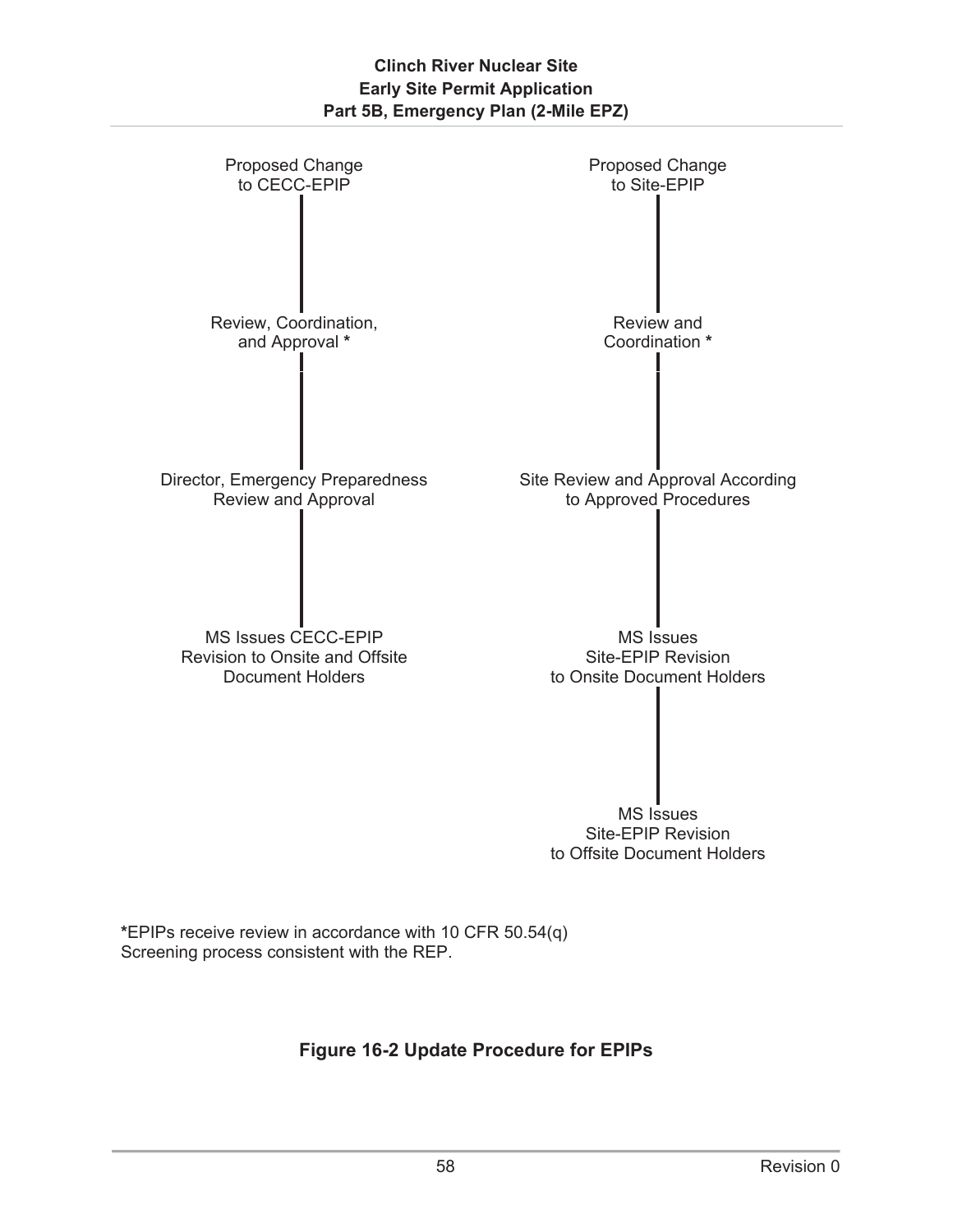Proposed Change to CECC-EPIP

Review, Coordination, and Approval *

Director, Emergency Preparedness Review and Approval

MS Issues CECC-EPIP Revision to Onsite and Offsite Document Holders

Proposed Change to Site-EPIP

Review and Coordination *

Site Review and Approval According to Approved Procedures

MS Issues Site-EPIP Revision to Onsite Document Holders

MS Issues Site-EPIP Revision to Offsite Document Holders

*EPIPs receive review in accordance with 10 CFR 50.54(q) Screening process consistent with the REP.

**Figure 16-2 Update Procedure for EPIPs**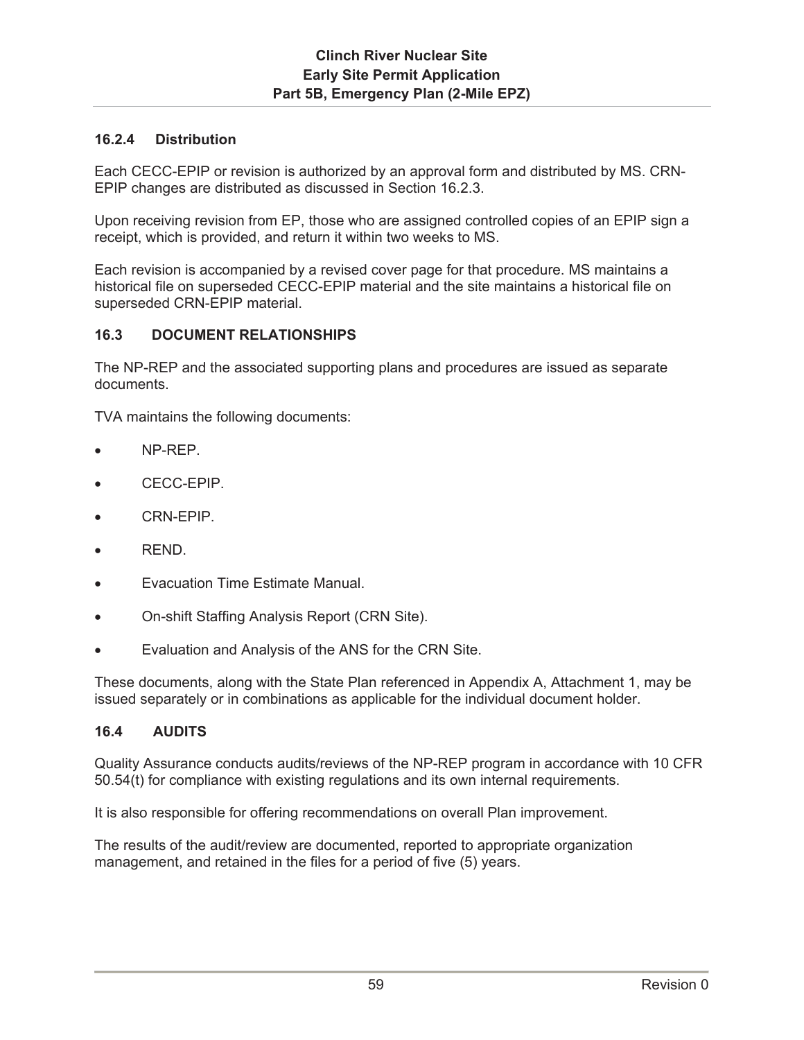### 16.2.4 Distribution

Each CECC-EPIP or revision is authorized by an approval form and distributed by MS. CRN-EPIP changes are distributed as discussed in Section 16.2.3.

Upon receiving revision from EP, those who are assigned controlled copies of an EPIP sign a receipt, which is provided, and return it within two weeks to MS.

Each revision is accompanied by a revised cover page for that procedure. MS maintains a historical file on superseded CECC-EPIP material and the site maintains a historical file on superseded CRN-EPIP material.

## 16.3 DOCUMENT RELATIONSHIPS

The NP-REP and the associated supporting plans and procedures are issued as separate documents.

TVA maintains the following documents:

- NP-REP.
- CECC-EPIP.
- CRN-EPIP.
- REND.
- Evacuation Time Estimate Manual.
- On-shift Staffing Analysis Report (CRN Site).
- Evaluation and Analysis of the ANS for the CRN Site.

These documents, along with the State Plan referenced in Appendix A, Attachment 1, may be issued separately or in combinations as applicable for the individual document holder.

## 16.4 AUDITS

Quality Assurance conducts audits/reviews of the NP-REP program in accordance with 10 CFR 50.54(t) for compliance with existing regulations and its own internal requirements.

It is also responsible for offering recommendations on overall Plan improvement.

The results of the audit/review are documented, reported to appropriate organization management, and retained in the files for a period of five (5) years.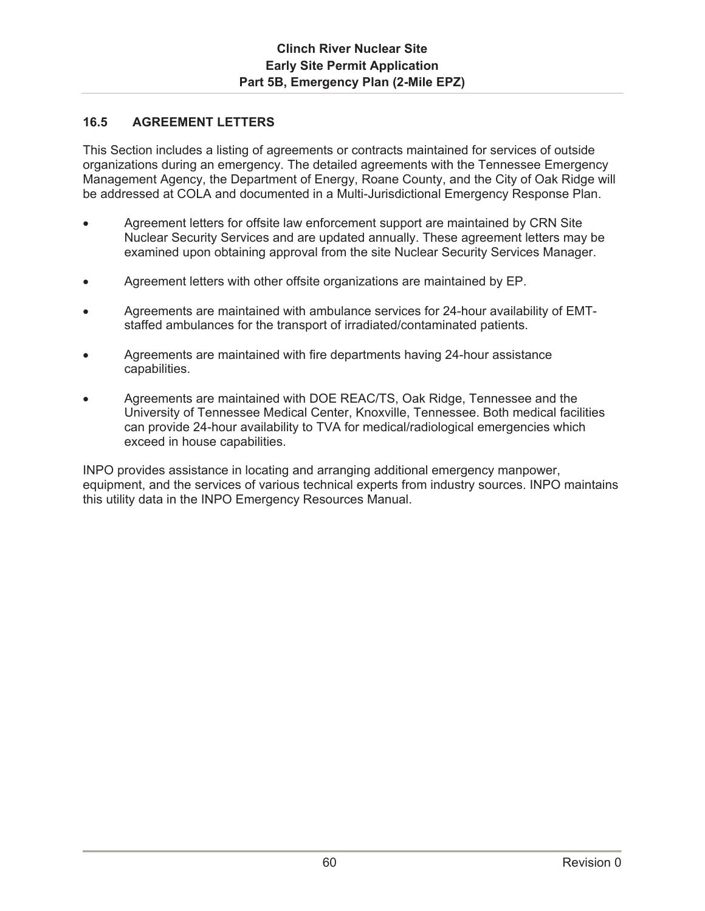## 16.5 AGREEMENT LETTERS

This Section includes a listing of agreements or contracts maintained for services of outside organizations during an emergency. The detailed agreements with the Tennessee Emergency Management Agency, the Department of Energy, Roane County, and the City of Oak Ridge will be addressed at COLA and documented in a Multi-Jurisdictional Emergency Response Plan.

- Agreement letters for offsite law enforcement support are maintained by CRN Site Nuclear Security Services and are updated annually. These agreement letters may be examined upon obtaining approval from the site Nuclear Security Services Manager.
- Agreement letters with other offsite organizations are maintained by EP.
- Agreements are maintained with ambulance services for 24-hour availability of EMT-staffed ambulances for the transport of irradiated/contaminated patients.
- Agreements are maintained with fire departments having 24-hour assistance capabilities.
- Agreements are maintained with DOE REAC/TS, Oak Ridge, Tennessee and the University of Tennessee Medical Center, Knoxville, Tennessee. Both medical facilities can provide 24-hour availability to TVA for medical/radiological emergencies which exceed in house capabilities.

INPO provides assistance in locating and arranging additional emergency manpower, equipment, and the services of various technical experts from industry sources. INPO maintains this utility data in the INPO Emergency Resources Manual.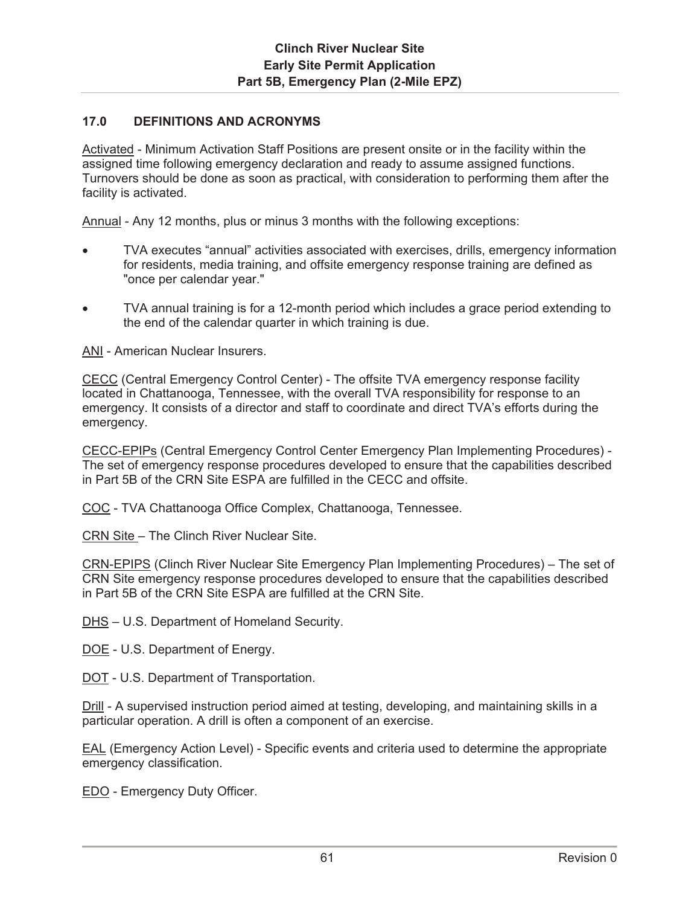## 17.0 DEFINITIONS AND ACRONYMS

Activated - Minimum Activation Staff Positions are present onsite or in the facility within the assigned time following emergency declaration and ready to assume assigned functions. Turnovers should be done as soon as practical, with consideration to performing them after the facility is activated.

Annual - Any 12 months, plus or minus 3 months with the following exceptions:

- TVA executes "annual" activities associated with exercises, drills, emergency information for residents, media training, and offsite emergency response training are defined as "once per calendar year."
- TVA annual training is for a 12-month period which includes a grace period extending to the end of the calendar quarter in which training is due.

ANI - American Nuclear Insurers.

CECC (Central Emergency Control Center) - The offsite TVA emergency response facility located in Chattanooga, Tennessee, with the overall TVA responsibility for response to an emergency. It consists of a director and staff to coordinate and direct TVA's efforts during the emergency.

CECC-EPIPs (Central Emergency Control Center Emergency Plan Implementing Procedures) - The set of emergency response procedures developed to ensure that the capabilities described in Part 5B of the CRN Site ESPA are fulfilled in the CECC and offsite.

COC - TVA Chattanooga Office Complex, Chattanooga, Tennessee.

CRN Site – The Clinch River Nuclear Site.

CRN-EPIPS (Clinch River Nuclear Site Emergency Plan Implementing Procedures) – The set of CRN Site emergency response procedures developed to ensure that the capabilities described in Part 5B of the CRN Site ESPA are fulfilled at the CRN Site.

DHS – U.S. Department of Homeland Security.

DOE - U.S. Department of Energy.

DOT - U.S. Department of Transportation.

Drill - A supervised instruction period aimed at testing, developing, and maintaining skills in a particular operation. A drill is often a component of an exercise.

EAL (Emergency Action Level) - Specific events and criteria used to determine the appropriate emergency classification.

EDO - Emergency Duty Officer.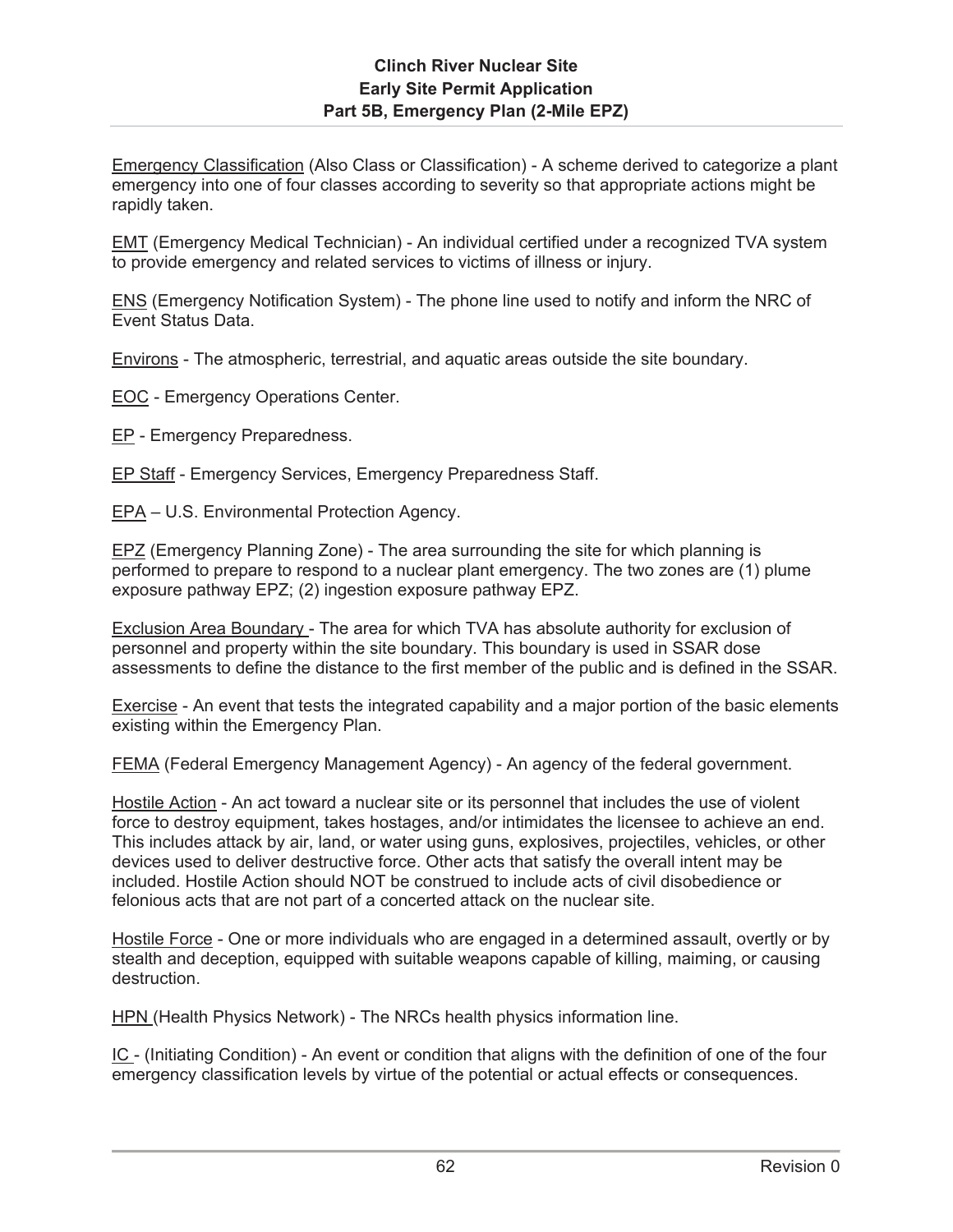Emergency Classification (Also Class or Classification) - A scheme derived to categorize a plant emergency into one of four classes according to severity so that appropriate actions might be rapidly taken.

EMT (Emergency Medical Technician) - An individual certified under a recognized TVA system to provide emergency and related services to victims of illness or injury.

ENS (Emergency Notification System) - The phone line used to notify and inform the NRC of Event Status Data.

Environs - The atmospheric, terrestrial, and aquatic areas outside the site boundary.

EOC - Emergency Operations Center.

EP - Emergency Preparedness.

EP Staff - Emergency Services, Emergency Preparedness Staff.

EPA – U.S. Environmental Protection Agency.

EPZ (Emergency Planning Zone) - The area surrounding the site for which planning is performed to prepare to respond to a nuclear plant emergency. The two zones are (1) plume exposure pathway EPZ; (2) ingestion exposure pathway EPZ.

Exclusion Area Boundary - The area for which TVA has absolute authority for exclusion of personnel and property within the site boundary. This boundary is used in SSAR dose assessments to define the distance to the first member of the public and is defined in the SSAR.

Exercise - An event that tests the integrated capability and a major portion of the basic elements existing within the Emergency Plan.

FEMA (Federal Emergency Management Agency) - An agency of the federal government.

Hostile Action - An act toward a nuclear site or its personnel that includes the use of violent force to destroy equipment, takes hostages, and/or intimidates the licensee to achieve an end. This includes attack by air, land, or water using guns, explosives, projectiles, vehicles, or other devices used to deliver destructive force. Other acts that satisfy the overall intent may be included. Hostile Action should NOT be construed to include acts of civil disobedience or felonious acts that are not part of a concerted attack on the nuclear site.

Hostile Force - One or more individuals who are engaged in a determined assault, overtly or by stealth and deception, equipped with suitable weapons capable of killing, maiming, or causing destruction.

HPN (Health Physics Network) - The NRCs health physics information line.

IC - (Initiating Condition) - An event or condition that aligns with the definition of one of the four emergency classification levels by virtue of the potential or actual effects or consequences.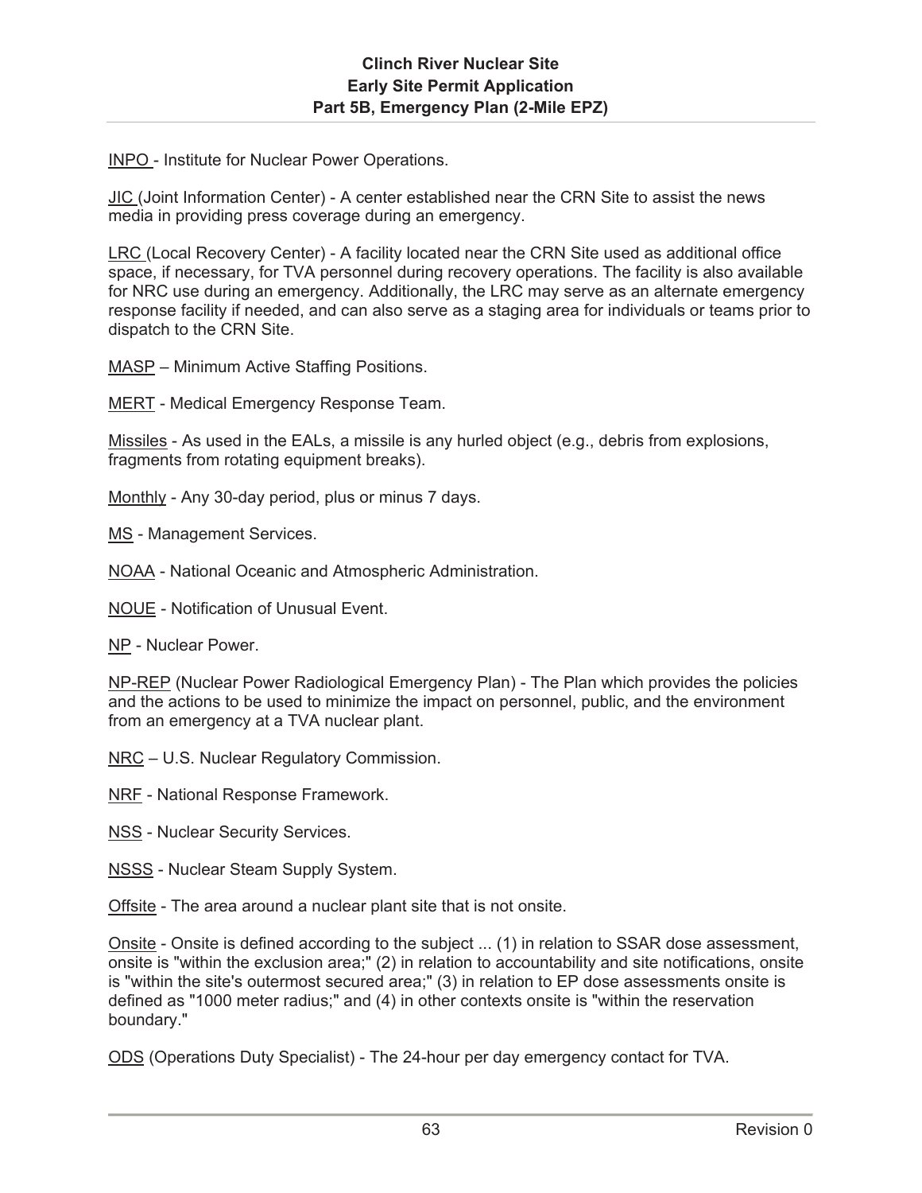INPO - Institute for Nuclear Power Operations.

JIC (Joint Information Center) - A center established near the CRN Site to assist the news media in providing press coverage during an emergency.

LRC (Local Recovery Center) - A facility located near the CRN Site used as additional office space, if necessary, for TVA personnel during recovery operations. The facility is also available for NRC use during an emergency. Additionally, the LRC may serve as an alternate emergency response facility if needed, and can also serve as a staging area for individuals or teams prior to dispatch to the CRN Site.

MASP – Minimum Active Staffing Positions.

MERT - Medical Emergency Response Team.

Missiles - As used in the EALs, a missile is any hurled object (e.g., debris from explosions, fragments from rotating equipment breaks).

Monthly - Any 30-day period, plus or minus 7 days.

MS - Management Services.

NOAA - National Oceanic and Atmospheric Administration.

NOUE - Notification of Unusual Event.

NP - Nuclear Power.

NP-REP (Nuclear Power Radiological Emergency Plan) - The Plan which provides the policies and the actions to be used to minimize the impact on personnel, public, and the environment from an emergency at a TVA nuclear plant.

NRC – U.S. Nuclear Regulatory Commission.

NRF - National Response Framework.

NSS - Nuclear Security Services.

NSSS - Nuclear Steam Supply System.

Offsite - The area around a nuclear plant site that is not onsite.

Onsite - Onsite is defined according to the subject ... (1) in relation to SSAR dose assessment, onsite is "within the exclusion area;" (2) in relation to accountability and site notifications, onsite is "within the site's outermost secured area;" (3) in relation to EP dose assessments onsite is defined as "1000 meter radius;" and (4) in other contexts onsite is "within the reservation boundary."

ODS (Operations Duty Specialist) - The 24-hour per day emergency contact for TVA.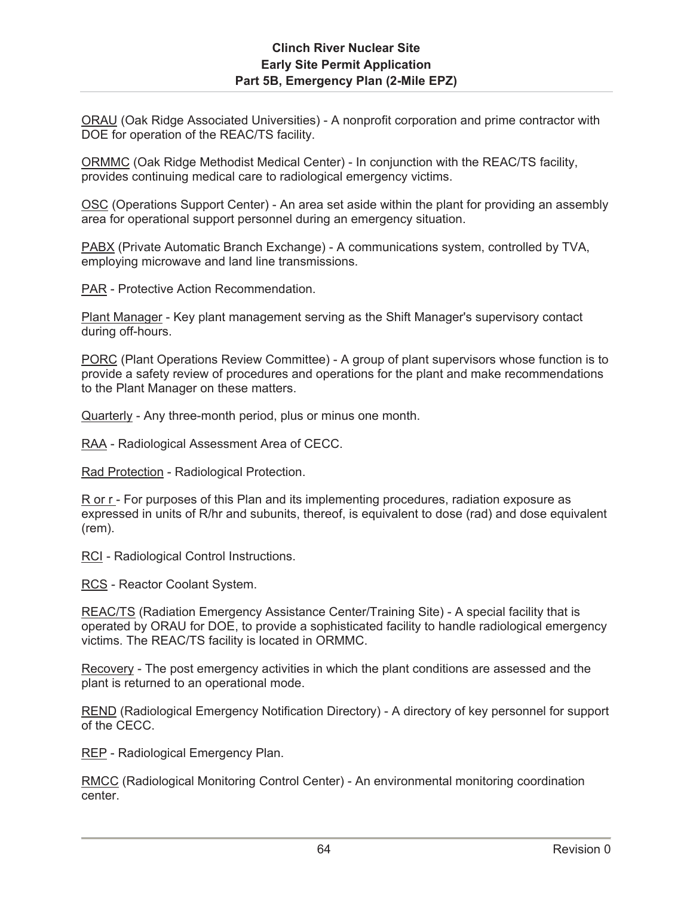ORAU (Oak Ridge Associated Universities) - A nonprofit corporation and prime contractor with DOE for operation of the REAC/TS facility.

ORMMC (Oak Ridge Methodist Medical Center) - In conjunction with the REAC/TS facility, provides continuing medical care to radiological emergency victims.

OSC (Operations Support Center) - An area set aside within the plant for providing an assembly area for operational support personnel during an emergency situation.

PABX (Private Automatic Branch Exchange) - A communications system, controlled by TVA, employing microwave and land line transmissions.

PAR - Protective Action Recommendation.

Plant Manager - Key plant management serving as the Shift Manager's supervisory contact during off-hours.

PORC (Plant Operations Review Committee) - A group of plant supervisors whose function is to provide a safety review of procedures and operations for the plant and make recommendations to the Plant Manager on these matters.

Quarterly - Any three-month period, plus or minus one month.

RAA - Radiological Assessment Area of CECC.

Rad Protection - Radiological Protection.

R or r - For purposes of this Plan and its implementing procedures, radiation exposure as expressed in units of R/hr and subunits, thereof, is equivalent to dose (rad) and dose equivalent (rem).

RCI - Radiological Control Instructions.

RCS - Reactor Coolant System.

REAC/TS (Radiation Emergency Assistance Center/Training Site) - A special facility that is operated by ORAU for DOE, to provide a sophisticated facility to handle radiological emergency victims. The REAC/TS facility is located in ORMMC.

Recovery - The post emergency activities in which the plant conditions are assessed and the plant is returned to an operational mode.

REND (Radiological Emergency Notification Directory) - A directory of key personnel for support of the CECC.

REP - Radiological Emergency Plan.

RMCC (Radiological Monitoring Control Center) - An environmental monitoring coordination center.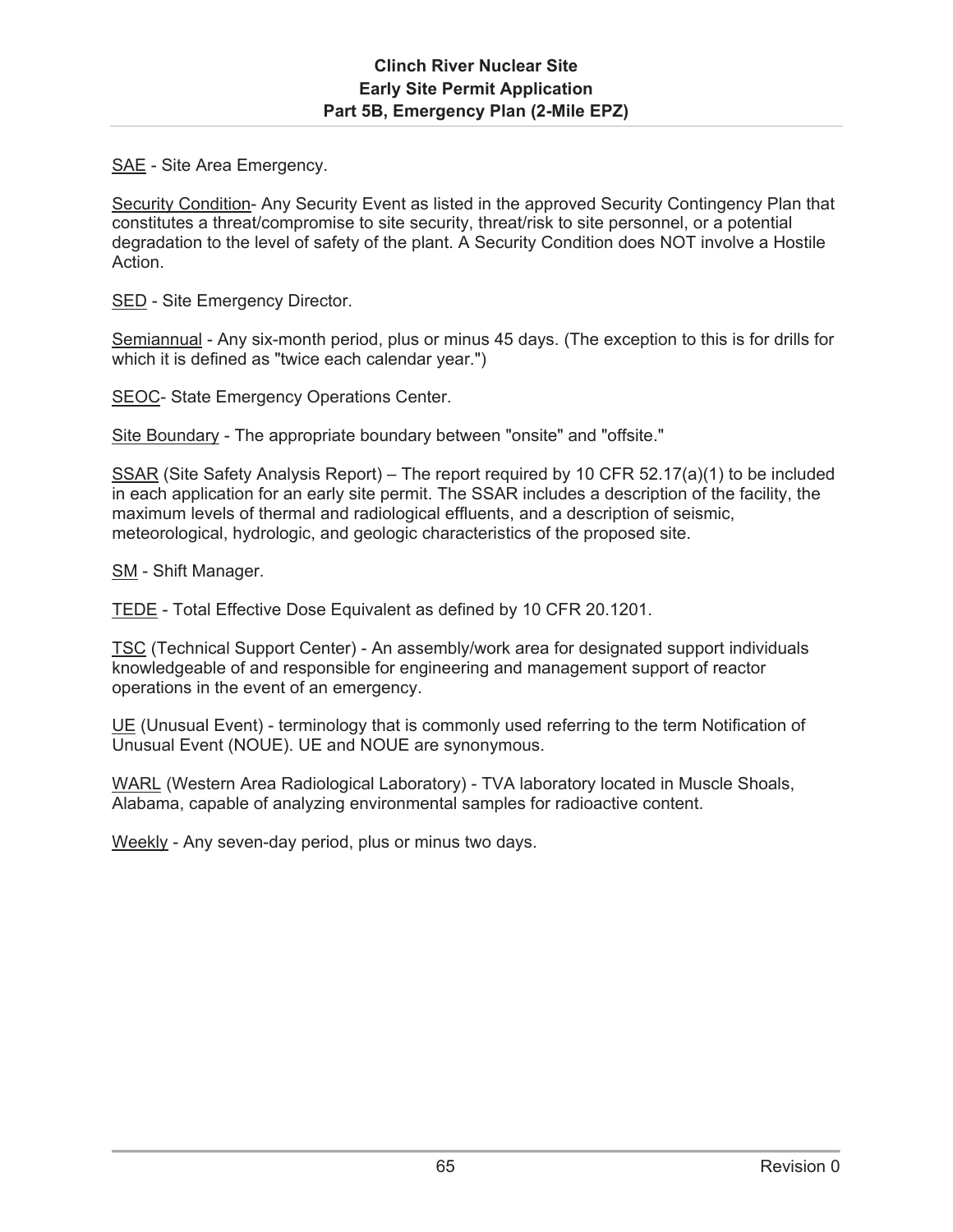SAE - Site Area Emergency.

Security Condition- Any Security Event as listed in the approved Security Contingency Plan that constitutes a threat/compromise to site security, threat/risk to site personnel, or a potential degradation to the level of safety of the plant. A Security Condition does NOT involve a Hostile Action.

SED - Site Emergency Director.

Semiannual - Any six-month period, plus or minus 45 days. (The exception to this is for drills for which it is defined as "twice each calendar year.")

SEOC- State Emergency Operations Center.

Site Boundary - The appropriate boundary between "onsite" and "offsite."

SSAR (Site Safety Analysis Report) – The report required by 10 CFR 52.17(a)(1) to be included in each application for an early site permit. The SSAR includes a description of the facility, the maximum levels of thermal and radiological effluents, and a description of seismic, meteorological, hydrologic, and geologic characteristics of the proposed site.

SM - Shift Manager.

TEDE - Total Effective Dose Equivalent as defined by 10 CFR 20.1201.

TSC (Technical Support Center) - An assembly/work area for designated support individuals knowledgeable of and responsible for engineering and management support of reactor operations in the event of an emergency.

UE (Unusual Event) - terminology that is commonly used referring to the term Notification of Unusual Event (NOUE). UE and NOUE are synonymous.

WARL (Western Area Radiological Laboratory) - TVA laboratory located in Muscle Shoals, Alabama, capable of analyzing environmental samples for radioactive content.

Weekly - Any seven-day period, plus or minus two days.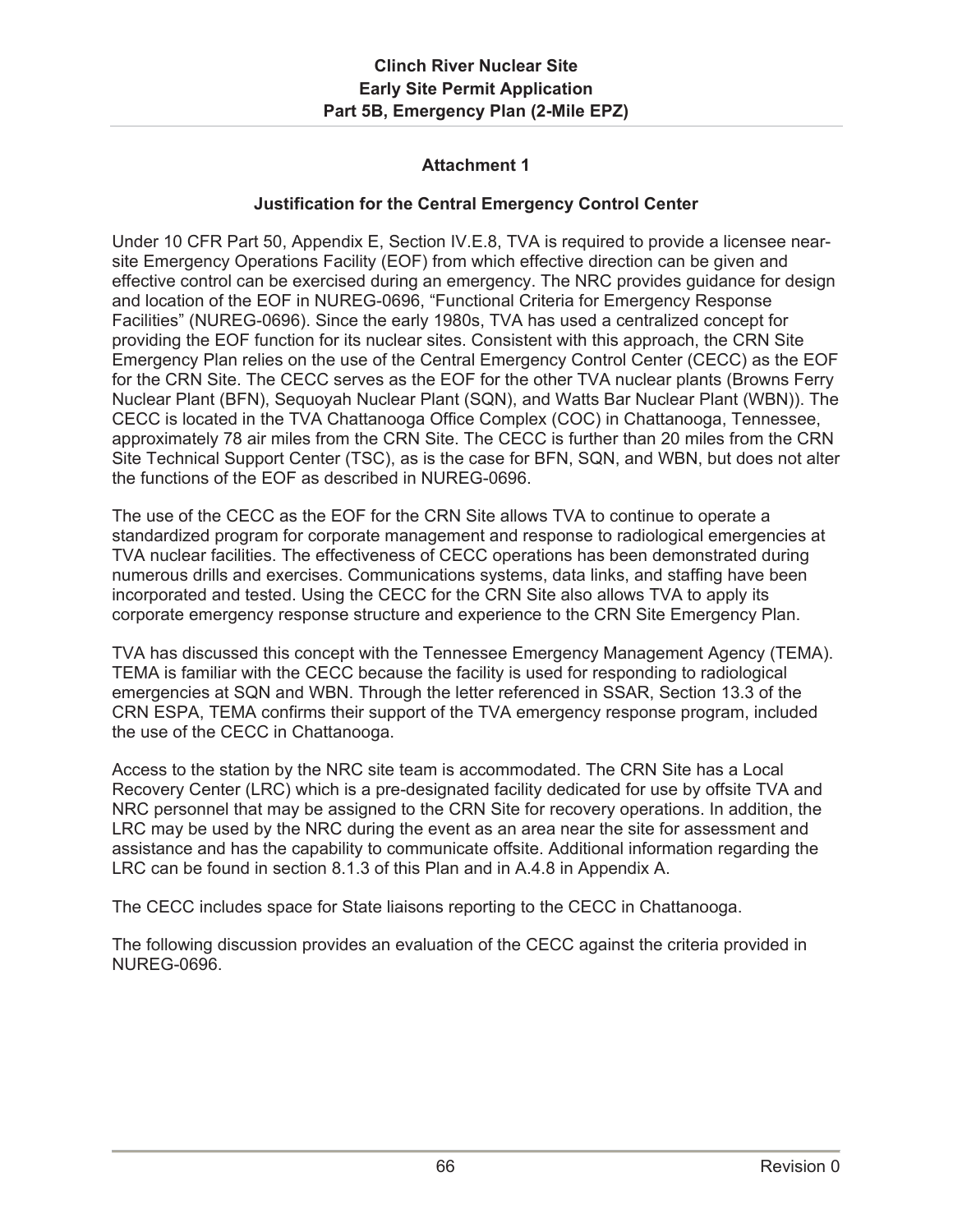## Attachment 1

### Justification for the Central Emergency Control Center

Under 10 CFR Part 50, Appendix E, Section IV.E.8, TVA is required to provide a licensee near-site Emergency Operations Facility (EOF) from which effective direction can be given and effective control can be exercised during an emergency. The NRC provides guidance for design and location of the EOF in NUREG-0696, “Functional Criteria for Emergency Response Facilities” (NUREG-0696). Since the early 1980s, TVA has used a centralized concept for providing the EOF function for its nuclear sites. Consistent with this approach, the CRN Site Emergency Plan relies on the use of the Central Emergency Control Center (CECC) as the EOF for the CRN Site. The CECC serves as the EOF for the other TVA nuclear plants (Browns Ferry Nuclear Plant (BFN), Sequoyah Nuclear Plant (SQN), and Watts Bar Nuclear Plant (WBN)). The CECC is located in the TVA Chattanooga Office Complex (COC) in Chattanooga, Tennessee, approximately 78 air miles from the CRN Site. The CECC is further than 20 miles from the CRN Site Technical Support Center (TSC), as is the case for BFN, SQN, and WBN, but does not alter the functions of the EOF as described in NUREG-0696.

The use of the CECC as the EOF for the CRN Site allows TVA to continue to operate a standardized program for corporate management and response to radiological emergencies at TVA nuclear facilities. The effectiveness of CECC operations has been demonstrated during numerous drills and exercises. Communications systems, data links, and staffing have been incorporated and tested. Using the CECC for the CRN Site also allows TVA to apply its corporate emergency response structure and experience to the CRN Site Emergency Plan.

TVA has discussed this concept with the Tennessee Emergency Management Agency (TEMA). TEMA is familiar with the CECC because the facility is used for responding to radiological emergencies at SQN and WBN. Through the letter referenced in SSAR, Section 13.3 of the CRN ESPA, TEMA confirms their support of the TVA emergency response program, included the use of the CECC in Chattanooga.

Access to the station by the NRC site team is accommodated. The CRN Site has a Local Recovery Center (LRC) which is a pre-designated facility dedicated for use by offsite TVA and NRC personnel that may be assigned to the CRN Site for recovery operations. In addition, the LRC may be used by the NRC during the event as an area near the site for assessment and assistance and has the capability to communicate offsite. Additional information regarding the LRC can be found in section 8.1.3 of this Plan and in A.4.8 in Appendix A.

The CECC includes space for State liaisons reporting to the CECC in Chattanooga.

The following discussion provides an evaluation of the CECC against the criteria provided in NUREG-0696.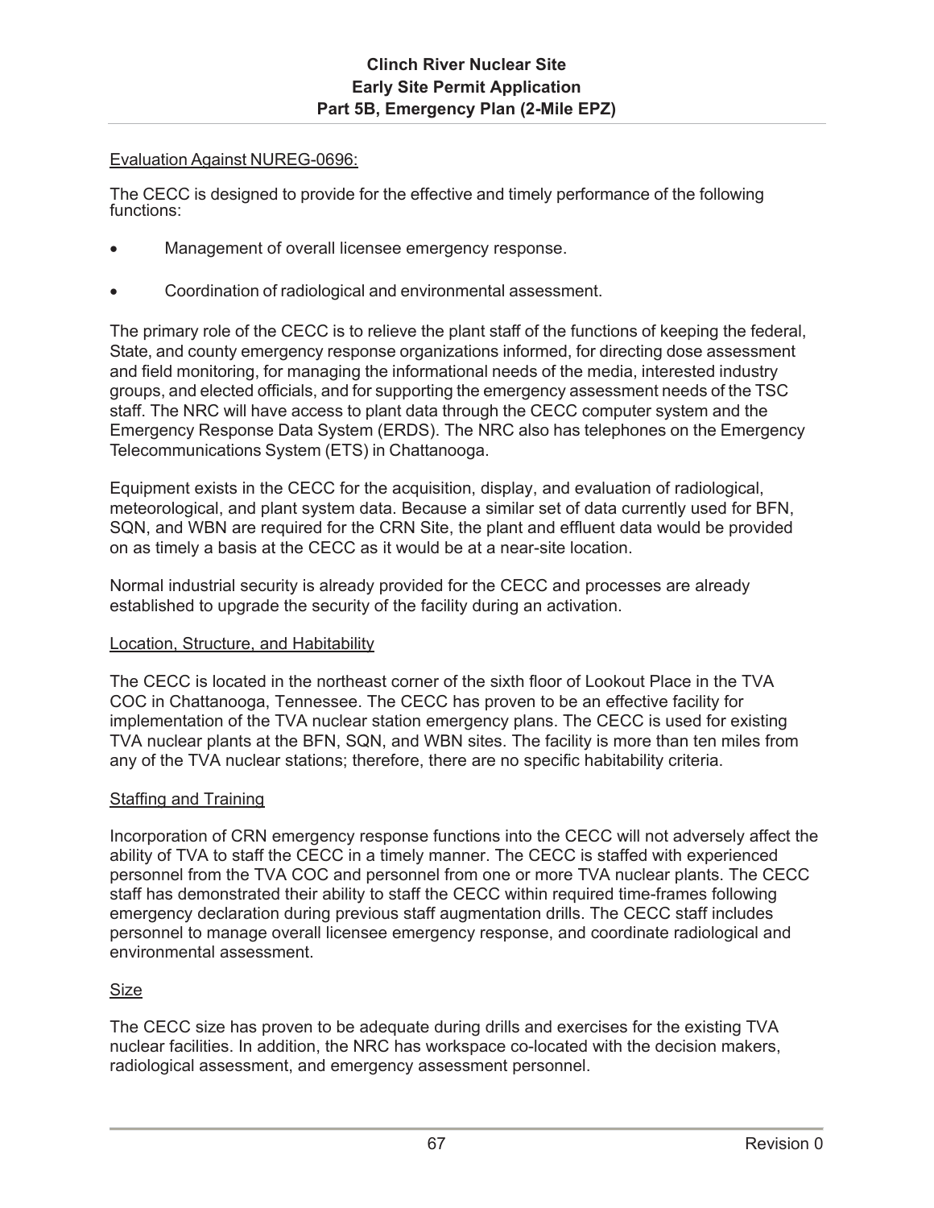Evaluation Against NUREG-0696:

The CECC is designed to provide for the effective and timely performance of the following functions:

- Management of overall licensee emergency response.
- Coordination of radiological and environmental assessment.

The primary role of the CECC is to relieve the plant staff of the functions of keeping the federal, State, and county emergency response organizations informed, for directing dose assessment and field monitoring, for managing the informational needs of the media, interested industry groups, and elected officials, and for supporting the emergency assessment needs of the TSC staff. The NRC will have access to plant data through the CECC computer system and the Emergency Response Data System (ERDS). The NRC also has telephones on the Emergency Telecommunications System (ETS) in Chattanooga.

Equipment exists in the CECC for the acquisition, display, and evaluation of radiological, meteorological, and plant system data. Because a similar set of data currently used for BFN, SQN, and WBN are required for the CRN Site, the plant and effluent data would be provided on as timely a basis at the CECC as it would be at a near-site location.

Normal industrial security is already provided for the CECC and processes are already established to upgrade the security of the facility during an activation.

Location, Structure, and Habitability

The CECC is located in the northeast corner of the sixth floor of Lookout Place in the TVA COC in Chattanooga, Tennessee. The CECC has proven to be an effective facility for implementation of the TVA nuclear station emergency plans. The CECC is used for existing TVA nuclear plants at the BFN, SQN, and WBN sites. The facility is more than ten miles from any of the TVA nuclear stations; therefore, there are no specific habitability criteria.

Staffing and Training

Incorporation of CRN emergency response functions into the CECC will not adversely affect the ability of TVA to staff the CECC in a timely manner. The CECC is staffed with experienced personnel from the TVA COC and personnel from one or more TVA nuclear plants. The CECC staff has demonstrated their ability to staff the CECC within required time-frames following emergency declaration during previous staff augmentation drills. The CECC staff includes personnel to manage overall licensee emergency response, and coordinate radiological and environmental assessment.

Size

The CECC size has proven to be adequate during drills and exercises for the existing TVA nuclear facilities. In addition, the NRC has workspace co-located with the decision makers, radiological assessment, and emergency assessment personnel.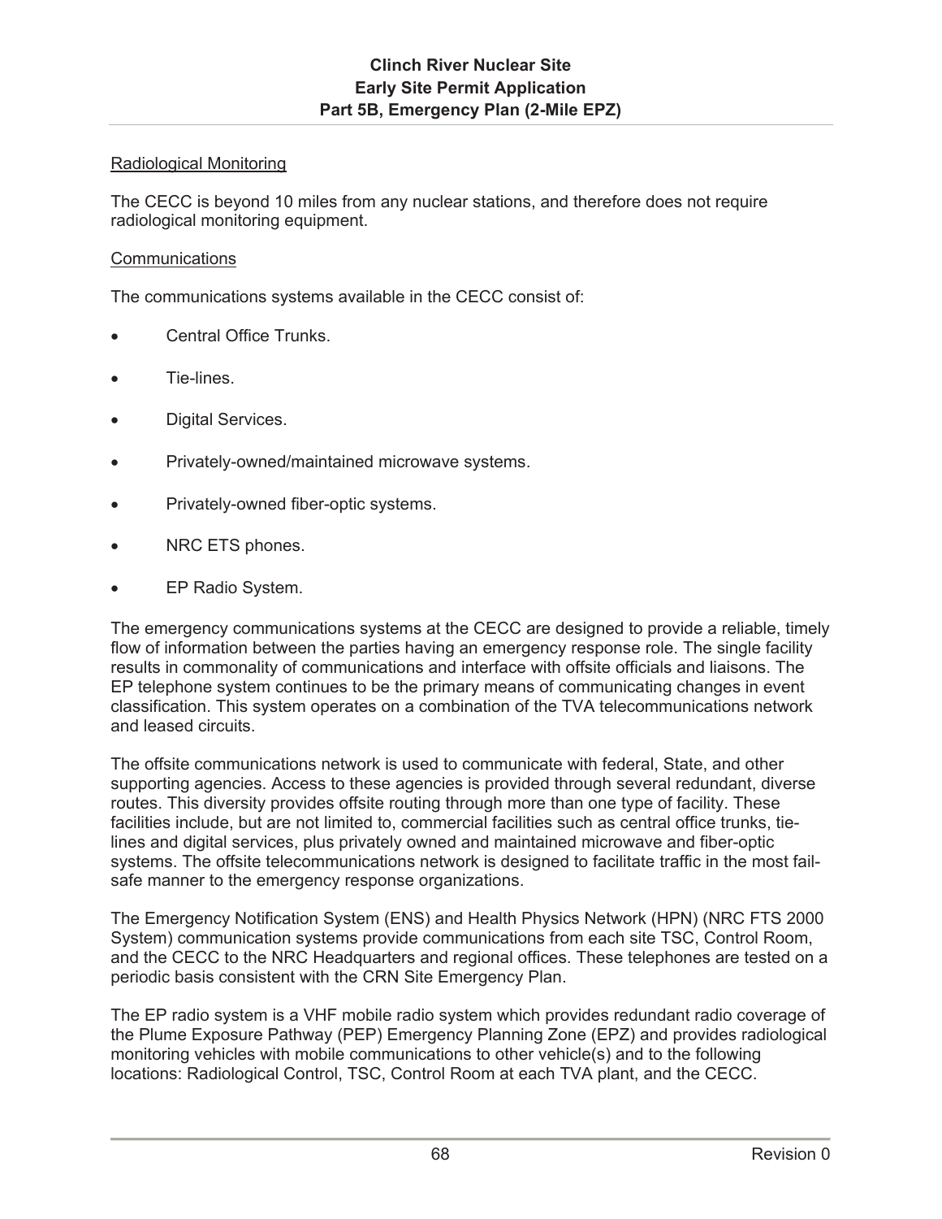Radiological Monitoring

The CECC is beyond 10 miles from any nuclear stations, and therefore does not require radiological monitoring equipment.

Communications

The communications systems available in the CECC consist of:

- Central Office Trunks.
- Tie-lines.
- Digital Services.
- Privately-owned/maintained microwave systems.
- Privately-owned fiber-optic systems.
- NRC ETS phones.
- EP Radio System.

The emergency communications systems at the CECC are designed to provide a reliable, timely flow of information between the parties having an emergency response role. The single facility results in commonality of communications and interface with offsite officials and liaisons. The EP telephone system continues to be the primary means of communicating changes in event classification. This system operates on a combination of the TVA telecommunications network and leased circuits.

The offsite communications network is used to communicate with federal, State, and other supporting agencies. Access to these agencies is provided through several redundant, diverse routes. This diversity provides offsite routing through more than one type of facility. These facilities include, but are not limited to, commercial facilities such as central office trunks, tie-lines and digital services, plus privately owned and maintained microwave and fiber-optic systems. The offsite telecommunications network is designed to facilitate traffic in the most fail-safe manner to the emergency response organizations.

The Emergency Notification System (ENS) and Health Physics Network (HPN) (NRC FTS 2000 System) communication systems provide communications from each site TSC, Control Room, and the CECC to the NRC Headquarters and regional offices. These telephones are tested on a periodic basis consistent with the CRN Site Emergency Plan.

The EP radio system is a VHF mobile radio system which provides redundant radio coverage of the Plume Exposure Pathway (PEP) Emergency Planning Zone (EPZ) and provides radiological monitoring vehicles with mobile communications to other vehicle(s) and to the following locations: Radiological Control, TSC, Control Room at each TVA plant, and the CECC.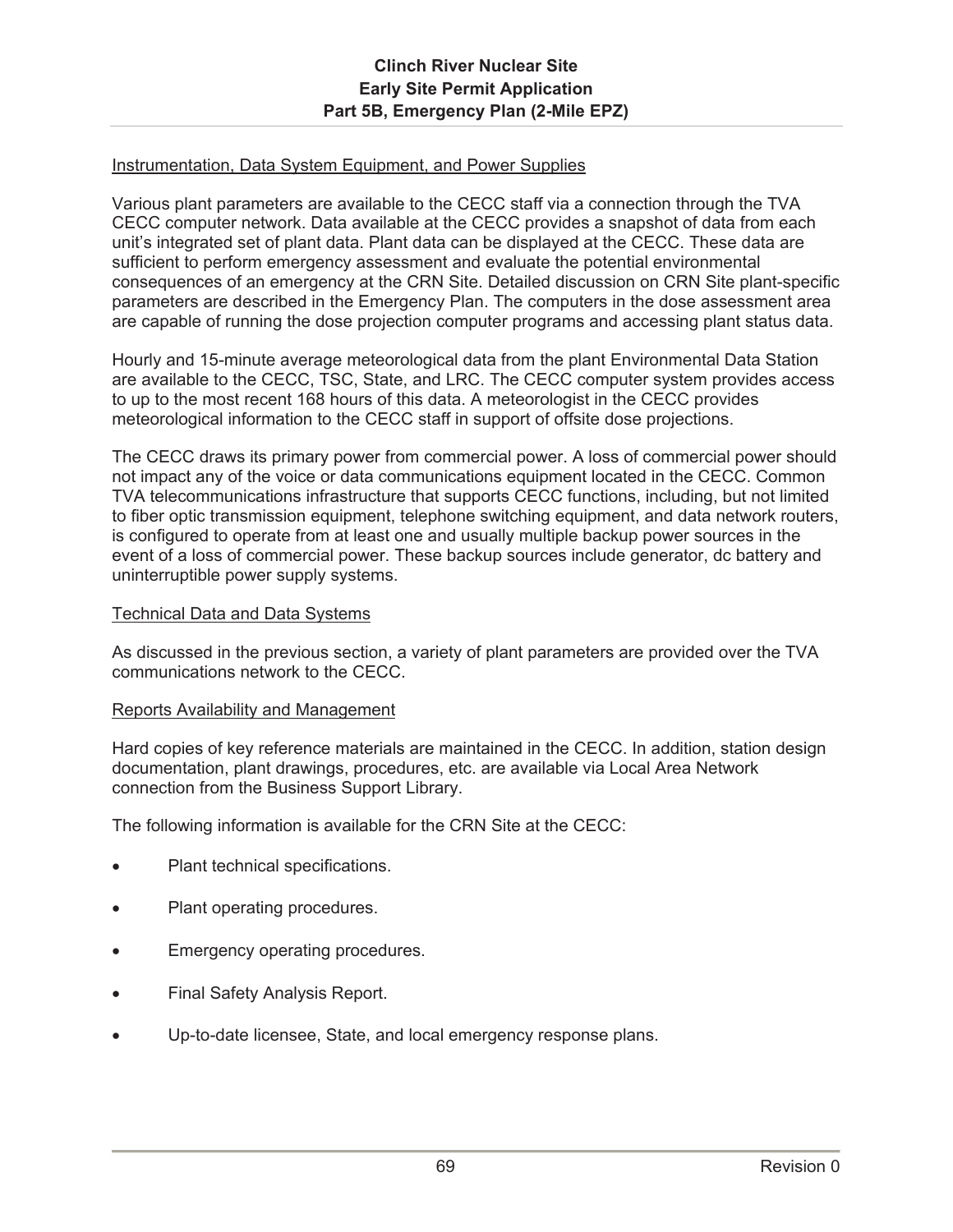Instrumentation, Data System Equipment, and Power Supplies

Various plant parameters are available to the CECC staff via a connection through the TVA CECC computer network. Data available at the CECC provides a snapshot of data from each unit's integrated set of plant data. Plant data can be displayed at the CECC. These data are sufficient to perform emergency assessment and evaluate the potential environmental consequences of an emergency at the CRN Site. Detailed discussion on CRN Site plant-specific parameters are described in the Emergency Plan. The computers in the dose assessment area are capable of running the dose projection computer programs and accessing plant status data.

Hourly and 15-minute average meteorological data from the plant Environmental Data Station are available to the CECC, TSC, State, and LRC. The CECC computer system provides access to up to the most recent 168 hours of this data. A meteorologist in the CECC provides meteorological information to the CECC staff in support of offsite dose projections.

The CECC draws its primary power from commercial power. A loss of commercial power should not impact any of the voice or data communications equipment located in the CECC. Common TVA telecommunications infrastructure that supports CECC functions, including, but not limited to fiber optic transmission equipment, telephone switching equipment, and data network routers, is configured to operate from at least one and usually multiple backup power sources in the event of a loss of commercial power. These backup sources include generator, dc battery and uninterruptible power supply systems.

Technical Data and Data Systems

As discussed in the previous section, a variety of plant parameters are provided over the TVA communications network to the CECC.

Reports Availability and Management

Hard copies of key reference materials are maintained in the CECC. In addition, station design documentation, plant drawings, procedures, etc. are available via Local Area Network connection from the Business Support Library.

The following information is available for the CRN Site at the CECC:

- Plant technical specifications.
- Plant operating procedures.
- Emergency operating procedures.
- Final Safety Analysis Report.
- Up-to-date licensee, State, and local emergency response plans.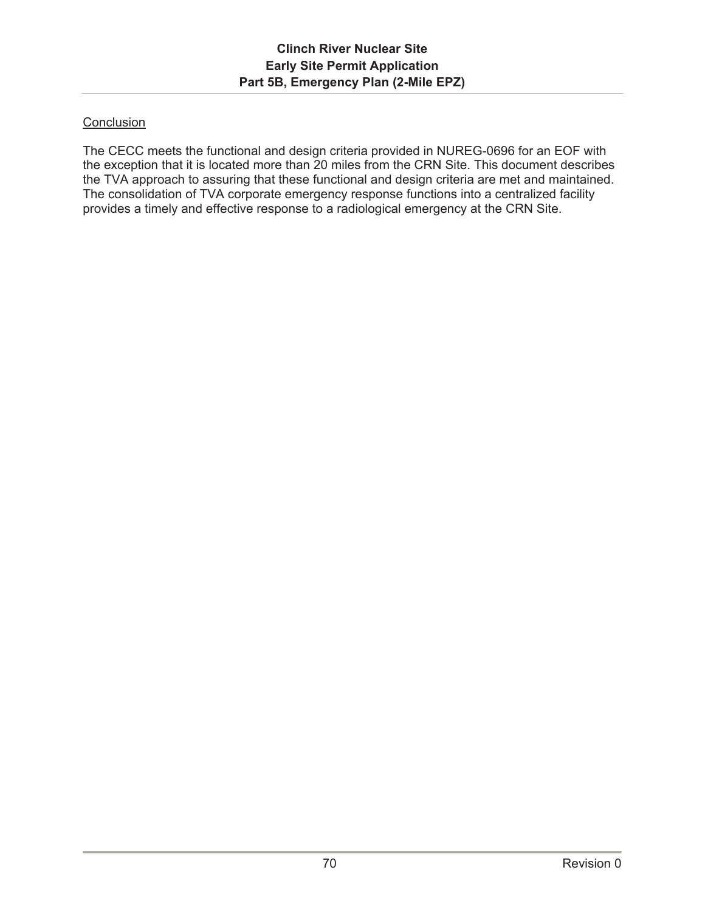Conclusion

The CECC meets the functional and design criteria provided in NUREG-0696 for an EOF with the exception that it is located more than 20 miles from the CRN Site. This document describes the TVA approach to assuring that these functional and design criteria are met and maintained. The consolidation of TVA corporate emergency response functions into a centralized facility provides a timely and effective response to a radiological emergency at the CRN Site.